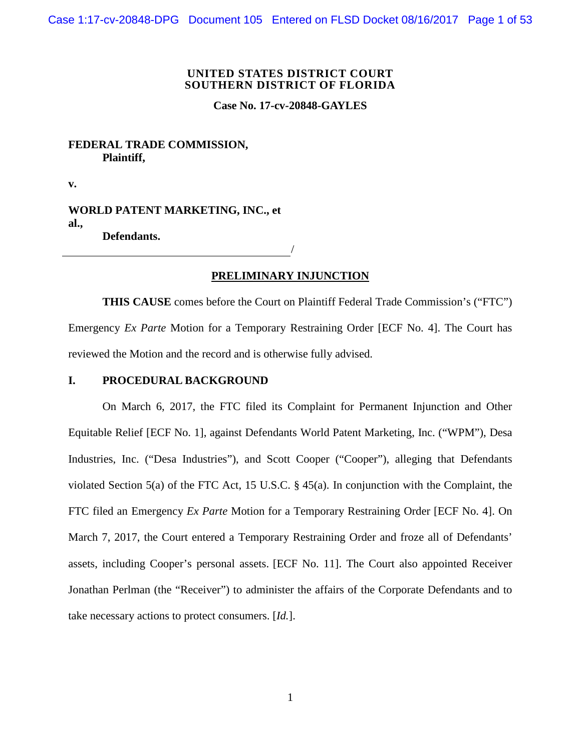**UNITED STATES DISTRICT COURT**
**SOUTHERN DISTRICT OF FLORIDA**

**Case No. 17-cv-20848-GAYLES**

**FEDERAL TRADE COMMISSION,**
**Plaintiff,**

**v.**

**WORLD PATENT MARKETING, INC., et al.,**
**Defendants.**

_______________________________________/

## PRELIMINARY INJUNCTION

**THIS CAUSE** comes before the Court on Plaintiff Federal Trade Commission's ("FTC") Emergency *Ex Parte* Motion for a Temporary Restraining Order [ECF No. 4]. The Court has reviewed the Motion and the record and is otherwise fully advised.

### I. PROCEDURAL BACKGROUND

On March 6, 2017, the FTC filed its Complaint for Permanent Injunction and Other Equitable Relief [ECF No. 1], against Defendants World Patent Marketing, Inc. ("WPM"), Desa Industries, Inc. ("Desa Industries"), and Scott Cooper ("Cooper"), alleging that Defendants violated Section 5(a) of the FTC Act, 15 U.S.C. § 45(a). In conjunction with the Complaint, the FTC filed an Emergency *Ex Parte* Motion for a Temporary Restraining Order [ECF No. 4]. On March 7, 2017, the Court entered a Temporary Restraining Order and froze all of Defendants' assets, including Cooper's personal assets. [ECF No. 11]. The Court also appointed Receiver Jonathan Perlman (the "Receiver") to administer the affairs of the Corporate Defendants and to take necessary actions to protect consumers. [*Id.*].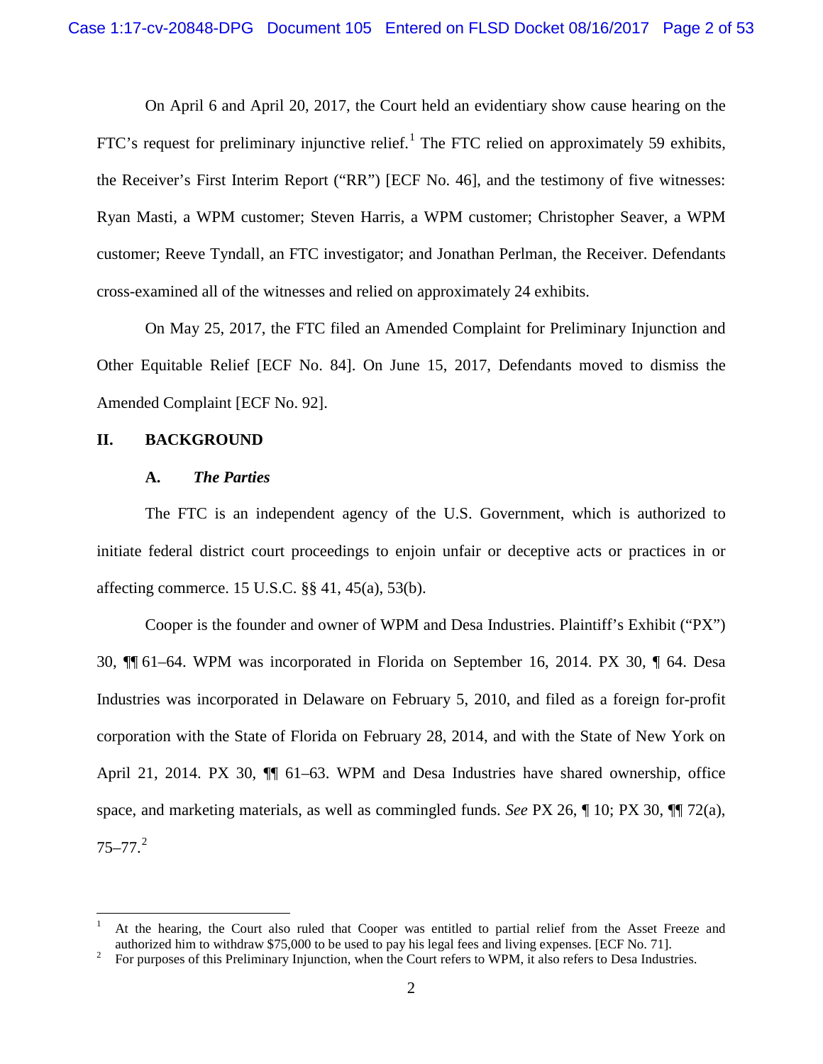On April 6 and April 20, 2017, the Court held an evidentiary show cause hearing on the FTC's request for preliminary injunctive relief.[1] The FTC relied on approximately 59 exhibits, the Receiver's First Interim Report ("RR") [ECF No. 46], and the testimony of five witnesses: Ryan Masti, a WPM customer; Steven Harris, a WPM customer; Christopher Seaver, a WPM customer; Reeve Tyndall, an FTC investigator; and Jonathan Perlman, the Receiver. Defendants cross-examined all of the witnesses and relied on approximately 24 exhibits.

On May 25, 2017, the FTC filed an Amended Complaint for Preliminary Injunction and Other Equitable Relief [ECF No. 84]. On June 15, 2017, Defendants moved to dismiss the Amended Complaint [ECF No. 92].

## II. BACKGROUND

### A. *The Parties*

The FTC is an independent agency of the U.S. Government, which is authorized to initiate federal district court proceedings to enjoin unfair or deceptive acts or practices in or affecting commerce. 15 U.S.C. §§ 41, 45(a), 53(b).

Cooper is the founder and owner of WPM and Desa Industries. Plaintiff's Exhibit ("PX") 30, ¶¶ 61–64. WPM was incorporated in Florida on September 16, 2014. PX 30, ¶ 64. Desa Industries was incorporated in Delaware on February 5, 2010, and filed as a foreign for-profit corporation with the State of Florida on February 28, 2014, and with the State of New York on April 21, 2014. PX 30, ¶¶ 61–63. WPM and Desa Industries have shared ownership, office space, and marketing materials, as well as commingled funds. *See* PX 26, ¶ 10; PX 30, ¶¶ 72(a), 75–77.[2]

---

[1] At the hearing, the Court also ruled that Cooper was entitled to partial relief from the Asset Freeze and authorized him to withdraw $75,000 to be used to pay his legal fees and living expenses. [ECF No. 71].

[2] For purposes of this Preliminary Injunction, when the Court refers to WPM, it also refers to Desa Industries.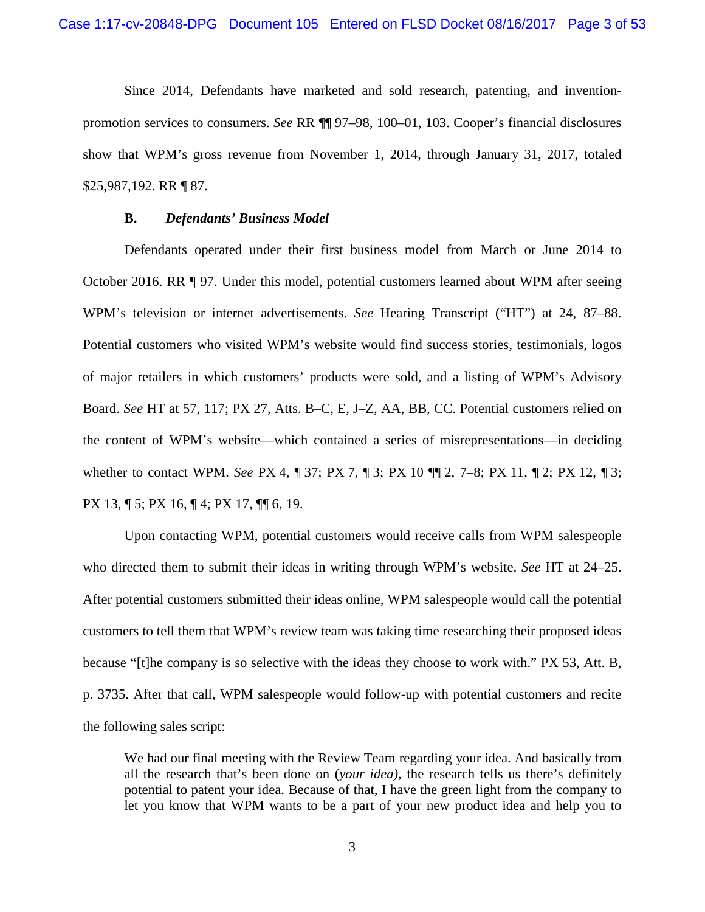Since 2014, Defendants have marketed and sold research, patenting, and invention-promotion services to consumers. *See* RR ¶¶ 97–98, 100–01, 103. Cooper's financial disclosures show that WPM's gross revenue from November 1, 2014, through January 31, 2017, totaled $25,987,192. RR ¶ 87.

### B. *Defendants' Business Model*

Defendants operated under their first business model from March or June 2014 to October 2016. RR ¶ 97. Under this model, potential customers learned about WPM after seeing WPM's television or internet advertisements. *See* Hearing Transcript ("HT") at 24, 87–88. Potential customers who visited WPM's website would find success stories, testimonials, logos of major retailers in which customers' products were sold, and a listing of WPM's Advisory Board. *See* HT at 57, 117; PX 27, Atts. B–C, E, J–Z, AA, BB, CC. Potential customers relied on the content of WPM's website—which contained a series of misrepresentations—in deciding whether to contact WPM. *See* PX 4, ¶ 37; PX 7, ¶ 3; PX 10 ¶¶ 2, 7–8; PX 11, ¶ 2; PX 12, ¶ 3; PX 13, ¶ 5; PX 16, ¶ 4; PX 17, ¶¶ 6, 19.

Upon contacting WPM, potential customers would receive calls from WPM salespeople who directed them to submit their ideas in writing through WPM's website. *See* HT at 24–25. After potential customers submitted their ideas online, WPM salespeople would call the potential customers to tell them that WPM's review team was taking time researching their proposed ideas because "[t]he company is so selective with the ideas they choose to work with." PX 53, Att. B, p. 3735. After that call, WPM salespeople would follow-up with potential customers and recite the following sales script:

> We had our final meeting with the Review Team regarding your idea. And basically from all the research that's been done on (*your idea),* the research tells us there's definitely potential to patent your idea. Because of that, I have the green light from the company to let you know that WPM wants to be a part of your new product idea and help you to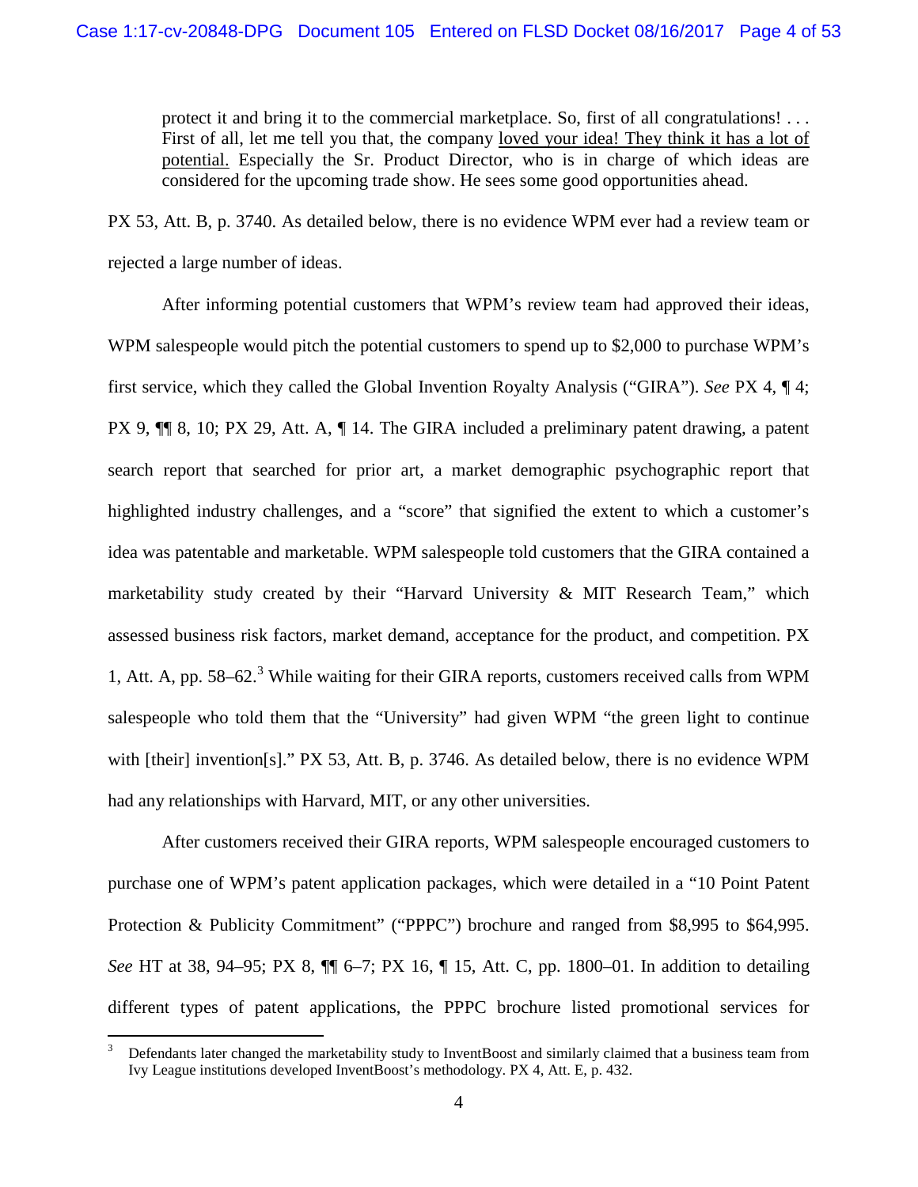> protect it and bring it to the commercial marketplace. So, first of all congratulations! . . . First of all, let me tell you that, the company <u>loved your idea! They think it has a lot of potential.</u> Especially the Sr. Product Director, who is in charge of which ideas are considered for the upcoming trade show. He sees some good opportunities ahead.

PX 53, Att. B, p. 3740. As detailed below, there is no evidence WPM ever had a review team or rejected a large number of ideas.

After informing potential customers that WPM's review team had approved their ideas, WPM salespeople would pitch the potential customers to spend up to $2,000 to purchase WPM's first service, which they called the Global Invention Royalty Analysis ("GIRA"). *See* PX 4, ¶ 4; PX 9, ¶¶ 8, 10; PX 29, Att. A, ¶ 14. The GIRA included a preliminary patent drawing, a patent search report that searched for prior art, a market demographic psychographic report that highlighted industry challenges, and a "score" that signified the extent to which a customer's idea was patentable and marketable. WPM salespeople told customers that the GIRA contained a marketability study created by their "Harvard University & MIT Research Team," which assessed business risk factors, market demand, acceptance for the product, and competition. PX 1, Att. A, pp. 58–62.[3] While waiting for their GIRA reports, customers received calls from WPM salespeople who told them that the "University" had given WPM "the green light to continue with [their] invention[s]." PX 53, Att. B, p. 3746. As detailed below, there is no evidence WPM had any relationships with Harvard, MIT, or any other universities.

After customers received their GIRA reports, WPM salespeople encouraged customers to purchase one of WPM's patent application packages, which were detailed in a "10 Point Patent Protection & Publicity Commitment" ("PPPC") brochure and ranged from $8,995 to $64,995. *See* HT at 38, 94–95; PX 8, ¶¶ 6–7; PX 16, ¶ 15, Att. C, pp. 1800–01. In addition to detailing different types of patent applications, the PPPC brochure listed promotional services for

---

[3] Defendants later changed the marketability study to InventBoost and similarly claimed that a business team from Ivy League institutions developed InventBoost's methodology. PX 4, Att. E, p. 432.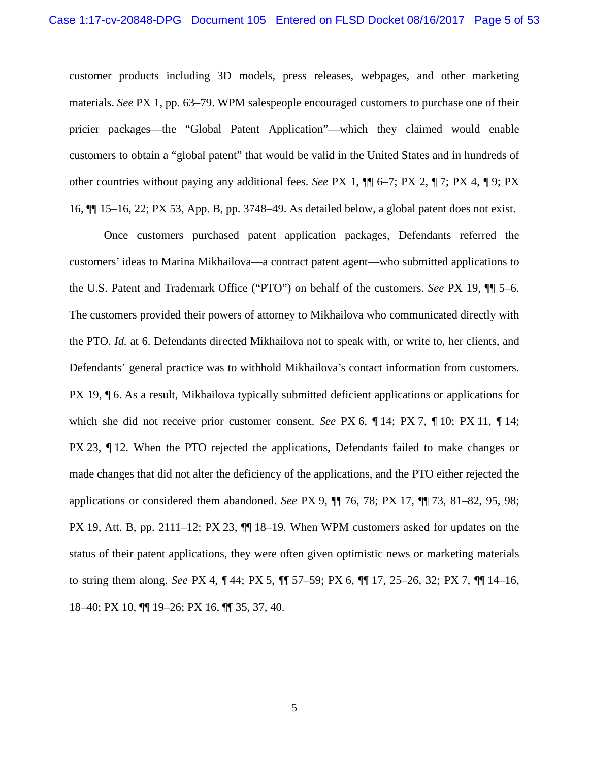customer products including 3D models, press releases, webpages, and other marketing materials. *See* PX 1, pp. 63–79. WPM salespeople encouraged customers to purchase one of their pricier packages—the "Global Patent Application"—which they claimed would enable customers to obtain a "global patent" that would be valid in the United States and in hundreds of other countries without paying any additional fees. *See* PX 1, ¶¶ 6–7; PX 2, ¶ 7; PX 4, ¶ 9; PX 16, ¶¶ 15–16, 22; PX 53, App. B, pp. 3748–49. As detailed below, a global patent does not exist.

Once customers purchased patent application packages, Defendants referred the customers' ideas to Marina Mikhailova—a contract patent agent—who submitted applications to the U.S. Patent and Trademark Office ("PTO") on behalf of the customers. *See* PX 19, ¶¶ 5–6. The customers provided their powers of attorney to Mikhailova who communicated directly with the PTO. *Id.* at 6. Defendants directed Mikhailova not to speak with, or write to, her clients, and Defendants' general practice was to withhold Mikhailova's contact information from customers. PX 19, ¶ 6. As a result, Mikhailova typically submitted deficient applications or applications for which she did not receive prior customer consent. *See* PX 6, ¶ 14; PX 7, ¶ 10; PX 11, ¶ 14; PX 23, ¶ 12. When the PTO rejected the applications, Defendants failed to make changes or made changes that did not alter the deficiency of the applications, and the PTO either rejected the applications or considered them abandoned. *See* PX 9, ¶¶ 76, 78; PX 17, ¶¶ 73, 81–82, 95, 98; PX 19, Att. B, pp. 2111–12; PX 23, ¶¶ 18–19. When WPM customers asked for updates on the status of their patent applications, they were often given optimistic news or marketing materials to string them along. *See* PX 4, ¶ 44; PX 5, ¶¶ 57–59; PX 6, ¶¶ 17, 25–26, 32; PX 7, ¶¶ 14–16, 18–40; PX 10, ¶¶ 19–26; PX 16, ¶¶ 35, 37, 40.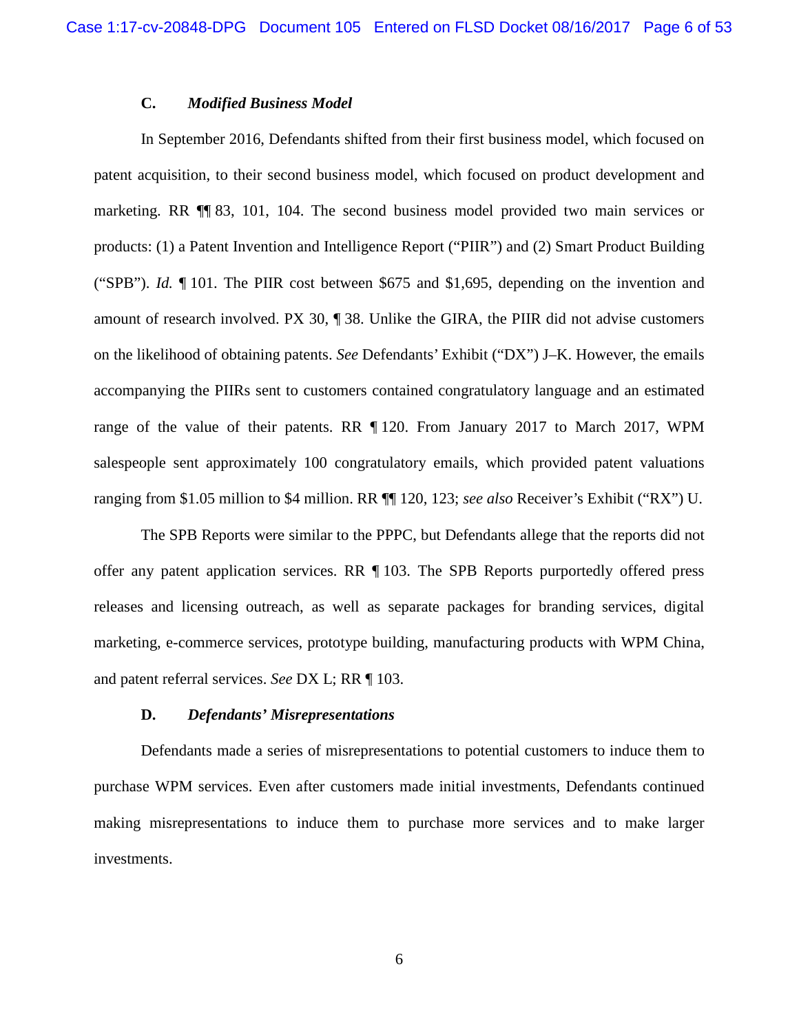### C. *Modified Business Model*

In September 2016, Defendants shifted from their first business model, which focused on patent acquisition, to their second business model, which focused on product development and marketing. RR ¶¶ 83, 101, 104. The second business model provided two main services or products: (1) a Patent Invention and Intelligence Report ("PIIR") and (2) Smart Product Building ("SPB"). *Id.* ¶ 101. The PIIR cost between $675 and $1,695, depending on the invention and amount of research involved. PX 30, ¶ 38. Unlike the GIRA, the PIIR did not advise customers on the likelihood of obtaining patents. *See* Defendants' Exhibit ("DX") J–K. However, the emails accompanying the PIIRs sent to customers contained congratulatory language and an estimated range of the value of their patents. RR ¶ 120. From January 2017 to March 2017, WPM salespeople sent approximately 100 congratulatory emails, which provided patent valuations ranging from $1.05 million to $4 million. RR ¶¶ 120, 123; *see also* Receiver's Exhibit ("RX") U.

The SPB Reports were similar to the PPPC, but Defendants allege that the reports did not offer any patent application services. RR ¶ 103. The SPB Reports purportedly offered press releases and licensing outreach, as well as separate packages for branding services, digital marketing, e-commerce services, prototype building, manufacturing products with WPM China, and patent referral services. *See* DX L; RR ¶ 103.

### D. *Defendants' Misrepresentations*

Defendants made a series of misrepresentations to potential customers to induce them to purchase WPM services. Even after customers made initial investments, Defendants continued making misrepresentations to induce them to purchase more services and to make larger investments.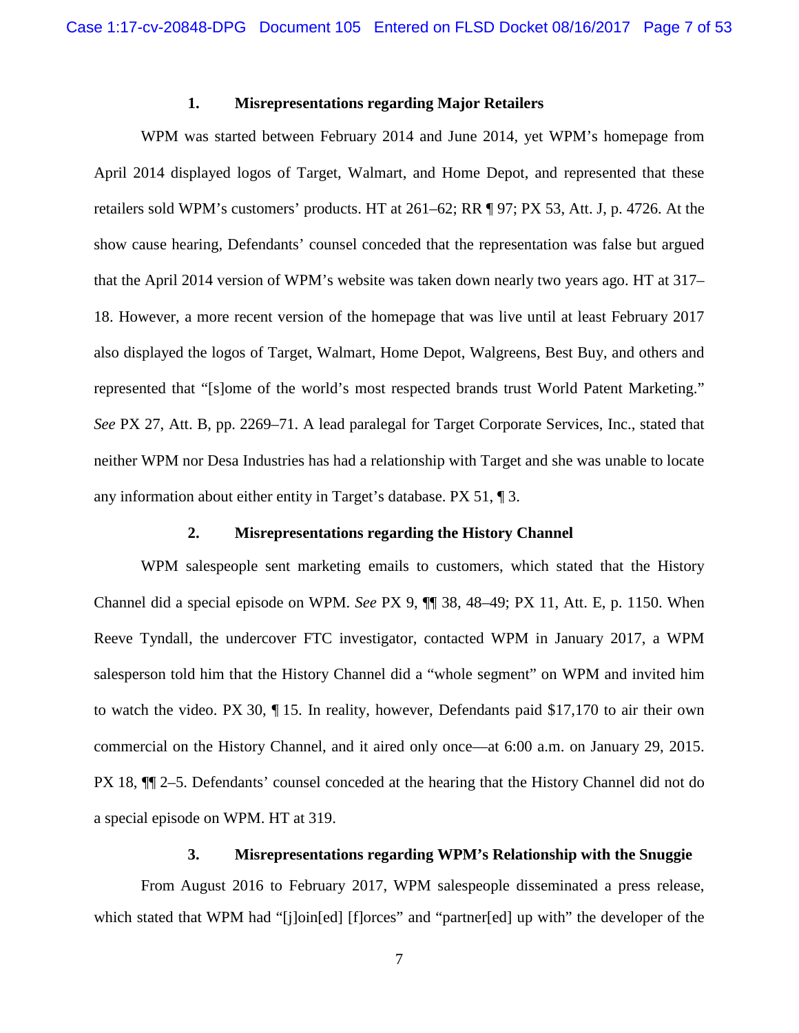### 1. Misrepresentations regarding Major Retailers

WPM was started between February 2014 and June 2014, yet WPM's homepage from April 2014 displayed logos of Target, Walmart, and Home Depot, and represented that these retailers sold WPM's customers' products. HT at 261–62; RR ¶ 97; PX 53, Att. J, p. 4726. At the show cause hearing, Defendants' counsel conceded that the representation was false but argued that the April 2014 version of WPM's website was taken down nearly two years ago. HT at 317–18. However, a more recent version of the homepage that was live until at least February 2017 also displayed the logos of Target, Walmart, Home Depot, Walgreens, Best Buy, and others and represented that "[s]ome of the world's most respected brands trust World Patent Marketing." *See* PX 27, Att. B, pp. 2269–71. A lead paralegal for Target Corporate Services, Inc., stated that neither WPM nor Desa Industries has had a relationship with Target and she was unable to locate any information about either entity in Target's database. PX 51, ¶ 3.

### 2. Misrepresentations regarding the History Channel

WPM salespeople sent marketing emails to customers, which stated that the History Channel did a special episode on WPM. *See* PX 9, ¶¶ 38, 48–49; PX 11, Att. E, p. 1150. When Reeve Tyndall, the undercover FTC investigator, contacted WPM in January 2017, a WPM salesperson told him that the History Channel did a "whole segment" on WPM and invited him to watch the video. PX 30, ¶ 15. In reality, however, Defendants paid $17,170 to air their own commercial on the History Channel, and it aired only once—at 6:00 a.m. on January 29, 2015. PX 18, ¶¶ 2–5. Defendants' counsel conceded at the hearing that the History Channel did not do a special episode on WPM. HT at 319.

### 3. Misrepresentations regarding WPM's Relationship with the Snuggie

From August 2016 to February 2017, WPM salespeople disseminated a press release, which stated that WPM had "[j]oin[ed] [f]orces" and "partner[ed] up with" the developer of the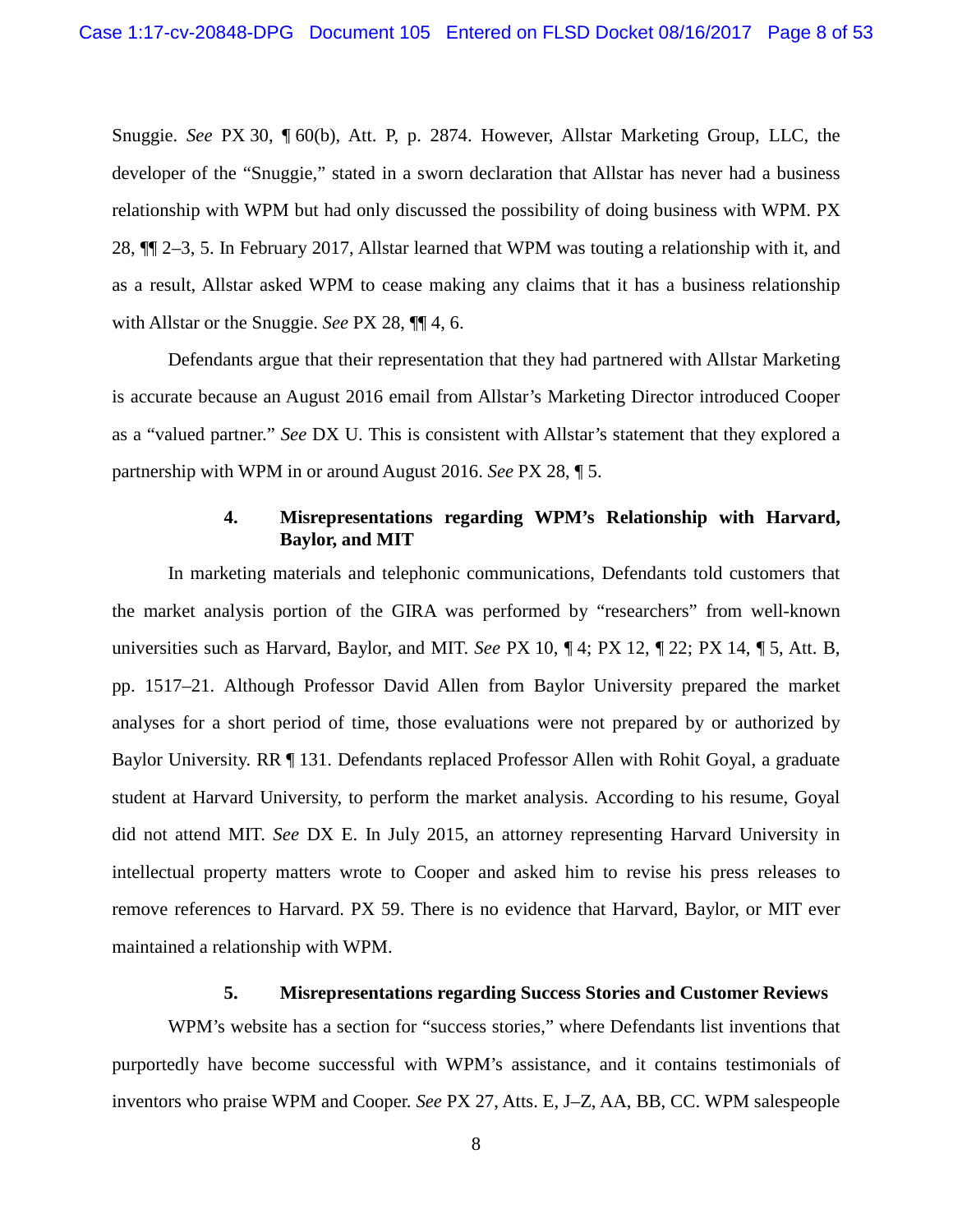Snuggie. *See* PX 30, ¶ 60(b), Att. P, p. 2874. However, Allstar Marketing Group, LLC, the developer of the "Snuggie," stated in a sworn declaration that Allstar has never had a business relationship with WPM but had only discussed the possibility of doing business with WPM. PX 28, ¶¶ 2–3, 5. In February 2017, Allstar learned that WPM was touting a relationship with it, and as a result, Allstar asked WPM to cease making any claims that it has a business relationship with Allstar or the Snuggie. *See* PX 28, ¶¶ 4, 6.

Defendants argue that their representation that they had partnered with Allstar Marketing is accurate because an August 2016 email from Allstar's Marketing Director introduced Cooper as a "valued partner." *See* DX U. This is consistent with Allstar's statement that they explored a partnership with WPM in or around August 2016. *See* PX 28, ¶ 5.

#### 4. Misrepresentations regarding WPM's Relationship with Harvard, Baylor, and MIT

In marketing materials and telephonic communications, Defendants told customers that the market analysis portion of the GIRA was performed by "researchers" from well-known universities such as Harvard, Baylor, and MIT. *See* PX 10, ¶ 4; PX 12, ¶ 22; PX 14, ¶ 5, Att. B, pp. 1517–21. Although Professor David Allen from Baylor University prepared the market analyses for a short period of time, those evaluations were not prepared by or authorized by Baylor University. RR ¶ 131. Defendants replaced Professor Allen with Rohit Goyal, a graduate student at Harvard University, to perform the market analysis. According to his resume, Goyal did not attend MIT. *See* DX E. In July 2015, an attorney representing Harvard University in intellectual property matters wrote to Cooper and asked him to revise his press releases to remove references to Harvard. PX 59. There is no evidence that Harvard, Baylor, or MIT ever maintained a relationship with WPM.

#### 5. Misrepresentations regarding Success Stories and Customer Reviews

WPM's website has a section for "success stories," where Defendants list inventions that purportedly have become successful with WPM's assistance, and it contains testimonials of inventors who praise WPM and Cooper. *See* PX 27, Atts. E, J–Z, AA, BB, CC. WPM salespeople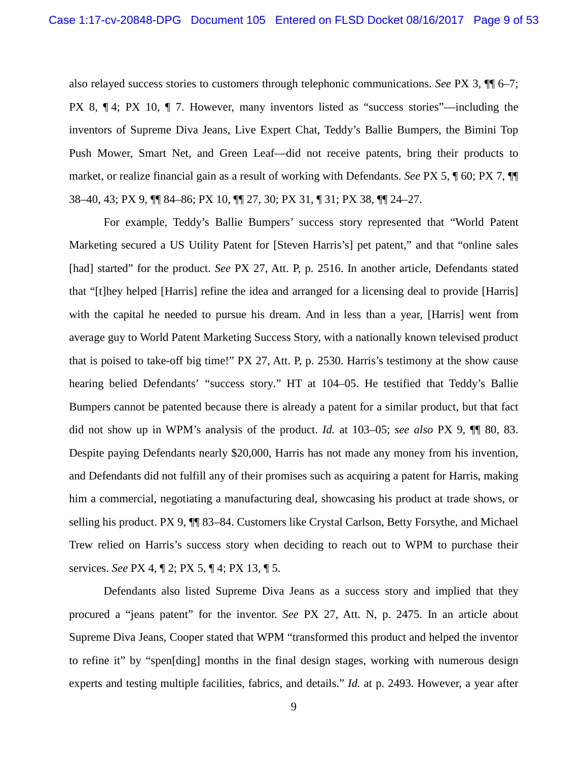also relayed success stories to customers through telephonic communications. *See* PX 3, ¶¶ 6–7; PX 8, ¶ 4; PX 10, ¶ 7. However, many inventors listed as "success stories"—including the inventors of Supreme Diva Jeans, Live Expert Chat, Teddy's Ballie Bumpers, the Bimini Top Push Mower, Smart Net, and Green Leaf—did not receive patents, bring their products to market, or realize financial gain as a result of working with Defendants. *See* PX 5, ¶ 60; PX 7, ¶¶ 38–40, 43; PX 9, ¶¶ 84–86; PX 10, ¶¶ 27, 30; PX 31, ¶ 31; PX 38, ¶¶ 24–27.

For example, Teddy's Ballie Bumpers' success story represented that "World Patent Marketing secured a US Utility Patent for [Steven Harris's] pet patent," and that "online sales [had] started" for the product. *See* PX 27, Att. P, p. 2516. In another article, Defendants stated that "[t]hey helped [Harris] refine the idea and arranged for a licensing deal to provide [Harris] with the capital he needed to pursue his dream. And in less than a year, [Harris] went from average guy to World Patent Marketing Success Story, with a nationally known televised product that is poised to take-off big time!" PX 27, Att. P, p. 2530. Harris's testimony at the show cause hearing belied Defendants' "success story." HT at 104–05. He testified that Teddy's Ballie Bumpers cannot be patented because there is already a patent for a similar product, but that fact did not show up in WPM's analysis of the product. *Id.* at 103–05; *see also* PX 9, ¶¶ 80, 83. Despite paying Defendants nearly $20,000, Harris has not made any money from his invention, and Defendants did not fulfill any of their promises such as acquiring a patent for Harris, making him a commercial, negotiating a manufacturing deal, showcasing his product at trade shows, or selling his product. PX 9, ¶¶ 83–84. Customers like Crystal Carlson, Betty Forsythe, and Michael Trew relied on Harris's success story when deciding to reach out to WPM to purchase their services. *See* PX 4, ¶ 2; PX 5, ¶ 4; PX 13, ¶ 5.

Defendants also listed Supreme Diva Jeans as a success story and implied that they procured a "jeans patent" for the inventor. *See* PX 27, Att. N, p. 2475. In an article about Supreme Diva Jeans, Cooper stated that WPM "transformed this product and helped the inventor to refine it" by "spen[ding] months in the final design stages, working with numerous design experts and testing multiple facilities, fabrics, and details." *Id.* at p. 2493. However, a year after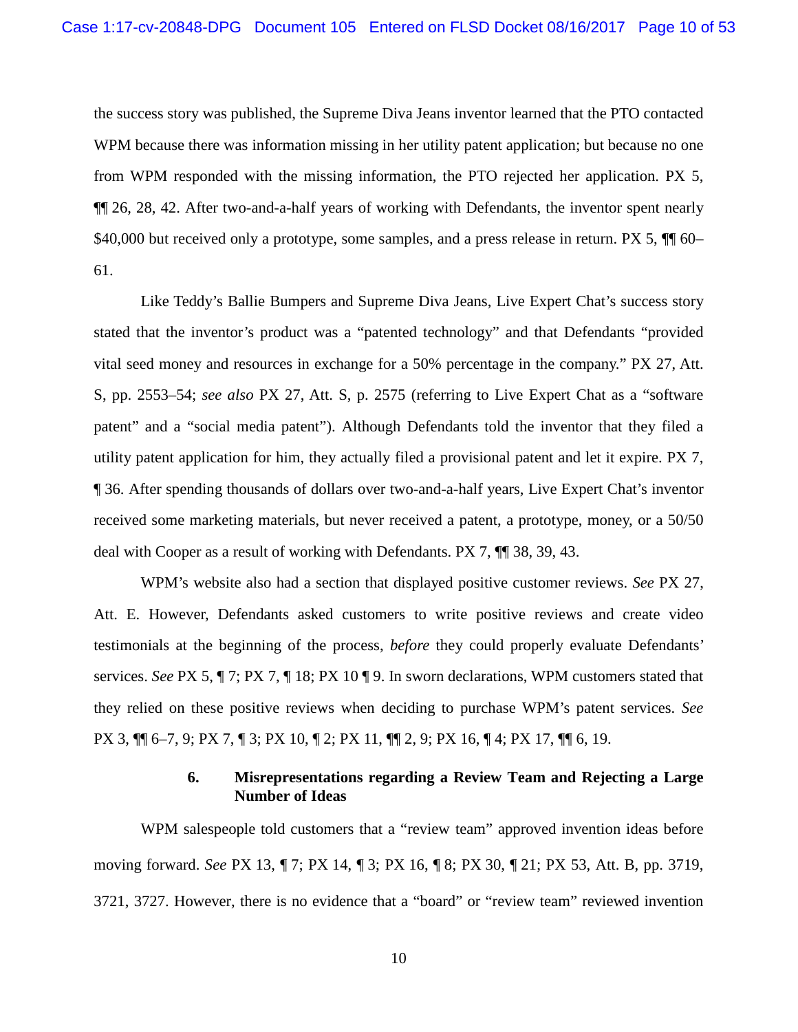the success story was published, the Supreme Diva Jeans inventor learned that the PTO contacted WPM because there was information missing in her utility patent application; but because no one from WPM responded with the missing information, the PTO rejected her application. PX 5, ¶¶ 26, 28, 42. After two-and-a-half years of working with Defendants, the inventor spent nearly $40,000 but received only a prototype, some samples, and a press release in return. PX 5, ¶¶ 60–61.

Like Teddy's Ballie Bumpers and Supreme Diva Jeans, Live Expert Chat's success story stated that the inventor's product was a "patented technology" and that Defendants "provided vital seed money and resources in exchange for a 50% percentage in the company." PX 27, Att. S, pp. 2553–54; *see also* PX 27, Att. S, p. 2575 (referring to Live Expert Chat as a "software patent" and a "social media patent"). Although Defendants told the inventor that they filed a utility patent application for him, they actually filed a provisional patent and let it expire. PX 7, ¶ 36. After spending thousands of dollars over two-and-a-half years, Live Expert Chat's inventor received some marketing materials, but never received a patent, a prototype, money, or a 50/50 deal with Cooper as a result of working with Defendants. PX 7, ¶¶ 38, 39, 43.

WPM's website also had a section that displayed positive customer reviews. *See* PX 27, Att. E. However, Defendants asked customers to write positive reviews and create video testimonials at the beginning of the process, *before* they could properly evaluate Defendants' services. *See* PX 5, ¶ 7; PX 7, ¶ 18; PX 10 ¶ 9. In sworn declarations, WPM customers stated that they relied on these positive reviews when deciding to purchase WPM's patent services. *See* PX 3, ¶¶ 6–7, 9; PX 7, ¶ 3; PX 10, ¶ 2; PX 11, ¶¶ 2, 9; PX 16, ¶ 4; PX 17, ¶¶ 6, 19.

#### 6. Misrepresentations regarding a Review Team and Rejecting a Large Number of Ideas

WPM salespeople told customers that a "review team" approved invention ideas before moving forward. *See* PX 13, ¶ 7; PX 14, ¶ 3; PX 16, ¶ 8; PX 30, ¶ 21; PX 53, Att. B, pp. 3719, 3721, 3727. However, there is no evidence that a "board" or "review team" reviewed invention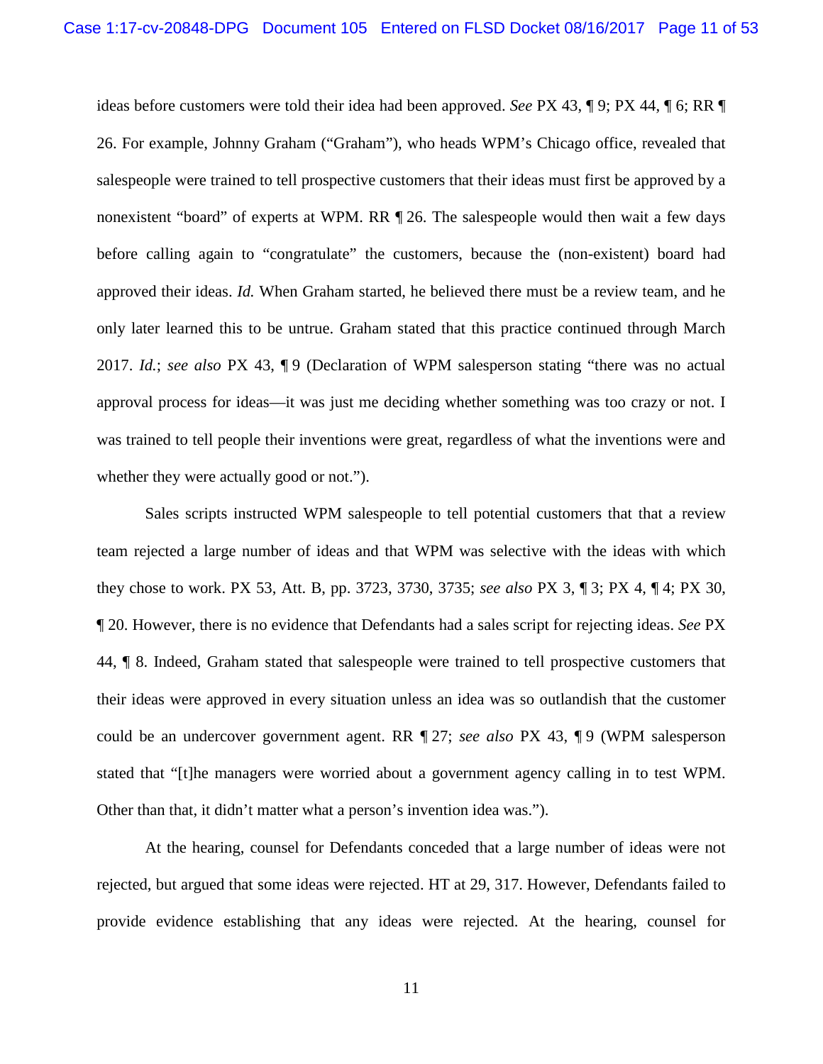ideas before customers were told their idea had been approved. *See* PX 43, ¶ 9; PX 44, ¶ 6; RR ¶ 26. For example, Johnny Graham ("Graham"), who heads WPM's Chicago office, revealed that salespeople were trained to tell prospective customers that their ideas must first be approved by a nonexistent "board" of experts at WPM. RR ¶ 26. The salespeople would then wait a few days before calling again to "congratulate" the customers, because the (non-existent) board had approved their ideas. *Id.* When Graham started, he believed there must be a review team, and he only later learned this to be untrue. Graham stated that this practice continued through March 2017. *Id.*; *see also* PX 43, ¶ 9 (Declaration of WPM salesperson stating "there was no actual approval process for ideas—it was just me deciding whether something was too crazy or not. I was trained to tell people their inventions were great, regardless of what the inventions were and whether they were actually good or not.").

Sales scripts instructed WPM salespeople to tell potential customers that that a review team rejected a large number of ideas and that WPM was selective with the ideas with which they chose to work. PX 53, Att. B, pp. 3723, 3730, 3735; *see also* PX 3, ¶ 3; PX 4, ¶ 4; PX 30, ¶ 20. However, there is no evidence that Defendants had a sales script for rejecting ideas. *See* PX 44, ¶ 8. Indeed, Graham stated that salespeople were trained to tell prospective customers that their ideas were approved in every situation unless an idea was so outlandish that the customer could be an undercover government agent. RR ¶ 27; *see also* PX 43, ¶ 9 (WPM salesperson stated that "[t]he managers were worried about a government agency calling in to test WPM. Other than that, it didn't matter what a person's invention idea was.").

At the hearing, counsel for Defendants conceded that a large number of ideas were not rejected, but argued that some ideas were rejected. HT at 29, 317. However, Defendants failed to provide evidence establishing that any ideas were rejected. At the hearing, counsel for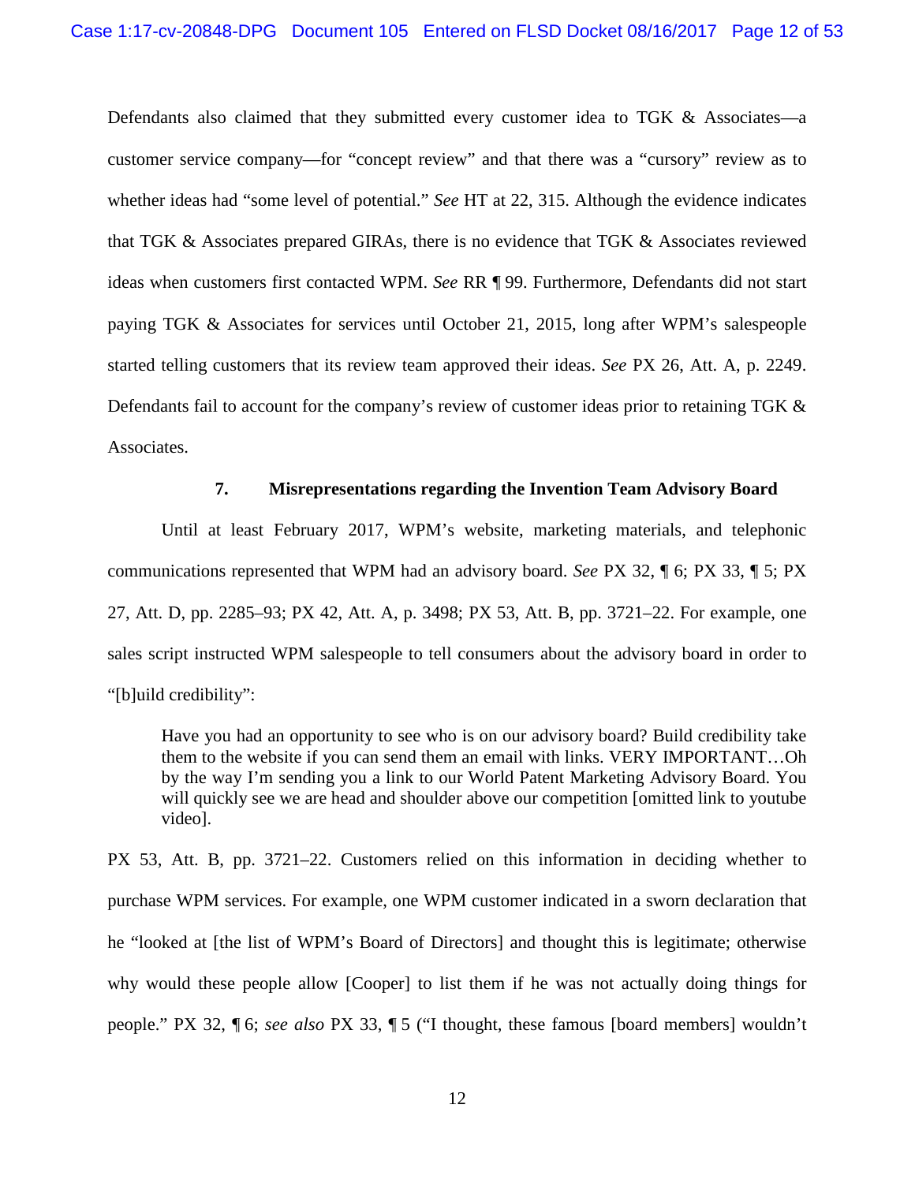Defendants also claimed that they submitted every customer idea to TGK & Associates—a customer service company—for "concept review" and that there was a "cursory" review as to whether ideas had "some level of potential." *See* HT at 22, 315. Although the evidence indicates that TGK & Associates prepared GIRAs, there is no evidence that TGK & Associates reviewed ideas when customers first contacted WPM. *See* RR ¶ 99. Furthermore, Defendants did not start paying TGK & Associates for services until October 21, 2015, long after WPM's salespeople started telling customers that its review team approved their ideas. *See* PX 26, Att. A, p. 2249. Defendants fail to account for the company's review of customer ideas prior to retaining TGK & Associates.

### 7. Misrepresentations regarding the Invention Team Advisory Board

Until at least February 2017, WPM's website, marketing materials, and telephonic communications represented that WPM had an advisory board. *See* PX 32, ¶ 6; PX 33, ¶ 5; PX 27, Att. D, pp. 2285–93; PX 42, Att. A, p. 3498; PX 53, Att. B, pp. 3721–22. For example, one sales script instructed WPM salespeople to tell consumers about the advisory board in order to "[b]uild credibility":

> Have you had an opportunity to see who is on our advisory board? Build credibility take them to the website if you can send them an email with links. VERY IMPORTANT…Oh by the way I'm sending you a link to our World Patent Marketing Advisory Board. You will quickly see we are head and shoulder above our competition [omitted link to youtube video].

PX 53, Att. B, pp. 3721–22. Customers relied on this information in deciding whether to purchase WPM services. For example, one WPM customer indicated in a sworn declaration that he "looked at [the list of WPM's Board of Directors] and thought this is legitimate; otherwise why would these people allow [Cooper] to list them if he was not actually doing things for people." PX 32, ¶ 6; *see also* PX 33, ¶ 5 ("I thought, these famous [board members] wouldn't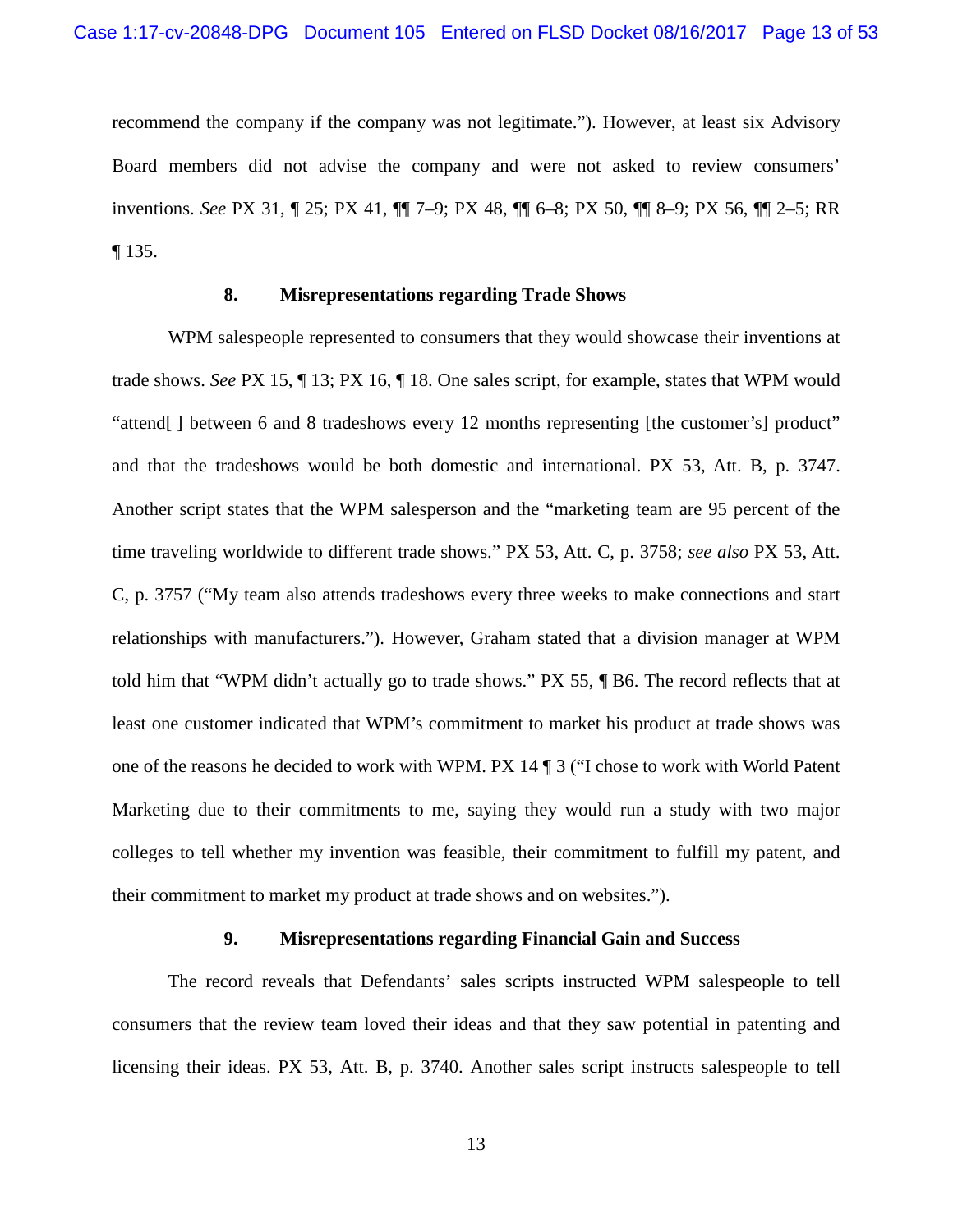recommend the company if the company was not legitimate."). However, at least six Advisory Board members did not advise the company and were not asked to review consumers' inventions. *See* PX 31, ¶ 25; PX 41, ¶¶ 7–9; PX 48, ¶¶ 6–8; PX 50, ¶¶ 8–9; PX 56, ¶¶ 2–5; RR ¶ 135.

### 8. Misrepresentations regarding Trade Shows

WPM salespeople represented to consumers that they would showcase their inventions at trade shows. *See* PX 15, ¶ 13; PX 16, ¶ 18. One sales script, for example, states that WPM would "attend[ ] between 6 and 8 tradeshows every 12 months representing [the customer's] product" and that the tradeshows would be both domestic and international. PX 53, Att. B, p. 3747. Another script states that the WPM salesperson and the "marketing team are 95 percent of the time traveling worldwide to different trade shows." PX 53, Att. C, p. 3758; *see also* PX 53, Att. C, p. 3757 ("My team also attends tradeshows every three weeks to make connections and start relationships with manufacturers."). However, Graham stated that a division manager at WPM told him that "WPM didn't actually go to trade shows." PX 55, ¶ B6. The record reflects that at least one customer indicated that WPM's commitment to market his product at trade shows was one of the reasons he decided to work with WPM. PX 14 ¶ 3 ("I chose to work with World Patent Marketing due to their commitments to me, saying they would run a study with two major colleges to tell whether my invention was feasible, their commitment to fulfill my patent, and their commitment to market my product at trade shows and on websites.").

### 9. Misrepresentations regarding Financial Gain and Success

The record reveals that Defendants' sales scripts instructed WPM salespeople to tell consumers that the review team loved their ideas and that they saw potential in patenting and licensing their ideas. PX 53, Att. B, p. 3740. Another sales script instructs salespeople to tell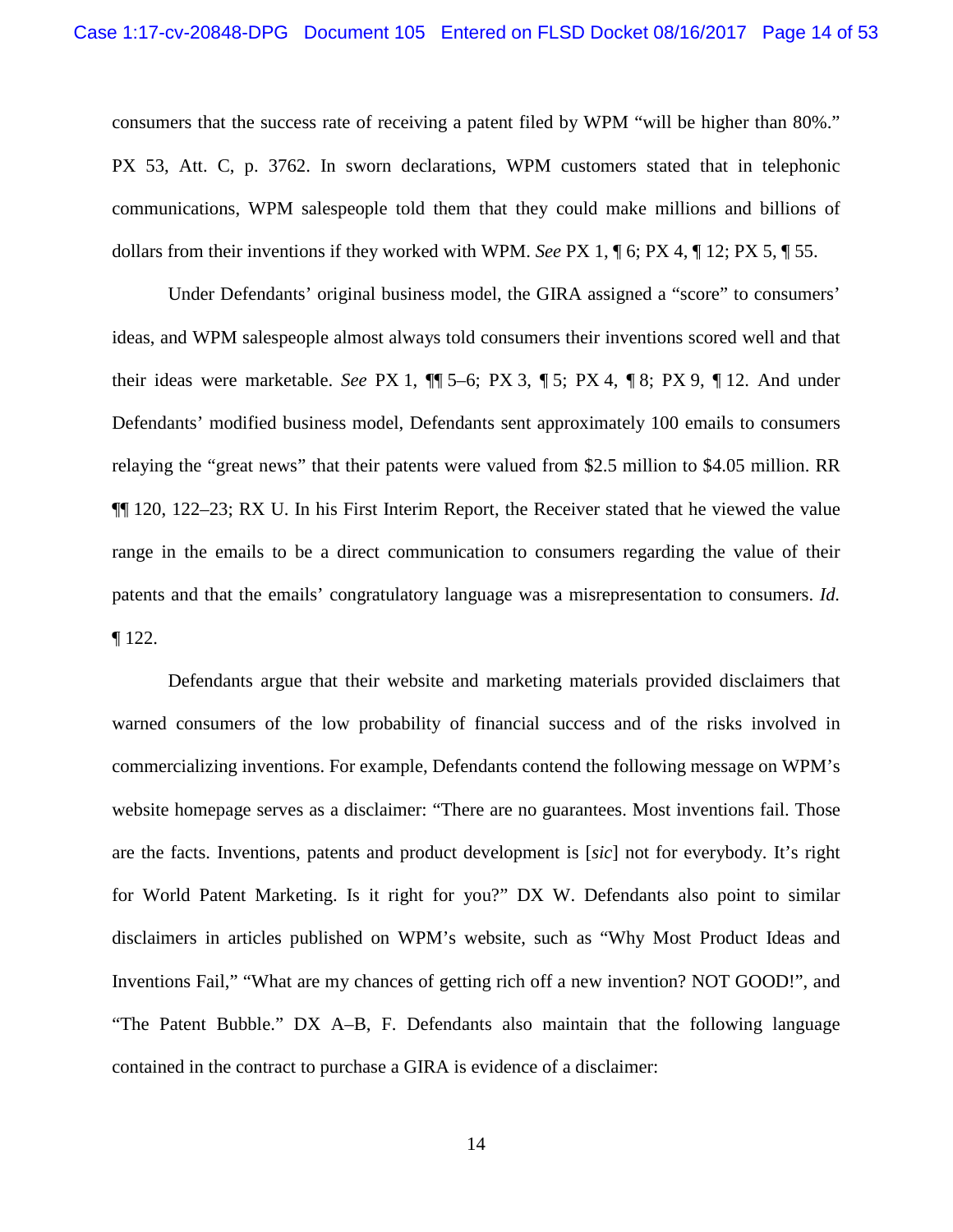consumers that the success rate of receiving a patent filed by WPM "will be higher than 80%." PX 53, Att. C, p. 3762. In sworn declarations, WPM customers stated that in telephonic communications, WPM salespeople told them that they could make millions and billions of dollars from their inventions if they worked with WPM. *See* PX 1, ¶ 6; PX 4, ¶ 12; PX 5, ¶ 55.

Under Defendants' original business model, the GIRA assigned a "score" to consumers' ideas, and WPM salespeople almost always told consumers their inventions scored well and that their ideas were marketable. *See* PX 1, ¶¶ 5–6; PX 3, ¶ 5; PX 4, ¶ 8; PX 9, ¶ 12. And under Defendants' modified business model, Defendants sent approximately 100 emails to consumers relaying the "great news" that their patents were valued from $2.5 million to $4.05 million. RR ¶¶ 120, 122–23; RX U. In his First Interim Report, the Receiver stated that he viewed the value range in the emails to be a direct communication to consumers regarding the value of their patents and that the emails' congratulatory language was a misrepresentation to consumers. *Id.* ¶ 122.

Defendants argue that their website and marketing materials provided disclaimers that warned consumers of the low probability of financial success and of the risks involved in commercializing inventions. For example, Defendants contend the following message on WPM's website homepage serves as a disclaimer: "There are no guarantees. Most inventions fail. Those are the facts. Inventions, patents and product development is [*sic*] not for everybody. It's right for World Patent Marketing. Is it right for you?" DX W. Defendants also point to similar disclaimers in articles published on WPM's website, such as "Why Most Product Ideas and Inventions Fail," "What are my chances of getting rich off a new invention? NOT GOOD!", and "The Patent Bubble." DX A–B, F. Defendants also maintain that the following language contained in the contract to purchase a GIRA is evidence of a disclaimer: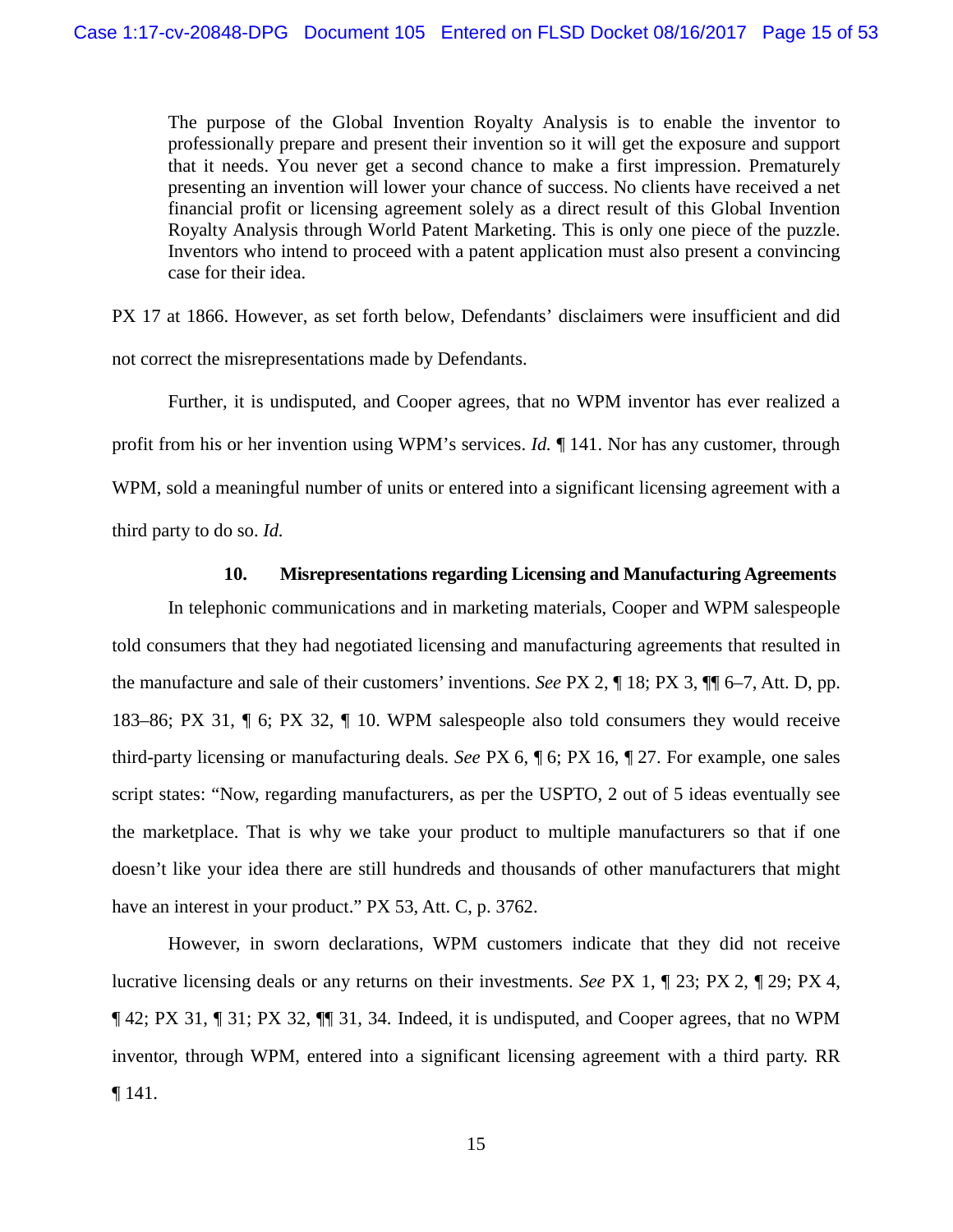> The purpose of the Global Invention Royalty Analysis is to enable the inventor to professionally prepare and present their invention so it will get the exposure and support that it needs. You never get a second chance to make a first impression. Prematurely presenting an invention will lower your chance of success. No clients have received a net financial profit or licensing agreement solely as a direct result of this Global Invention Royalty Analysis through World Patent Marketing. This is only one piece of the puzzle. Inventors who intend to proceed with a patent application must also present a convincing case for their idea.

PX 17 at 1866. However, as set forth below, Defendants' disclaimers were insufficient and did not correct the misrepresentations made by Defendants.

Further, it is undisputed, and Cooper agrees, that no WPM inventor has ever realized a profit from his or her invention using WPM's services. *Id.* ¶ 141. Nor has any customer, through WPM, sold a meaningful number of units or entered into a significant licensing agreement with a third party to do so. *Id.*

### 10. Misrepresentations regarding Licensing and Manufacturing Agreements

In telephonic communications and in marketing materials, Cooper and WPM salespeople told consumers that they had negotiated licensing and manufacturing agreements that resulted in the manufacture and sale of their customers' inventions. *See* PX 2, ¶ 18; PX 3, ¶¶ 6–7, Att. D, pp. 183–86; PX 31, ¶ 6; PX 32, ¶ 10. WPM salespeople also told consumers they would receive third-party licensing or manufacturing deals. *See* PX 6, ¶ 6; PX 16, ¶ 27. For example, one sales script states: "Now, regarding manufacturers, as per the USPTO, 2 out of 5 ideas eventually see the marketplace. That is why we take your product to multiple manufacturers so that if one doesn't like your idea there are still hundreds and thousands of other manufacturers that might have an interest in your product." PX 53, Att. C, p. 3762.

However, in sworn declarations, WPM customers indicate that they did not receive lucrative licensing deals or any returns on their investments. *See* PX 1, ¶ 23; PX 2, ¶ 29; PX 4, ¶ 42; PX 31, ¶ 31; PX 32, ¶¶ 31, 34. Indeed, it is undisputed, and Cooper agrees, that no WPM inventor, through WPM, entered into a significant licensing agreement with a third party. RR ¶ 141.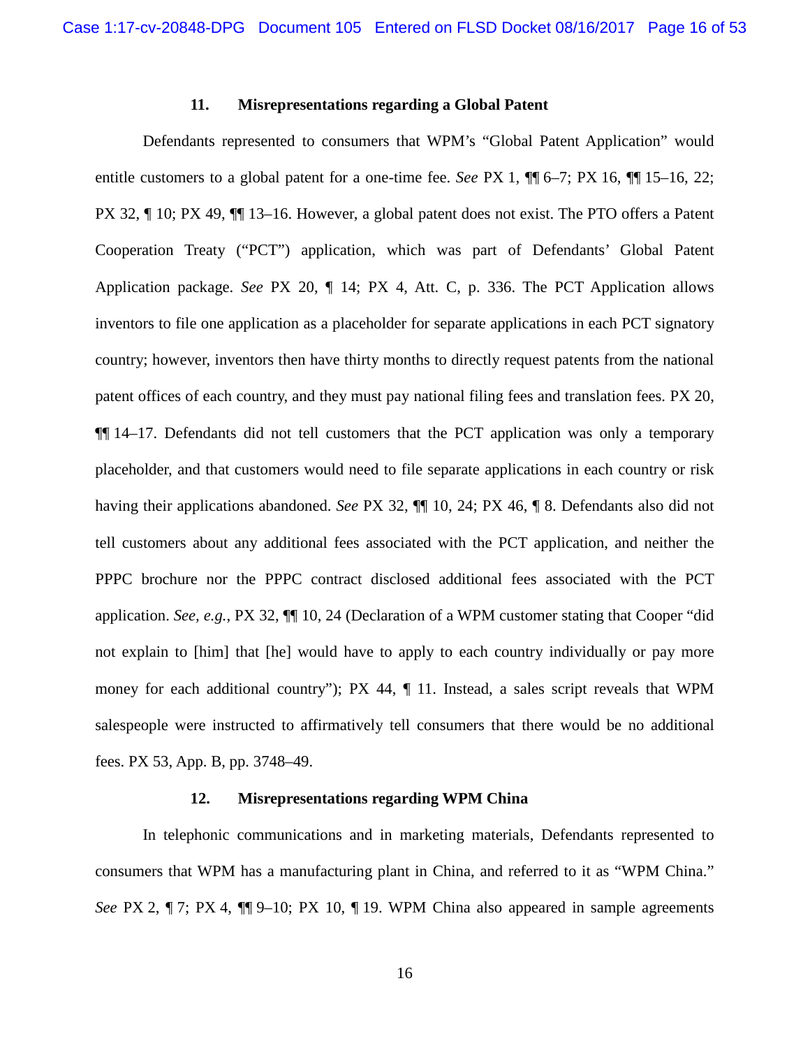### 11. Misrepresentations regarding a Global Patent

Defendants represented to consumers that WPM's "Global Patent Application" would entitle customers to a global patent for a one-time fee. *See* PX 1, ¶¶ 6–7; PX 16, ¶¶ 15–16, 22; PX 32, ¶ 10; PX 49, ¶¶ 13–16. However, a global patent does not exist. The PTO offers a Patent Cooperation Treaty ("PCT") application, which was part of Defendants' Global Patent Application package. *See* PX 20, ¶ 14; PX 4, Att. C, p. 336. The PCT Application allows inventors to file one application as a placeholder for separate applications in each PCT signatory country; however, inventors then have thirty months to directly request patents from the national patent offices of each country, and they must pay national filing fees and translation fees. PX 20, ¶¶ 14–17. Defendants did not tell customers that the PCT application was only a temporary placeholder, and that customers would need to file separate applications in each country or risk having their applications abandoned. *See* PX 32, ¶¶ 10, 24; PX 46, ¶ 8. Defendants also did not tell customers about any additional fees associated with the PCT application, and neither the PPPC brochure nor the PPPC contract disclosed additional fees associated with the PCT application. *See, e.g.*, PX 32, ¶¶ 10, 24 (Declaration of a WPM customer stating that Cooper "did not explain to [him] that [he] would have to apply to each country individually or pay more money for each additional country"); PX 44, ¶ 11. Instead, a sales script reveals that WPM salespeople were instructed to affirmatively tell consumers that there would be no additional fees. PX 53, App. B, pp. 3748–49.

### 12. Misrepresentations regarding WPM China

In telephonic communications and in marketing materials, Defendants represented to consumers that WPM has a manufacturing plant in China, and referred to it as "WPM China." *See* PX 2, ¶ 7; PX 4, ¶¶ 9–10; PX 10, ¶ 19. WPM China also appeared in sample agreements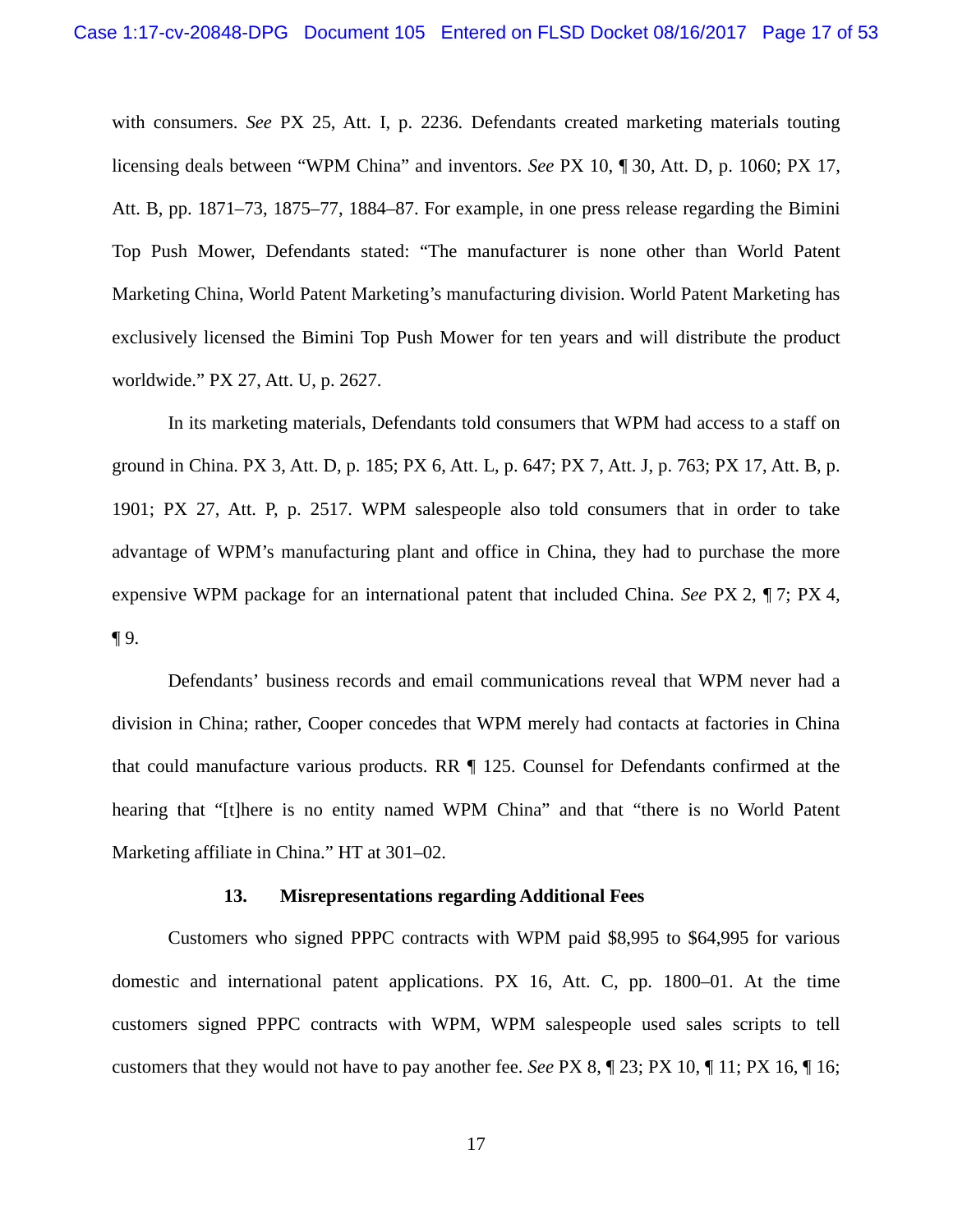with consumers. *See* PX 25, Att. I, p. 2236. Defendants created marketing materials touting licensing deals between "WPM China" and inventors. *See* PX 10, ¶ 30, Att. D, p. 1060; PX 17, Att. B, pp. 1871–73, 1875–77, 1884–87. For example, in one press release regarding the Bimini Top Push Mower, Defendants stated: "The manufacturer is none other than World Patent Marketing China, World Patent Marketing's manufacturing division. World Patent Marketing has exclusively licensed the Bimini Top Push Mower for ten years and will distribute the product worldwide." PX 27, Att. U, p. 2627.

In its marketing materials, Defendants told consumers that WPM had access to a staff on ground in China. PX 3, Att. D, p. 185; PX 6, Att. L, p. 647; PX 7, Att. J, p. 763; PX 17, Att. B, p. 1901; PX 27, Att. P, p. 2517. WPM salespeople also told consumers that in order to take advantage of WPM's manufacturing plant and office in China, they had to purchase the more expensive WPM package for an international patent that included China. *See* PX 2, ¶ 7; PX 4, ¶ 9.

Defendants' business records and email communications reveal that WPM never had a division in China; rather, Cooper concedes that WPM merely had contacts at factories in China that could manufacture various products. RR ¶ 125. Counsel for Defendants confirmed at the hearing that "[t]here is no entity named WPM China" and that "there is no World Patent Marketing affiliate in China." HT at 301–02.

#### 13. Misrepresentations regarding Additional Fees

Customers who signed PPPC contracts with WPM paid $8,995 to $64,995 for various domestic and international patent applications. PX 16, Att. C, pp. 1800–01. At the time customers signed PPPC contracts with WPM, WPM salespeople used sales scripts to tell customers that they would not have to pay another fee. *See* PX 8, ¶ 23; PX 10, ¶ 11; PX 16, ¶ 16;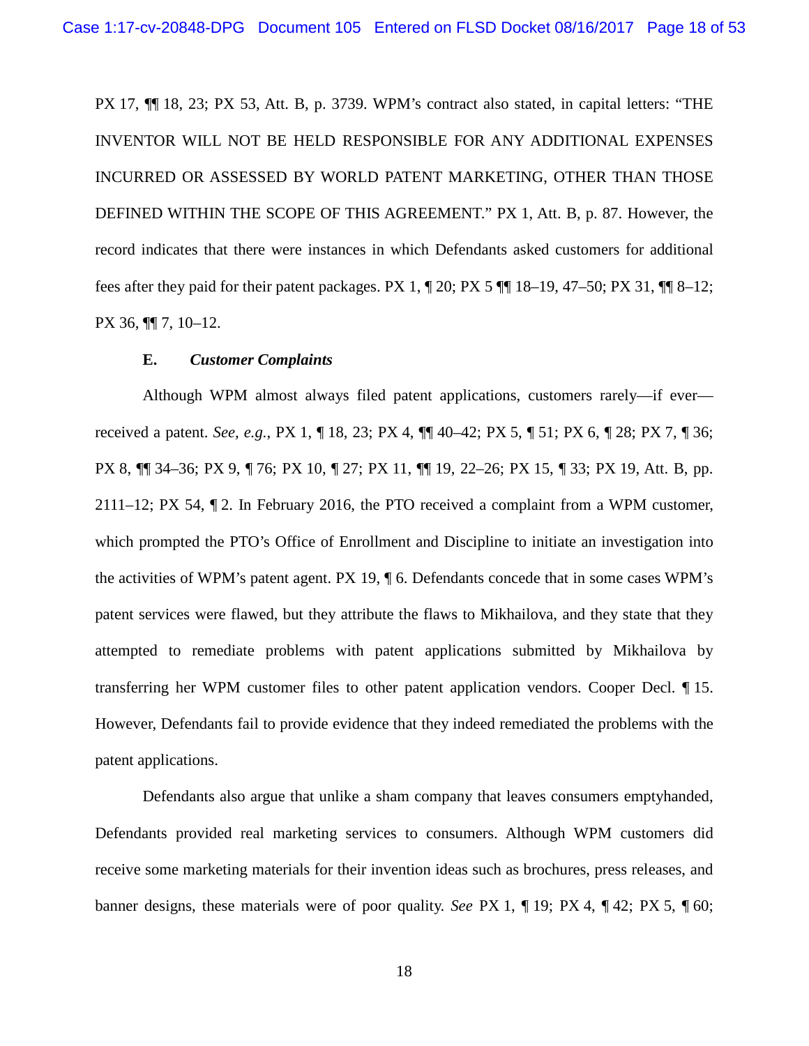PX 17, ¶¶ 18, 23; PX 53, Att. B, p. 3739. WPM's contract also stated, in capital letters: "THE INVENTOR WILL NOT BE HELD RESPONSIBLE FOR ANY ADDITIONAL EXPENSES INCURRED OR ASSESSED BY WORLD PATENT MARKETING, OTHER THAN THOSE DEFINED WITHIN THE SCOPE OF THIS AGREEMENT." PX 1, Att. B, p. 87. However, the record indicates that there were instances in which Defendants asked customers for additional fees after they paid for their patent packages. PX 1, ¶ 20; PX 5 ¶¶ 18–19, 47–50; PX 31, ¶¶ 8–12; PX 36, ¶¶ 7, 10–12.

**E. *Customer Complaints***

Although WPM almost always filed patent applications, customers rarely—if ever—received a patent. *See, e.g.*, PX 1, ¶ 18, 23; PX 4, ¶¶ 40–42; PX 5, ¶ 51; PX 6, ¶ 28; PX 7, ¶ 36; PX 8, ¶¶ 34–36; PX 9, ¶ 76; PX 10, ¶ 27; PX 11, ¶¶ 19, 22–26; PX 15, ¶ 33; PX 19, Att. B, pp. 2111–12; PX 54, ¶ 2. In February 2016, the PTO received a complaint from a WPM customer, which prompted the PTO's Office of Enrollment and Discipline to initiate an investigation into the activities of WPM's patent agent. PX 19, ¶ 6. Defendants concede that in some cases WPM's patent services were flawed, but they attribute the flaws to Mikhailova, and they state that they attempted to remediate problems with patent applications submitted by Mikhailova by transferring her WPM customer files to other patent application vendors. Cooper Decl. ¶ 15. However, Defendants fail to provide evidence that they indeed remediated the problems with the patent applications.

Defendants also argue that unlike a sham company that leaves consumers emptyhanded, Defendants provided real marketing services to consumers. Although WPM customers did receive some marketing materials for their invention ideas such as brochures, press releases, and banner designs, these materials were of poor quality. *See* PX 1, ¶ 19; PX 4, ¶ 42; PX 5, ¶ 60;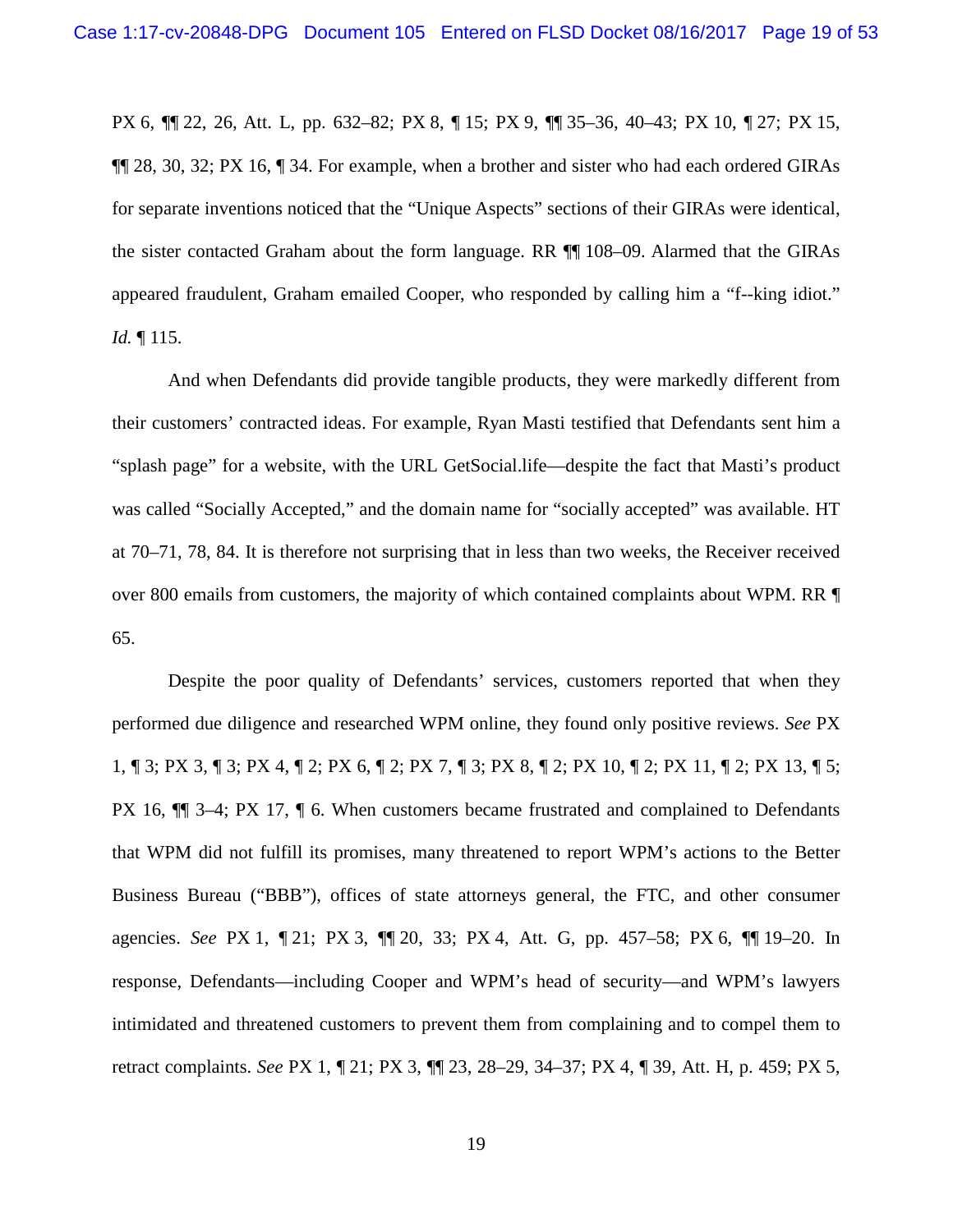PX 6, ¶¶ 22, 26, Att. L, pp. 632–82; PX 8, ¶ 15; PX 9, ¶¶ 35–36, 40–43; PX 10, ¶ 27; PX 15, ¶¶ 28, 30, 32; PX 16, ¶ 34. For example, when a brother and sister who had each ordered GIRAs for separate inventions noticed that the "Unique Aspects" sections of their GIRAs were identical, the sister contacted Graham about the form language. RR ¶¶ 108–09. Alarmed that the GIRAs appeared fraudulent, Graham emailed Cooper, who responded by calling him a "f--king idiot." *Id.* ¶ 115.

And when Defendants did provide tangible products, they were markedly different from their customers' contracted ideas. For example, Ryan Masti testified that Defendants sent him a "splash page" for a website, with the URL GetSocial.life—despite the fact that Masti's product was called "Socially Accepted," and the domain name for "socially accepted" was available. HT at 70–71, 78, 84. It is therefore not surprising that in less than two weeks, the Receiver received over 800 emails from customers, the majority of which contained complaints about WPM. RR ¶ 65.

Despite the poor quality of Defendants' services, customers reported that when they performed due diligence and researched WPM online, they found only positive reviews. *See* PX 1, ¶ 3; PX 3, ¶ 3; PX 4, ¶ 2; PX 6, ¶ 2; PX 7, ¶ 3; PX 8, ¶ 2; PX 10, ¶ 2; PX 11, ¶ 2; PX 13, ¶ 5; PX 16, ¶¶ 3–4; PX 17, ¶ 6. When customers became frustrated and complained to Defendants that WPM did not fulfill its promises, many threatened to report WPM's actions to the Better Business Bureau ("BBB"), offices of state attorneys general, the FTC, and other consumer agencies. *See* PX 1, ¶ 21; PX 3, ¶¶ 20, 33; PX 4, Att. G, pp. 457–58; PX 6, ¶¶ 19–20. In response, Defendants—including Cooper and WPM's head of security—and WPM's lawyers intimidated and threatened customers to prevent them from complaining and to compel them to retract complaints. *See* PX 1, ¶ 21; PX 3, ¶¶ 23, 28–29, 34–37; PX 4, ¶ 39, Att. H, p. 459; PX 5,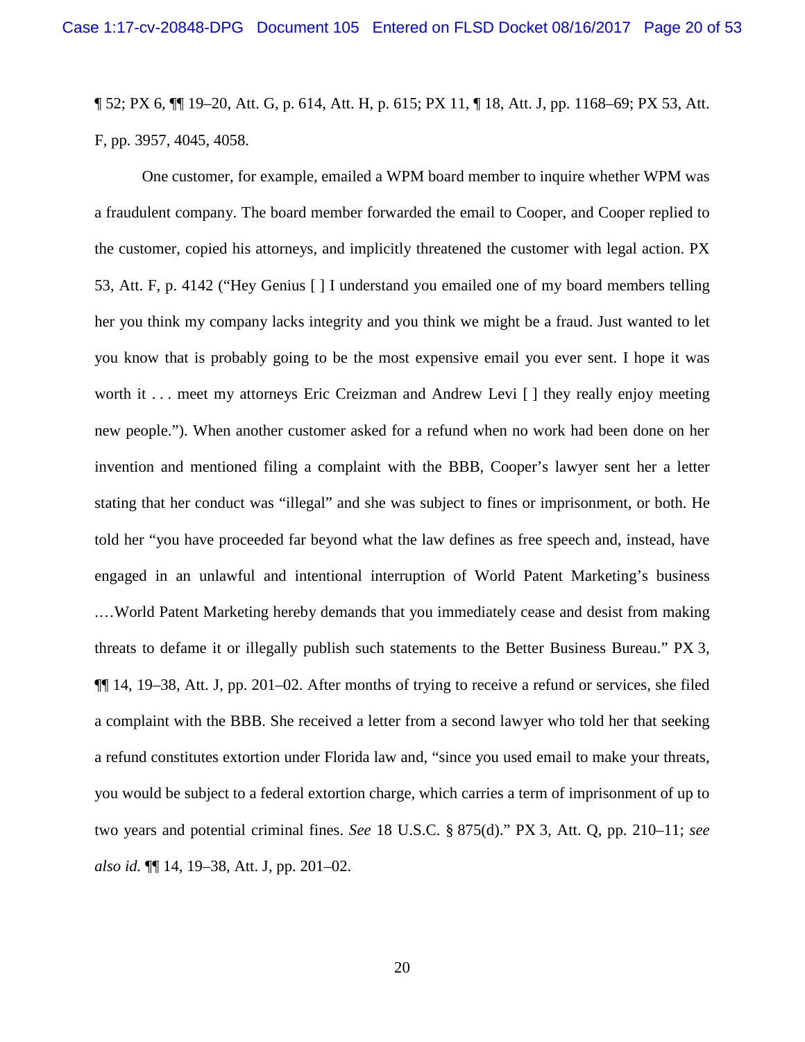¶ 52; PX 6, ¶¶ 19–20, Att. G, p. 614, Att. H, p. 615; PX 11, ¶ 18, Att. J, pp. 1168–69; PX 53, Att. F, pp. 3957, 4045, 4058.

One customer, for example, emailed a WPM board member to inquire whether WPM was a fraudulent company. The board member forwarded the email to Cooper, and Cooper replied to the customer, copied his attorneys, and implicitly threatened the customer with legal action. PX 53, Att. F, p. 4142 ("Hey Genius [ ] I understand you emailed one of my board members telling her you think my company lacks integrity and you think we might be a fraud. Just wanted to let you know that is probably going to be the most expensive email you ever sent. I hope it was worth it . . . meet my attorneys Eric Creizman and Andrew Levi [ ] they really enjoy meeting new people."). When another customer asked for a refund when no work had been done on her invention and mentioned filing a complaint with the BBB, Cooper's lawyer sent her a letter stating that her conduct was "illegal" and she was subject to fines or imprisonment, or both. He told her "you have proceeded far beyond what the law defines as free speech and, instead, have engaged in an unlawful and intentional interruption of World Patent Marketing's business .…World Patent Marketing hereby demands that you immediately cease and desist from making threats to defame it or illegally publish such statements to the Better Business Bureau." PX 3, ¶¶ 14, 19–38, Att. J, pp. 201–02. After months of trying to receive a refund or services, she filed a complaint with the BBB. She received a letter from a second lawyer who told her that seeking a refund constitutes extortion under Florida law and, "since you used email to make your threats, you would be subject to a federal extortion charge, which carries a term of imprisonment of up to two years and potential criminal fines. *See* 18 U.S.C. § 875(d)." PX 3, Att. Q, pp. 210–11; *see also id.* ¶¶ 14, 19–38, Att. J, pp. 201–02.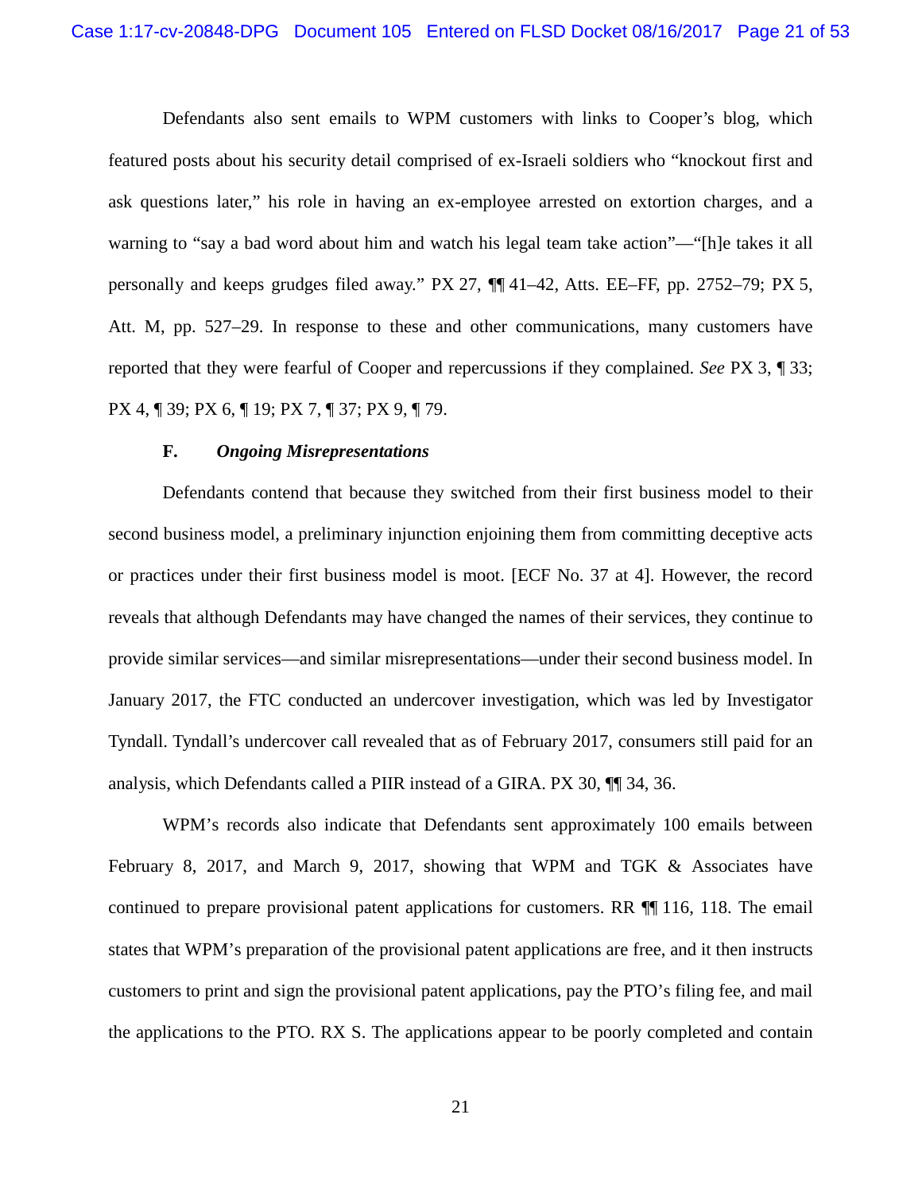Defendants also sent emails to WPM customers with links to Cooper's blog, which featured posts about his security detail comprised of ex-Israeli soldiers who "knockout first and ask questions later," his role in having an ex-employee arrested on extortion charges, and a warning to "say a bad word about him and watch his legal team take action"—"[h]e takes it all personally and keeps grudges filed away." PX 27, ¶¶ 41–42, Atts. EE–FF, pp. 2752–79; PX 5, Att. M, pp. 527–29. In response to these and other communications, many customers have reported that they were fearful of Cooper and repercussions if they complained. *See* PX 3, ¶ 33; PX 4, ¶ 39; PX 6, ¶ 19; PX 7, ¶ 37; PX 9, ¶ 79.

### F. *Ongoing Misrepresentations*

Defendants contend that because they switched from their first business model to their second business model, a preliminary injunction enjoining them from committing deceptive acts or practices under their first business model is moot. [ECF No. 37 at 4]. However, the record reveals that although Defendants may have changed the names of their services, they continue to provide similar services—and similar misrepresentations—under their second business model. In January 2017, the FTC conducted an undercover investigation, which was led by Investigator Tyndall. Tyndall's undercover call revealed that as of February 2017, consumers still paid for an analysis, which Defendants called a PIIR instead of a GIRA. PX 30, ¶¶ 34, 36.

WPM's records also indicate that Defendants sent approximately 100 emails between February 8, 2017, and March 9, 2017, showing that WPM and TGK & Associates have continued to prepare provisional patent applications for customers. RR ¶¶ 116, 118. The email states that WPM's preparation of the provisional patent applications are free, and it then instructs customers to print and sign the provisional patent applications, pay the PTO's filing fee, and mail the applications to the PTO. RX S. The applications appear to be poorly completed and contain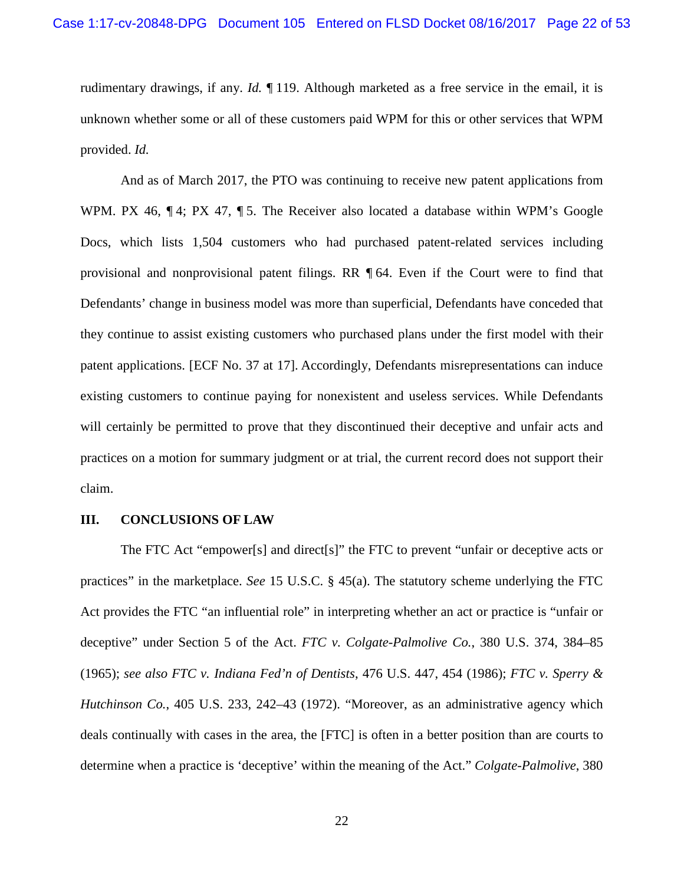rudimentary drawings, if any. *Id.* ¶ 119. Although marketed as a free service in the email, it is unknown whether some or all of these customers paid WPM for this or other services that WPM provided. *Id.*

And as of March 2017, the PTO was continuing to receive new patent applications from WPM. PX 46, ¶ 4; PX 47, ¶ 5. The Receiver also located a database within WPM's Google Docs, which lists 1,504 customers who had purchased patent-related services including provisional and nonprovisional patent filings. RR ¶ 64. Even if the Court were to find that Defendants' change in business model was more than superficial, Defendants have conceded that they continue to assist existing customers who purchased plans under the first model with their patent applications. [ECF No. 37 at 17]. Accordingly, Defendants misrepresentations can induce existing customers to continue paying for nonexistent and useless services. While Defendants will certainly be permitted to prove that they discontinued their deceptive and unfair acts and practices on a motion for summary judgment or at trial, the current record does not support their claim.

## III. CONCLUSIONS OF LAW

The FTC Act "empower[s] and direct[s]" the FTC to prevent "unfair or deceptive acts or practices" in the marketplace. *See* 15 U.S.C. § 45(a). The statutory scheme underlying the FTC Act provides the FTC "an influential role" in interpreting whether an act or practice is "unfair or deceptive" under Section 5 of the Act. *FTC v. Colgate-Palmolive Co.*, 380 U.S. 374, 384–85 (1965); *see also FTC v. Indiana Fed'n of Dentists*, 476 U.S. 447, 454 (1986); *FTC v. Sperry & Hutchinson Co.*, 405 U.S. 233, 242–43 (1972). "Moreover, as an administrative agency which deals continually with cases in the area, the [FTC] is often in a better position than are courts to determine when a practice is 'deceptive' within the meaning of the Act." *Colgate-Palmolive*, 380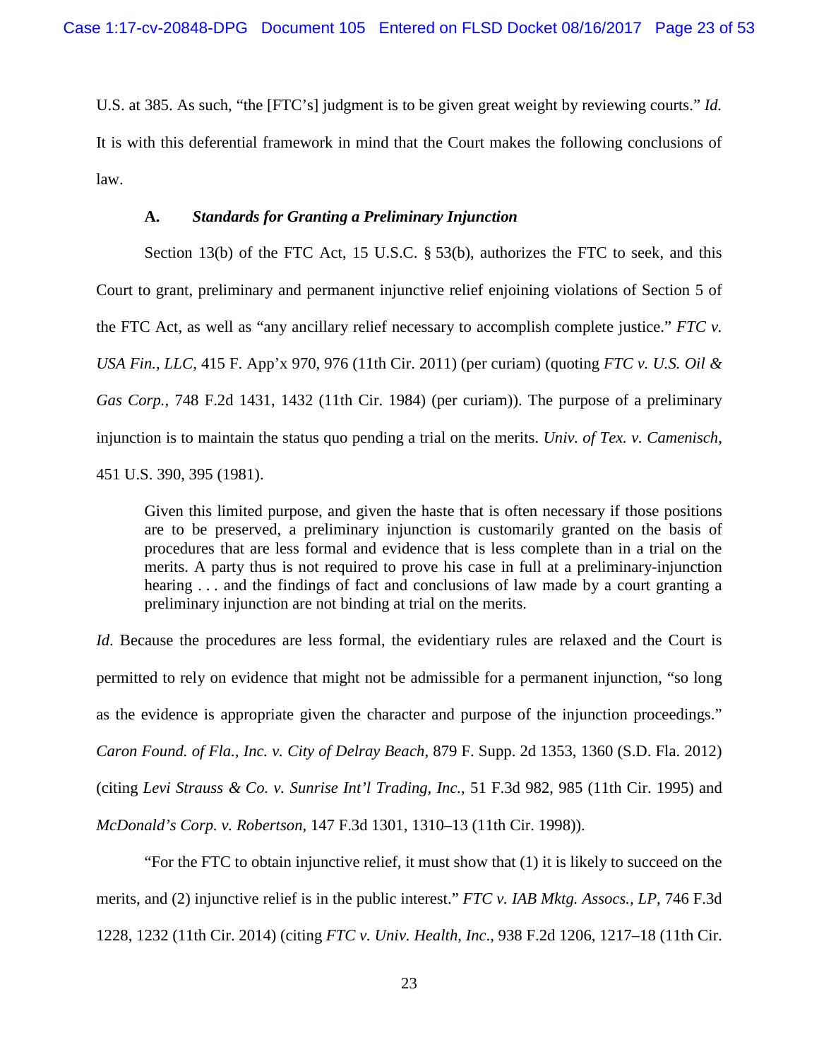U.S. at 385. As such, "the [FTC's] judgment is to be given great weight by reviewing courts." *Id.* It is with this deferential framework in mind that the Court makes the following conclusions of law.

### A. *Standards for Granting a Preliminary Injunction*

Section 13(b) of the FTC Act, 15 U.S.C. § 53(b), authorizes the FTC to seek, and this Court to grant, preliminary and permanent injunctive relief enjoining violations of Section 5 of the FTC Act, as well as "any ancillary relief necessary to accomplish complete justice." *FTC v. USA Fin., LLC*, 415 F. App'x 970, 976 (11th Cir. 2011) (per curiam) (quoting *FTC v. U.S. Oil & Gas Corp.*, 748 F.2d 1431, 1432 (11th Cir. 1984) (per curiam)). The purpose of a preliminary injunction is to maintain the status quo pending a trial on the merits. *Univ. of Tex. v. Camenisch*, 451 U.S. 390, 395 (1981).

> Given this limited purpose, and given the haste that is often necessary if those positions are to be preserved, a preliminary injunction is customarily granted on the basis of procedures that are less formal and evidence that is less complete than in a trial on the merits. A party thus is not required to prove his case in full at a preliminary-injunction hearing . . . and the findings of fact and conclusions of law made by a court granting a preliminary injunction are not binding at trial on the merits.

*Id*. Because the procedures are less formal, the evidentiary rules are relaxed and the Court is permitted to rely on evidence that might not be admissible for a permanent injunction, "so long as the evidence is appropriate given the character and purpose of the injunction proceedings." *Caron Found. of Fla., Inc. v. City of Delray Beach*, 879 F. Supp. 2d 1353, 1360 (S.D. Fla. 2012) (citing *Levi Strauss & Co. v. Sunrise Int'l Trading, Inc.*, 51 F.3d 982, 985 (11th Cir. 1995) and *McDonald's Corp. v. Robertson*, 147 F.3d 1301, 1310–13 (11th Cir. 1998)).

"For the FTC to obtain injunctive relief, it must show that (1) it is likely to succeed on the merits, and (2) injunctive relief is in the public interest." *FTC v. IAB Mktg. Assocs., LP*, 746 F.3d 1228, 1232 (11th Cir. 2014) (citing *FTC v. Univ. Health, Inc.*, 938 F.2d 1206, 1217–18 (11th Cir.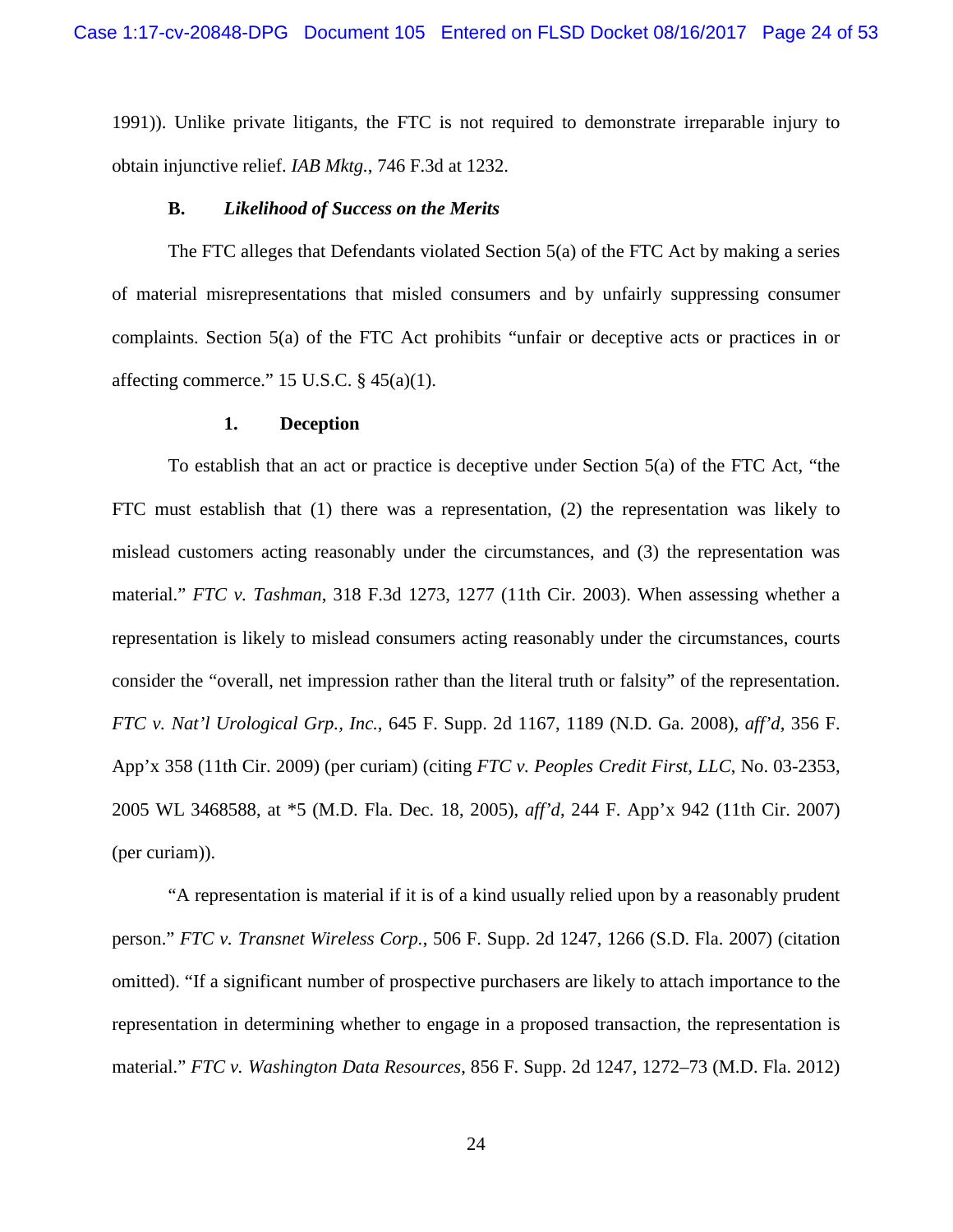1991)). Unlike private litigants, the FTC is not required to demonstrate irreparable injury to obtain injunctive relief. *IAB Mktg.*, 746 F.3d at 1232.

### B. *Likelihood of Success on the Merits*

The FTC alleges that Defendants violated Section 5(a) of the FTC Act by making a series of material misrepresentations that misled consumers and by unfairly suppressing consumer complaints. Section 5(a) of the FTC Act prohibits "unfair or deceptive acts or practices in or affecting commerce." 15 U.S.C. § 45(a)(1).

#### 1. Deception

To establish that an act or practice is deceptive under Section 5(a) of the FTC Act, "the FTC must establish that (1) there was a representation, (2) the representation was likely to mislead customers acting reasonably under the circumstances, and (3) the representation was material." *FTC v. Tashman*, 318 F.3d 1273, 1277 (11th Cir. 2003). When assessing whether a representation is likely to mislead consumers acting reasonably under the circumstances, courts consider the "overall, net impression rather than the literal truth or falsity" of the representation. *FTC v. Nat'l Urological Grp., Inc.*, 645 F. Supp. 2d 1167, 1189 (N.D. Ga. 2008), *aff'd*, 356 F. App'x 358 (11th Cir. 2009) (per curiam) (citing *FTC v. Peoples Credit First, LLC*, No. 03-2353, 2005 WL 3468588, at *5 (M.D. Fla. Dec. 18, 2005), *aff'd*, 244 F. App'x 942 (11th Cir. 2007) (per curiam)).

"A representation is material if it is of a kind usually relied upon by a reasonably prudent person." *FTC v. Transnet Wireless Corp.*, 506 F. Supp. 2d 1247, 1266 (S.D. Fla. 2007) (citation omitted). "If a significant number of prospective purchasers are likely to attach importance to the representation in determining whether to engage in a proposed transaction, the representation is material." *FTC v. Washington Data Resources*, 856 F. Supp. 2d 1247, 1272–73 (M.D. Fla. 2012)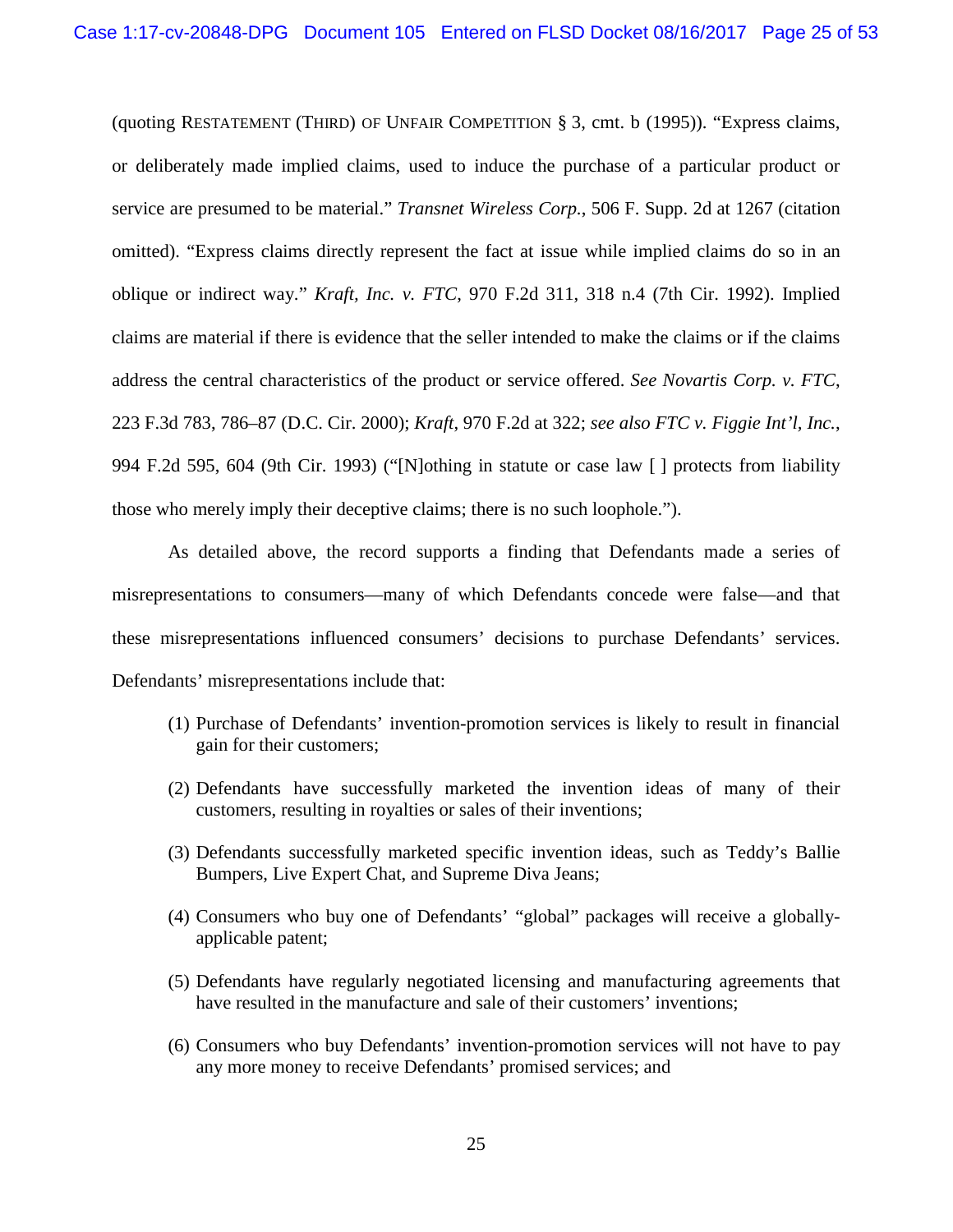(quoting RESTATEMENT (THIRD) OF UNFAIR COMPETITION § 3, cmt. b (1995)). "Express claims, or deliberately made implied claims, used to induce the purchase of a particular product or service are presumed to be material." *Transnet Wireless Corp.*, 506 F. Supp. 2d at 1267 (citation omitted). "Express claims directly represent the fact at issue while implied claims do so in an oblique or indirect way." *Kraft, Inc. v. FTC*, 970 F.2d 311, 318 n.4 (7th Cir. 1992). Implied claims are material if there is evidence that the seller intended to make the claims or if the claims address the central characteristics of the product or service offered. *See Novartis Corp. v. FTC*, 223 F.3d 783, 786–87 (D.C. Cir. 2000); *Kraft*, 970 F.2d at 322; *see also FTC v. Figgie Int'l, Inc.*, 994 F.2d 595, 604 (9th Cir. 1993) ("[N]othing in statute or case law [ ] protects from liability those who merely imply their deceptive claims; there is no such loophole.").

As detailed above, the record supports a finding that Defendants made a series of misrepresentations to consumers—many of which Defendants concede were false—and that these misrepresentations influenced consumers' decisions to purchase Defendants' services. Defendants' misrepresentations include that:

(1) Purchase of Defendants' invention-promotion services is likely to result in financial gain for their customers;

(2) Defendants have successfully marketed the invention ideas of many of their customers, resulting in royalties or sales of their inventions;

(3) Defendants successfully marketed specific invention ideas, such as Teddy's Ballie Bumpers, Live Expert Chat, and Supreme Diva Jeans;

(4) Consumers who buy one of Defendants' "global" packages will receive a globally-applicable patent;

(5) Defendants have regularly negotiated licensing and manufacturing agreements that have resulted in the manufacture and sale of their customers' inventions;

(6) Consumers who buy Defendants' invention-promotion services will not have to pay any more money to receive Defendants' promised services; and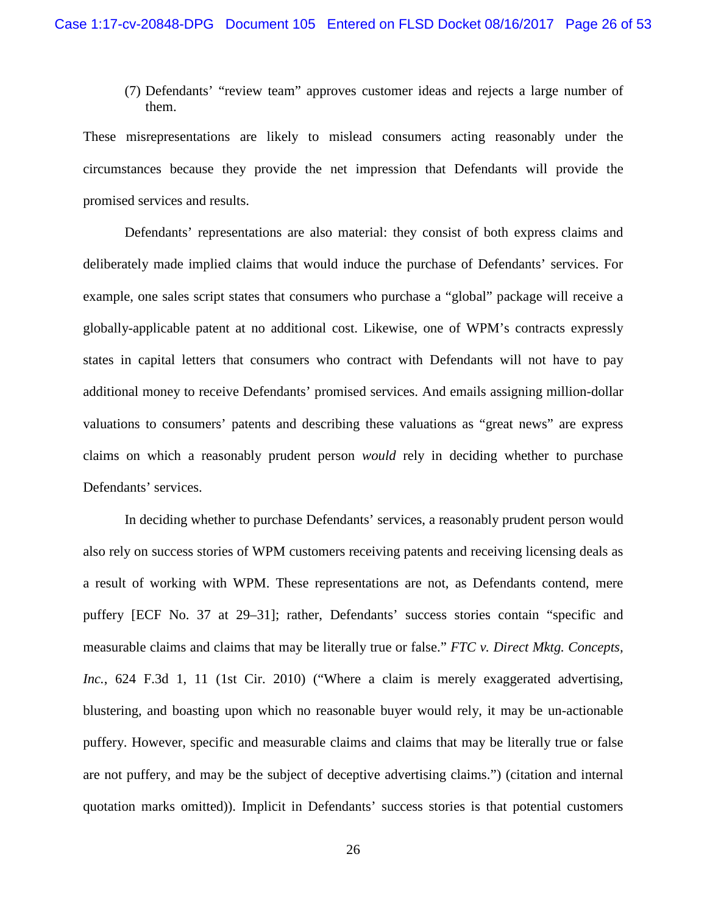(7) Defendants' "review team" approves customer ideas and rejects a large number of them.

These misrepresentations are likely to mislead consumers acting reasonably under the circumstances because they provide the net impression that Defendants will provide the promised services and results.

Defendants' representations are also material: they consist of both express claims and deliberately made implied claims that would induce the purchase of Defendants' services. For example, one sales script states that consumers who purchase a "global" package will receive a globally-applicable patent at no additional cost. Likewise, one of WPM's contracts expressly states in capital letters that consumers who contract with Defendants will not have to pay additional money to receive Defendants' promised services. And emails assigning million-dollar valuations to consumers' patents and describing these valuations as "great news" are express claims on which a reasonably prudent person *would* rely in deciding whether to purchase Defendants' services.

In deciding whether to purchase Defendants' services, a reasonably prudent person would also rely on success stories of WPM customers receiving patents and receiving licensing deals as a result of working with WPM. These representations are not, as Defendants contend, mere puffery [ECF No. 37 at 29–31]; rather, Defendants' success stories contain "specific and measurable claims and claims that may be literally true or false." *FTC v. Direct Mktg. Concepts, Inc.*, 624 F.3d 1, 11 (1st Cir. 2010) ("Where a claim is merely exaggerated advertising, blustering, and boasting upon which no reasonable buyer would rely, it may be un-actionable puffery. However, specific and measurable claims and claims that may be literally true or false are not puffery, and may be the subject of deceptive advertising claims.") (citation and internal quotation marks omitted)). Implicit in Defendants' success stories is that potential customers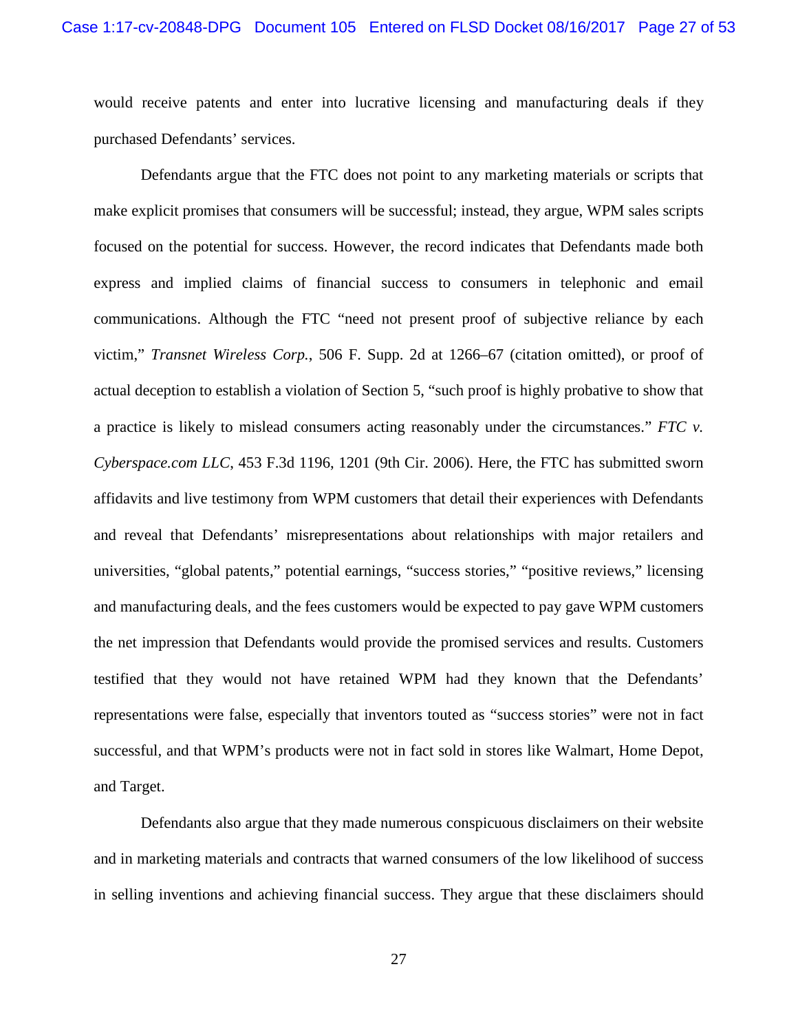would receive patents and enter into lucrative licensing and manufacturing deals if they purchased Defendants' services.

Defendants argue that the FTC does not point to any marketing materials or scripts that make explicit promises that consumers will be successful; instead, they argue, WPM sales scripts focused on the potential for success. However, the record indicates that Defendants made both express and implied claims of financial success to consumers in telephonic and email communications. Although the FTC "need not present proof of subjective reliance by each victim," *Transnet Wireless Corp.*, 506 F. Supp. 2d at 1266–67 (citation omitted), or proof of actual deception to establish a violation of Section 5, "such proof is highly probative to show that a practice is likely to mislead consumers acting reasonably under the circumstances." *FTC v. Cyberspace.com LLC*, 453 F.3d 1196, 1201 (9th Cir. 2006). Here, the FTC has submitted sworn affidavits and live testimony from WPM customers that detail their experiences with Defendants and reveal that Defendants' misrepresentations about relationships with major retailers and universities, "global patents," potential earnings, "success stories," "positive reviews," licensing and manufacturing deals, and the fees customers would be expected to pay gave WPM customers the net impression that Defendants would provide the promised services and results. Customers testified that they would not have retained WPM had they known that the Defendants' representations were false, especially that inventors touted as "success stories" were not in fact successful, and that WPM's products were not in fact sold in stores like Walmart, Home Depot, and Target.

Defendants also argue that they made numerous conspicuous disclaimers on their website and in marketing materials and contracts that warned consumers of the low likelihood of success in selling inventions and achieving financial success. They argue that these disclaimers should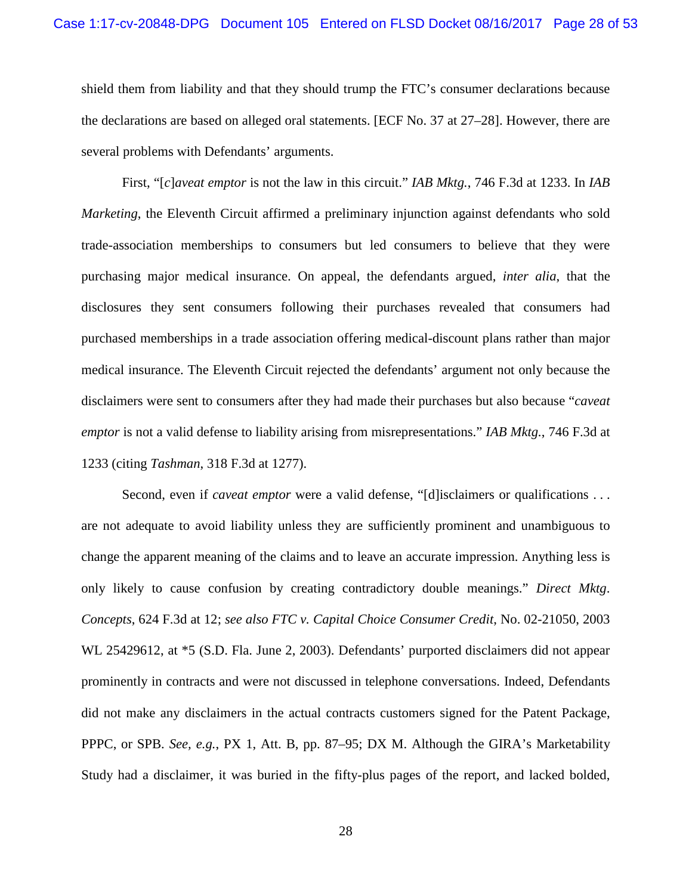shield them from liability and that they should trump the FTC's consumer declarations because the declarations are based on alleged oral statements. [ECF No. 37 at 27–28]. However, there are several problems with Defendants' arguments.

First, "[*c*]*aveat emptor* is not the law in this circuit." *IAB Mktg.*, 746 F.3d at 1233. In *IAB Marketing*, the Eleventh Circuit affirmed a preliminary injunction against defendants who sold trade-association memberships to consumers but led consumers to believe that they were purchasing major medical insurance. On appeal, the defendants argued, *inter alia*, that the disclosures they sent consumers following their purchases revealed that consumers had purchased memberships in a trade association offering medical-discount plans rather than major medical insurance. The Eleventh Circuit rejected the defendants' argument not only because the disclaimers were sent to consumers after they had made their purchases but also because "*caveat emptor* is not a valid defense to liability arising from misrepresentations." *IAB Mktg.*, 746 F.3d at 1233 (citing *Tashman*, 318 F.3d at 1277).

Second, even if *caveat emptor* were a valid defense, "[d]isclaimers or qualifications . . . are not adequate to avoid liability unless they are sufficiently prominent and unambiguous to change the apparent meaning of the claims and to leave an accurate impression. Anything less is only likely to cause confusion by creating contradictory double meanings." *Direct Mktg. Concepts*, 624 F.3d at 12; *see also FTC v. Capital Choice Consumer Credit*, No. 02-21050, 2003 WL 25429612, at *5 (S.D. Fla. June 2, 2003). Defendants' purported disclaimers did not appear prominently in contracts and were not discussed in telephone conversations. Indeed, Defendants did not make any disclaimers in the actual contracts customers signed for the Patent Package, PPPC, or SPB. *See, e.g.*, PX 1, Att. B, pp. 87–95; DX M. Although the GIRA's Marketability Study had a disclaimer, it was buried in the fifty-plus pages of the report, and lacked bolded,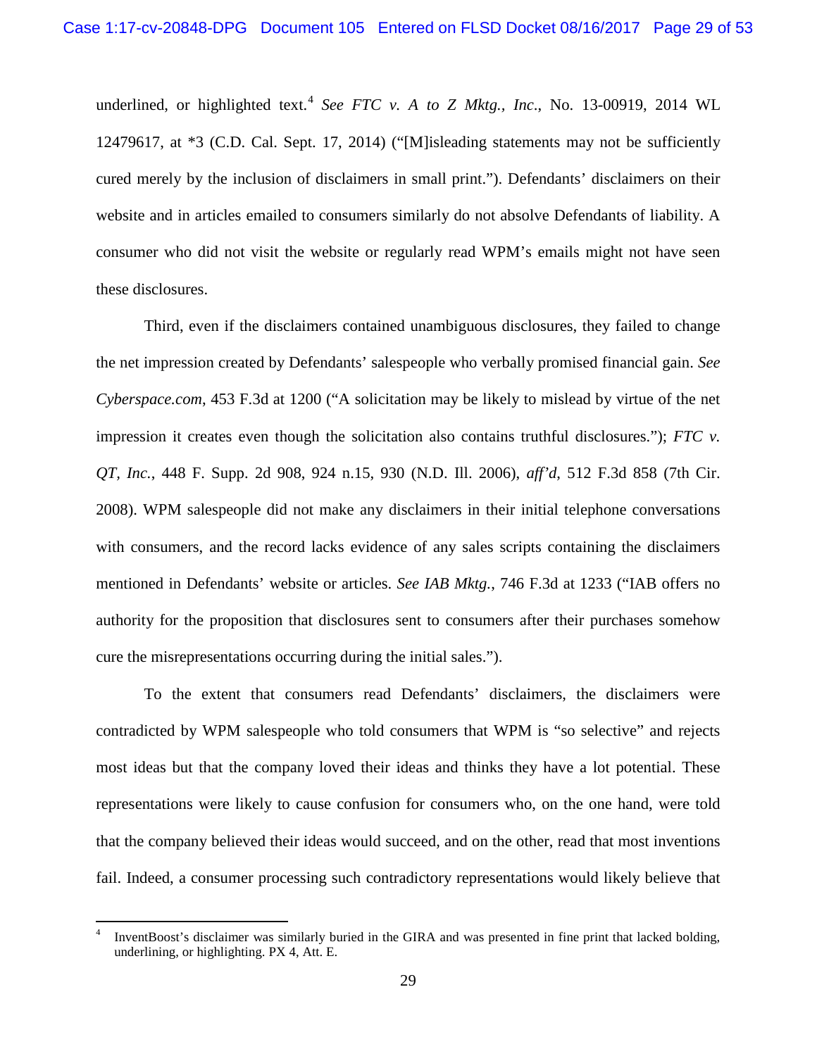underlined, or highlighted text.[4] *See FTC v. A to Z Mktg., Inc.*, No. 13-00919, 2014 WL 12479617, at *3 (C.D. Cal. Sept. 17, 2014) ("[M]isleading statements may not be sufficiently cured merely by the inclusion of disclaimers in small print."). Defendants' disclaimers on their website and in articles emailed to consumers similarly do not absolve Defendants of liability. A consumer who did not visit the website or regularly read WPM's emails might not have seen these disclosures.

Third, even if the disclaimers contained unambiguous disclosures, they failed to change the net impression created by Defendants' salespeople who verbally promised financial gain. *See Cyberspace.com*, 453 F.3d at 1200 ("A solicitation may be likely to mislead by virtue of the net impression it creates even though the solicitation also contains truthful disclosures."); *FTC v. QT, Inc.*, 448 F. Supp. 2d 908, 924 n.15, 930 (N.D. Ill. 2006), *aff'd*, 512 F.3d 858 (7th Cir. 2008). WPM salespeople did not make any disclaimers in their initial telephone conversations with consumers, and the record lacks evidence of any sales scripts containing the disclaimers mentioned in Defendants' website or articles. *See IAB Mktg.*, 746 F.3d at 1233 ("IAB offers no authority for the proposition that disclosures sent to consumers after their purchases somehow cure the misrepresentations occurring during the initial sales.").

To the extent that consumers read Defendants' disclaimers, the disclaimers were contradicted by WPM salespeople who told consumers that WPM is "so selective" and rejects most ideas but that the company loved their ideas and thinks they have a lot potential. These representations were likely to cause confusion for consumers who, on the one hand, were told that the company believed their ideas would succeed, and on the other, read that most inventions fail. Indeed, a consumer processing such contradictory representations would likely believe that

[4] InventBoost's disclaimer was similarly buried in the GIRA and was presented in fine print that lacked bolding, underlining, or highlighting. PX 4, Att. E.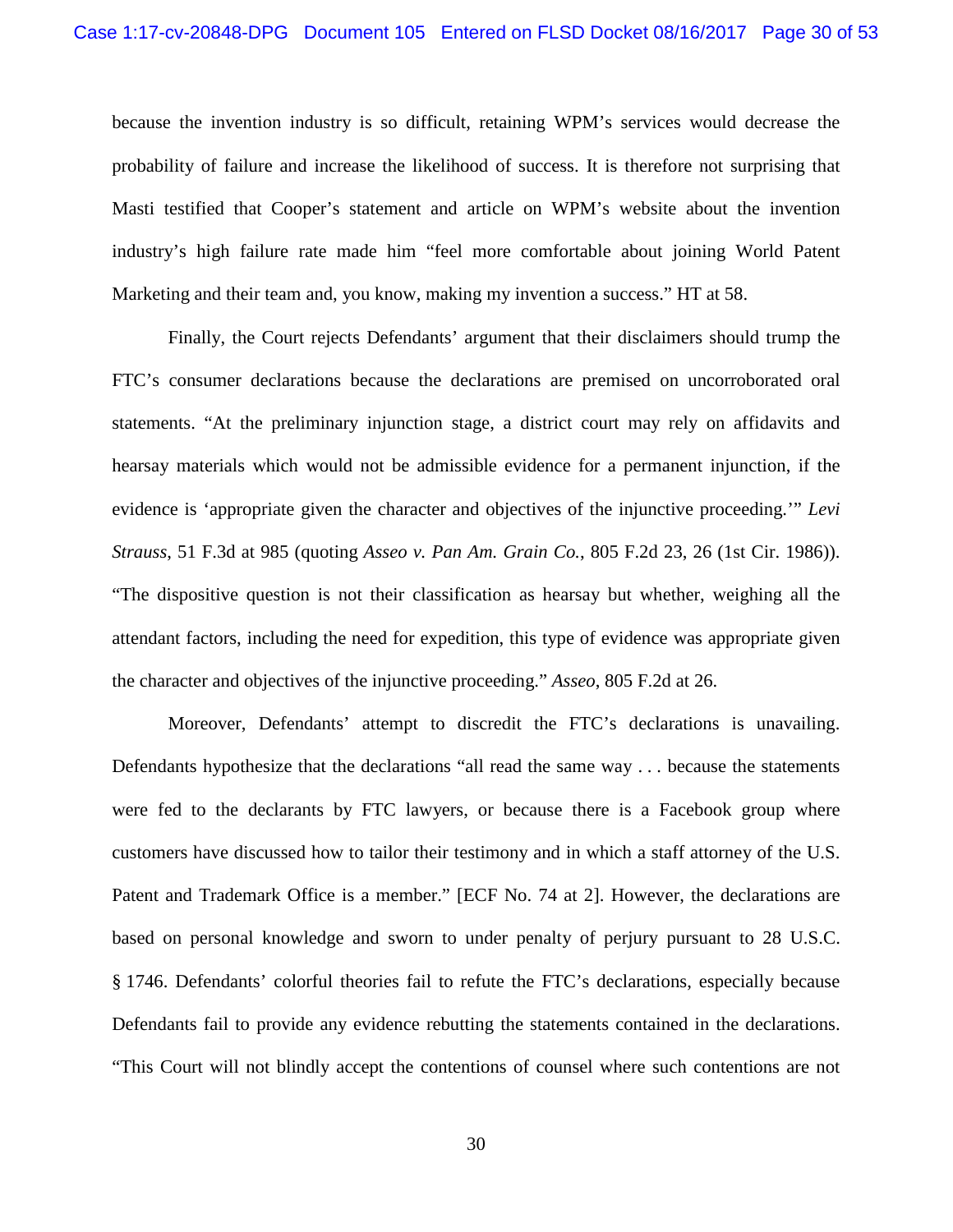because the invention industry is so difficult, retaining WPM's services would decrease the probability of failure and increase the likelihood of success. It is therefore not surprising that Masti testified that Cooper's statement and article on WPM's website about the invention industry's high failure rate made him "feel more comfortable about joining World Patent Marketing and their team and, you know, making my invention a success." HT at 58.

Finally, the Court rejects Defendants' argument that their disclaimers should trump the FTC's consumer declarations because the declarations are premised on uncorroborated oral statements. "At the preliminary injunction stage, a district court may rely on affidavits and hearsay materials which would not be admissible evidence for a permanent injunction, if the evidence is 'appropriate given the character and objectives of the injunctive proceeding.'" *Levi Strauss*, 51 F.3d at 985 (quoting *Asseo v. Pan Am. Grain Co.*, 805 F.2d 23, 26 (1st Cir. 1986)). "The dispositive question is not their classification as hearsay but whether, weighing all the attendant factors, including the need for expedition, this type of evidence was appropriate given the character and objectives of the injunctive proceeding." *Asseo*, 805 F.2d at 26.

Moreover, Defendants' attempt to discredit the FTC's declarations is unavailing. Defendants hypothesize that the declarations "all read the same way . . . because the statements were fed to the declarants by FTC lawyers, or because there is a Facebook group where customers have discussed how to tailor their testimony and in which a staff attorney of the U.S. Patent and Trademark Office is a member." [ECF No. 74 at 2]. However, the declarations are based on personal knowledge and sworn to under penalty of perjury pursuant to 28 U.S.C. § 1746. Defendants' colorful theories fail to refute the FTC's declarations, especially because Defendants fail to provide any evidence rebutting the statements contained in the declarations. "This Court will not blindly accept the contentions of counsel where such contentions are not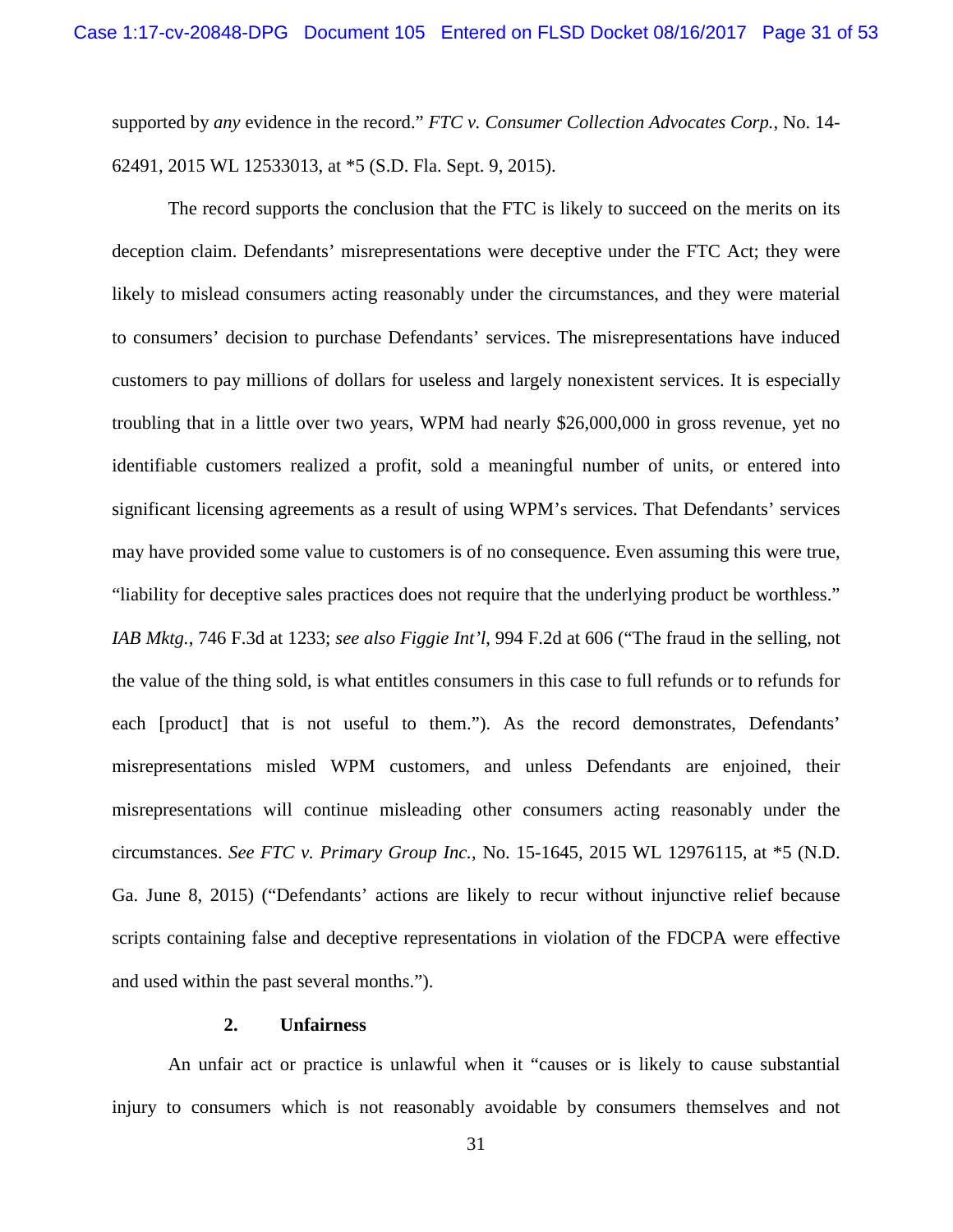supported by *any* evidence in the record." *FTC v. Consumer Collection Advocates Corp.*, No. 14-62491, 2015 WL 12533013, at *5 (S.D. Fla. Sept. 9, 2015).

The record supports the conclusion that the FTC is likely to succeed on the merits on its deception claim. Defendants' misrepresentations were deceptive under the FTC Act; they were likely to mislead consumers acting reasonably under the circumstances, and they were material to consumers' decision to purchase Defendants' services. The misrepresentations have induced customers to pay millions of dollars for useless and largely nonexistent services. It is especially troubling that in a little over two years, WPM had nearly $26,000,000 in gross revenue, yet no identifiable customers realized a profit, sold a meaningful number of units, or entered into significant licensing agreements as a result of using WPM's services. That Defendants' services may have provided some value to customers is of no consequence. Even assuming this were true, "liability for deceptive sales practices does not require that the underlying product be worthless." *IAB Mktg.*, 746 F.3d at 1233; *see also Figgie Int'l*, 994 F.2d at 606 ("The fraud in the selling, not the value of the thing sold, is what entitles consumers in this case to full refunds or to refunds for each [product] that is not useful to them."). As the record demonstrates, Defendants' misrepresentations misled WPM customers, and unless Defendants are enjoined, their misrepresentations will continue misleading other consumers acting reasonably under the circumstances. *See FTC v. Primary Group Inc.*, No. 15-1645, 2015 WL 12976115, at *5 (N.D. Ga. June 8, 2015) ("Defendants' actions are likely to recur without injunctive relief because scripts containing false and deceptive representations in violation of the FDCPA were effective and used within the past several months.").

### 2. Unfairness

An unfair act or practice is unlawful when it "causes or is likely to cause substantial injury to consumers which is not reasonably avoidable by consumers themselves and not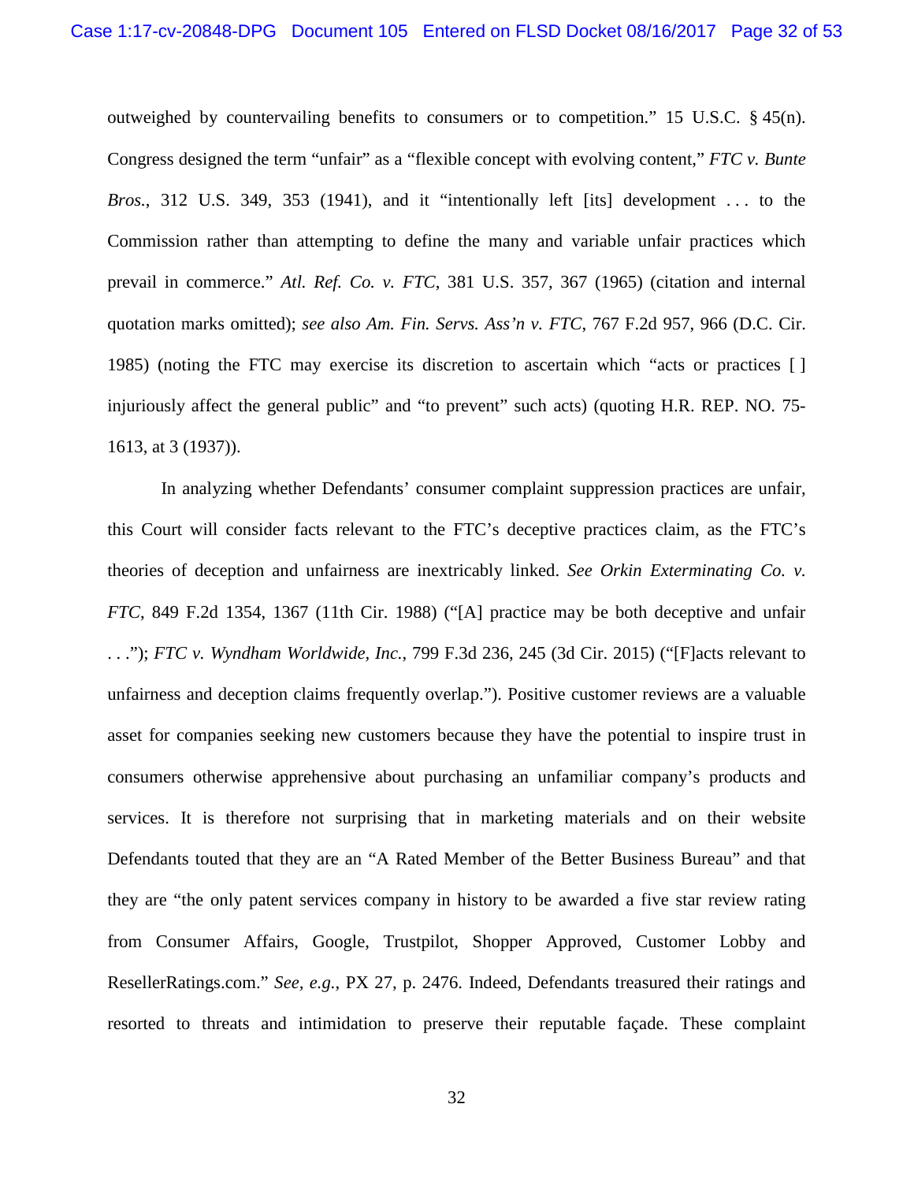outweighed by countervailing benefits to consumers or to competition." 15 U.S.C. § 45(n). Congress designed the term "unfair" as a "flexible concept with evolving content," *FTC v. Bunte Bros.*, 312 U.S. 349, 353 (1941), and it "intentionally left [its] development . . . to the Commission rather than attempting to define the many and variable unfair practices which prevail in commerce." *Atl. Ref. Co. v. FTC*, 381 U.S. 357, 367 (1965) (citation and internal quotation marks omitted); *see also Am. Fin. Servs. Ass'n v. FTC*, 767 F.2d 957, 966 (D.C. Cir. 1985) (noting the FTC may exercise its discretion to ascertain which "acts or practices [ ] injuriously affect the general public" and "to prevent" such acts) (quoting H.R. REP. NO. 75-1613, at 3 (1937)).

In analyzing whether Defendants' consumer complaint suppression practices are unfair, this Court will consider facts relevant to the FTC's deceptive practices claim, as the FTC's theories of deception and unfairness are inextricably linked. *See Orkin Exterminating Co. v. FTC*, 849 F.2d 1354, 1367 (11th Cir. 1988) ("[A] practice may be both deceptive and unfair . . ."); *FTC v. Wyndham Worldwide, Inc.*, 799 F.3d 236, 245 (3d Cir. 2015) ("[F]acts relevant to unfairness and deception claims frequently overlap."). Positive customer reviews are a valuable asset for companies seeking new customers because they have the potential to inspire trust in consumers otherwise apprehensive about purchasing an unfamiliar company's products and services. It is therefore not surprising that in marketing materials and on their website Defendants touted that they are an "A Rated Member of the Better Business Bureau" and that they are "the only patent services company in history to be awarded a five star review rating from Consumer Affairs, Google, Trustpilot, Shopper Approved, Customer Lobby and ResellerRatings.com." *See, e.g.*, PX 27, p. 2476. Indeed, Defendants treasured their ratings and resorted to threats and intimidation to preserve their reputable façade. These complaint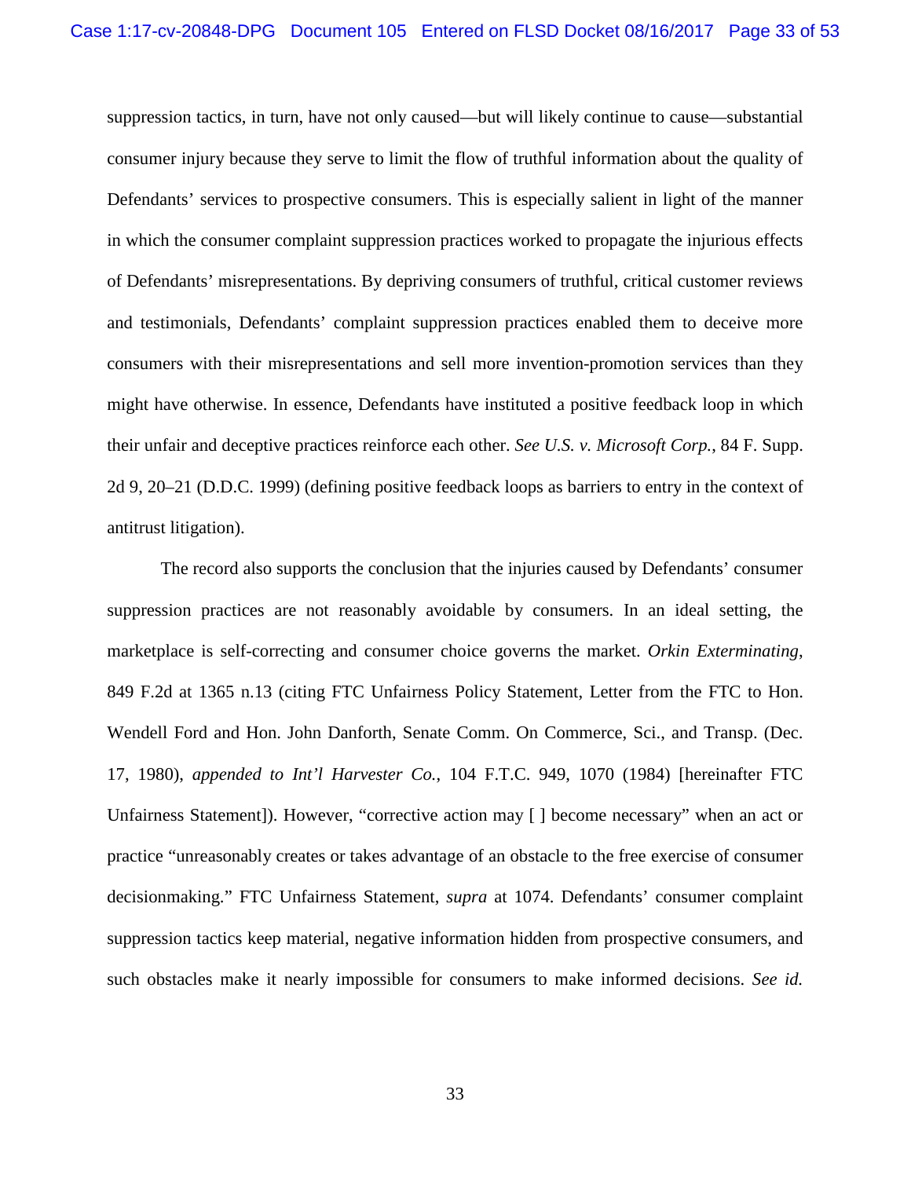suppression tactics, in turn, have not only caused—but will likely continue to cause—substantial consumer injury because they serve to limit the flow of truthful information about the quality of Defendants' services to prospective consumers. This is especially salient in light of the manner in which the consumer complaint suppression practices worked to propagate the injurious effects of Defendants' misrepresentations. By depriving consumers of truthful, critical customer reviews and testimonials, Defendants' complaint suppression practices enabled them to deceive more consumers with their misrepresentations and sell more invention-promotion services than they might have otherwise. In essence, Defendants have instituted a positive feedback loop in which their unfair and deceptive practices reinforce each other. *See U.S. v. Microsoft Corp.*, 84 F. Supp. 2d 9, 20–21 (D.D.C. 1999) (defining positive feedback loops as barriers to entry in the context of antitrust litigation).

The record also supports the conclusion that the injuries caused by Defendants' consumer suppression practices are not reasonably avoidable by consumers. In an ideal setting, the marketplace is self-correcting and consumer choice governs the market. *Orkin Exterminating*, 849 F.2d at 1365 n.13 (citing FTC Unfairness Policy Statement, Letter from the FTC to Hon. Wendell Ford and Hon. John Danforth, Senate Comm. On Commerce, Sci., and Transp. (Dec. 17, 1980), *appended to Int'l Harvester Co.*, 104 F.T.C. 949, 1070 (1984) [hereinafter FTC Unfairness Statement]). However, "corrective action may [ ] become necessary" when an act or practice "unreasonably creates or takes advantage of an obstacle to the free exercise of consumer decisionmaking." FTC Unfairness Statement, *supra* at 1074. Defendants' consumer complaint suppression tactics keep material, negative information hidden from prospective consumers, and such obstacles make it nearly impossible for consumers to make informed decisions. *See id.*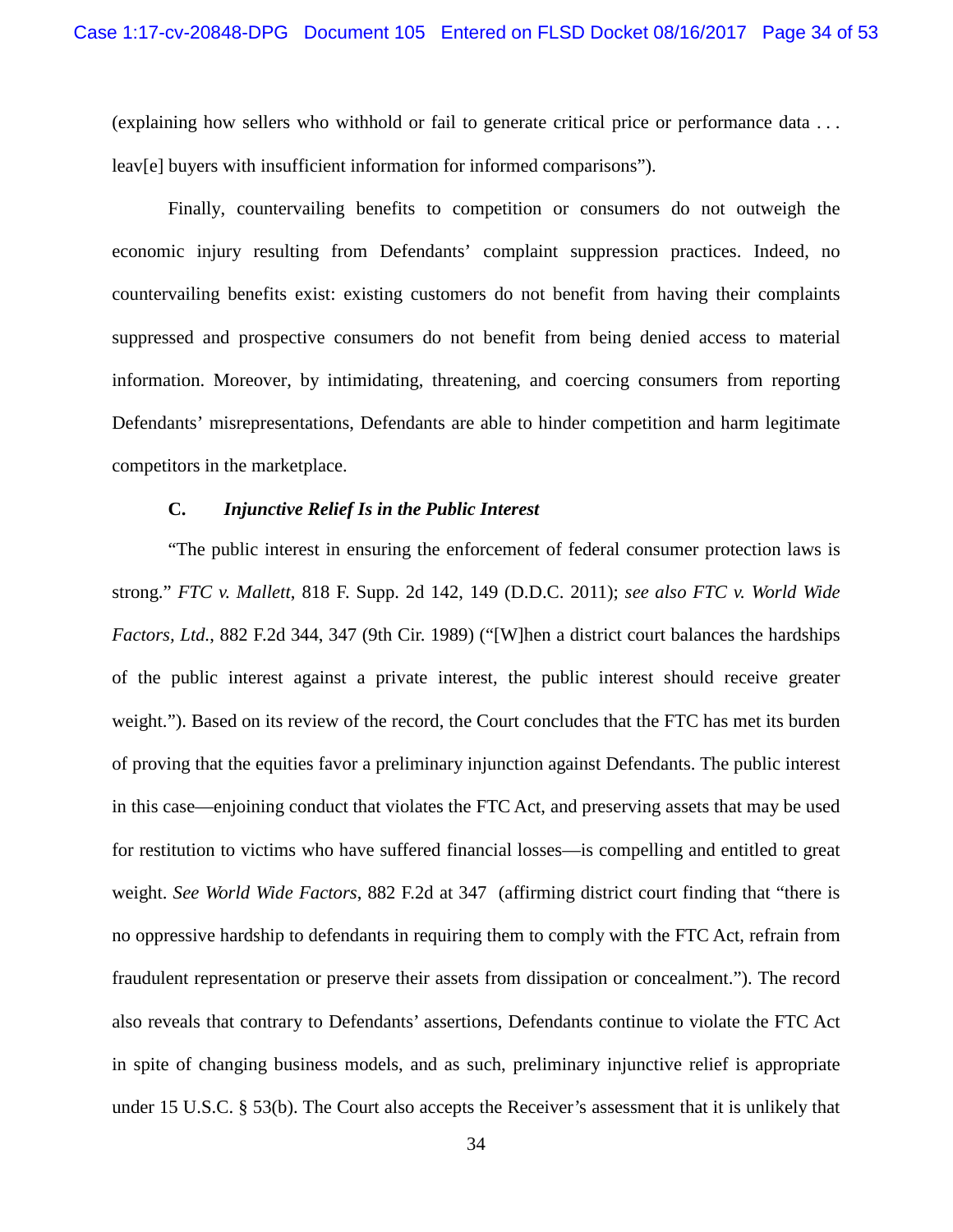(explaining how sellers who withhold or fail to generate critical price or performance data . . . leav[e] buyers with insufficient information for informed comparisons").

Finally, countervailing benefits to competition or consumers do not outweigh the economic injury resulting from Defendants' complaint suppression practices. Indeed, no countervailing benefits exist: existing customers do not benefit from having their complaints suppressed and prospective consumers do not benefit from being denied access to material information. Moreover, by intimidating, threatening, and coercing consumers from reporting Defendants' misrepresentations, Defendants are able to hinder competition and harm legitimate competitors in the marketplace.

### C. *Injunctive Relief Is in the Public Interest*

"The public interest in ensuring the enforcement of federal consumer protection laws is strong." *FTC v. Mallett*, 818 F. Supp. 2d 142, 149 (D.D.C. 2011); *see also FTC v. World Wide Factors, Ltd.*, 882 F.2d 344, 347 (9th Cir. 1989) ("[W]hen a district court balances the hardships of the public interest against a private interest, the public interest should receive greater weight."). Based on its review of the record, the Court concludes that the FTC has met its burden of proving that the equities favor a preliminary injunction against Defendants. The public interest in this case—enjoining conduct that violates the FTC Act, and preserving assets that may be used for restitution to victims who have suffered financial losses—is compelling and entitled to great weight. *See World Wide Factors*, 882 F.2d at 347 (affirming district court finding that "there is no oppressive hardship to defendants in requiring them to comply with the FTC Act, refrain from fraudulent representation or preserve their assets from dissipation or concealment."). The record also reveals that contrary to Defendants' assertions, Defendants continue to violate the FTC Act in spite of changing business models, and as such, preliminary injunctive relief is appropriate under 15 U.S.C. § 53(b). The Court also accepts the Receiver's assessment that it is unlikely that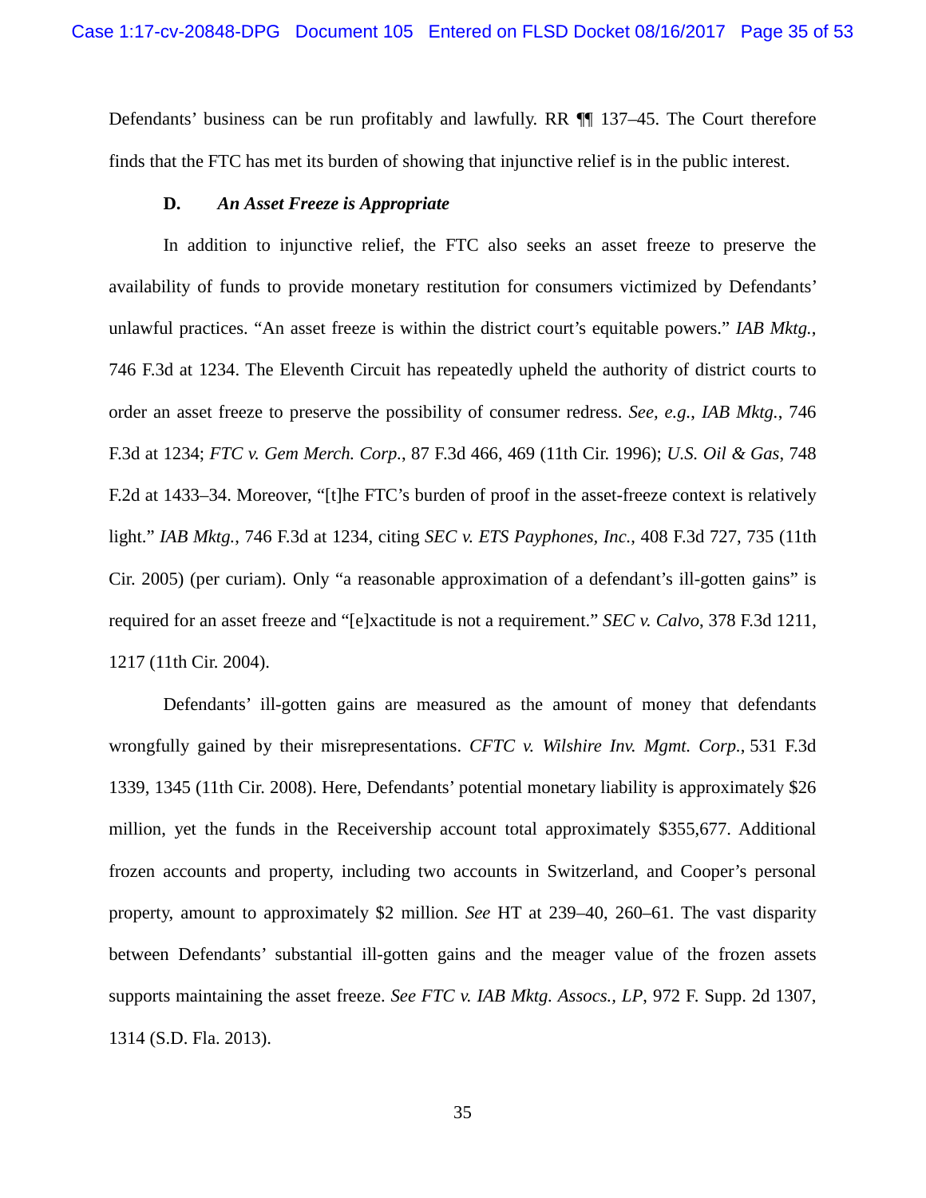Defendants' business can be run profitably and lawfully. RR ¶¶ 137–45. The Court therefore finds that the FTC has met its burden of showing that injunctive relief is in the public interest.

### D. *An Asset Freeze is Appropriate*

In addition to injunctive relief, the FTC also seeks an asset freeze to preserve the availability of funds to provide monetary restitution for consumers victimized by Defendants' unlawful practices. "An asset freeze is within the district court's equitable powers." *IAB Mktg.*, 746 F.3d at 1234. The Eleventh Circuit has repeatedly upheld the authority of district courts to order an asset freeze to preserve the possibility of consumer redress. *See, e.g.*, *IAB Mktg.*, 746 F.3d at 1234; *FTC v. Gem Merch. Corp.*, 87 F.3d 466, 469 (11th Cir. 1996); *U.S. Oil & Gas*, 748 F.2d at 1433–34. Moreover, "[t]he FTC's burden of proof in the asset-freeze context is relatively light." *IAB Mktg.*, 746 F.3d at 1234, citing *SEC v. ETS Payphones, Inc.*, 408 F.3d 727, 735 (11th Cir. 2005) (per curiam). Only "a reasonable approximation of a defendant's ill-gotten gains" is required for an asset freeze and "[e]xactitude is not a requirement." *SEC v. Calvo*, 378 F.3d 1211, 1217 (11th Cir. 2004).

Defendants' ill-gotten gains are measured as the amount of money that defendants wrongfully gained by their misrepresentations. *CFTC v. Wilshire Inv. Mgmt. Corp.*, 531 F.3d 1339, 1345 (11th Cir. 2008). Here, Defendants' potential monetary liability is approximately $26 million, yet the funds in the Receivership account total approximately $355,677. Additional frozen accounts and property, including two accounts in Switzerland, and Cooper's personal property, amount to approximately $2 million. *See* HT at 239–40, 260–61. The vast disparity between Defendants' substantial ill-gotten gains and the meager value of the frozen assets supports maintaining the asset freeze. *See FTC v. IAB Mktg. Assocs., LP*, 972 F. Supp. 2d 1307, 1314 (S.D. Fla. 2013).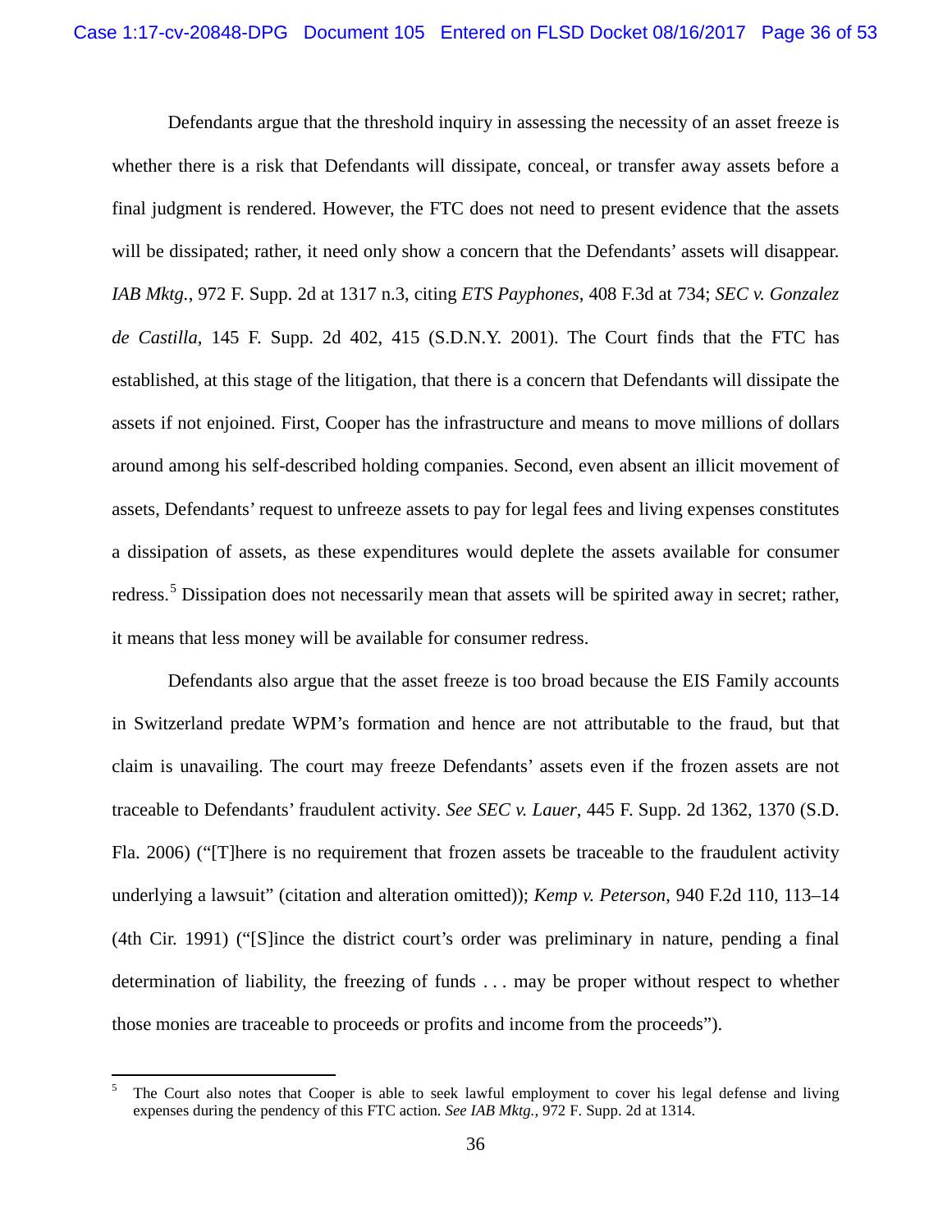Defendants argue that the threshold inquiry in assessing the necessity of an asset freeze is whether there is a risk that Defendants will dissipate, conceal, or transfer away assets before a final judgment is rendered. However, the FTC does not need to present evidence that the assets will be dissipated; rather, it need only show a concern that the Defendants' assets will disappear. *IAB Mktg.*, 972 F. Supp. 2d at 1317 n.3, citing *ETS Payphones*, 408 F.3d at 734; *SEC v. Gonzalez de Castilla*, 145 F. Supp. 2d 402, 415 (S.D.N.Y. 2001). The Court finds that the FTC has established, at this stage of the litigation, that there is a concern that Defendants will dissipate the assets if not enjoined. First, Cooper has the infrastructure and means to move millions of dollars around among his self-described holding companies. Second, even absent an illicit movement of assets, Defendants' request to unfreeze assets to pay for legal fees and living expenses constitutes a dissipation of assets, as these expenditures would deplete the assets available for consumer redress.[5] Dissipation does not necessarily mean that assets will be spirited away in secret; rather, it means that less money will be available for consumer redress.

Defendants also argue that the asset freeze is too broad because the EIS Family accounts in Switzerland predate WPM's formation and hence are not attributable to the fraud, but that claim is unavailing. The court may freeze Defendants' assets even if the frozen assets are not traceable to Defendants' fraudulent activity. *See SEC v. Lauer*, 445 F. Supp. 2d 1362, 1370 (S.D. Fla. 2006) ("[T]here is no requirement that frozen assets be traceable to the fraudulent activity underlying a lawsuit" (citation and alteration omitted)); *Kemp v. Peterson*, 940 F.2d 110, 113–14 (4th Cir. 1991) ("[S]ince the district court's order was preliminary in nature, pending a final determination of liability, the freezing of funds . . . may be proper without respect to whether those monies are traceable to proceeds or profits and income from the proceeds").

---

[5] The Court also notes that Cooper is able to seek lawful employment to cover his legal defense and living expenses during the pendency of this FTC action. *See IAB Mktg.*, 972 F. Supp. 2d at 1314.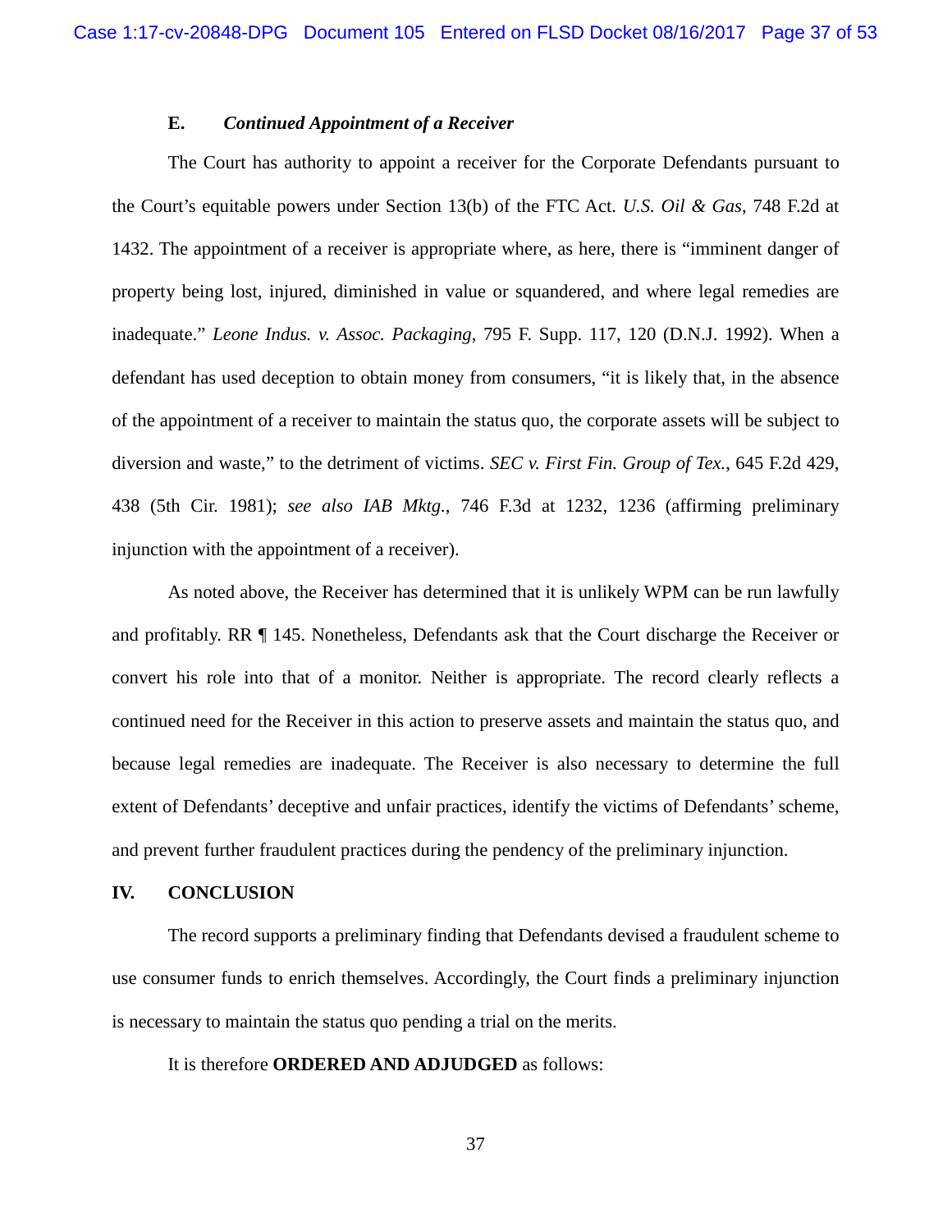### E. *Continued Appointment of a Receiver*

The Court has authority to appoint a receiver for the Corporate Defendants pursuant to the Court's equitable powers under Section 13(b) of the FTC Act. *U.S. Oil & Gas*, 748 F.2d at 1432. The appointment of a receiver is appropriate where, as here, there is "imminent danger of property being lost, injured, diminished in value or squandered, and where legal remedies are inadequate." *Leone Indus. v. Assoc. Packaging*, 795 F. Supp. 117, 120 (D.N.J. 1992). When a defendant has used deception to obtain money from consumers, "it is likely that, in the absence of the appointment of a receiver to maintain the status quo, the corporate assets will be subject to diversion and waste," to the detriment of victims. *SEC v. First Fin. Group of Tex.*, 645 F.2d 429, 438 (5th Cir. 1981); *see also IAB Mktg.*, 746 F.3d at 1232, 1236 (affirming preliminary injunction with the appointment of a receiver).

As noted above, the Receiver has determined that it is unlikely WPM can be run lawfully and profitably. RR ¶ 145. Nonetheless, Defendants ask that the Court discharge the Receiver or convert his role into that of a monitor. Neither is appropriate. The record clearly reflects a continued need for the Receiver in this action to preserve assets and maintain the status quo, and because legal remedies are inadequate. The Receiver is also necessary to determine the full extent of Defendants' deceptive and unfair practices, identify the victims of Defendants' scheme, and prevent further fraudulent practices during the pendency of the preliminary injunction.

## IV. CONCLUSION

The record supports a preliminary finding that Defendants devised a fraudulent scheme to use consumer funds to enrich themselves. Accordingly, the Court finds a preliminary injunction is necessary to maintain the status quo pending a trial on the merits.

It is therefore **ORDERED AND ADJUDGED** as follows: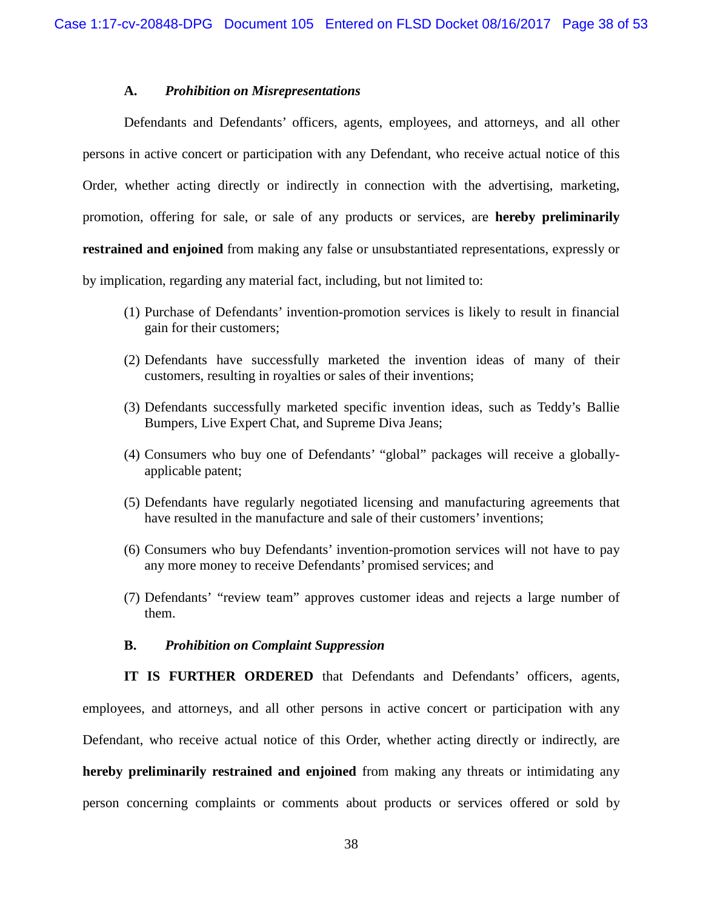### A. *Prohibition on Misrepresentations*

Defendants and Defendants' officers, agents, employees, and attorneys, and all other persons in active concert or participation with any Defendant, who receive actual notice of this Order, whether acting directly or indirectly in connection with the advertising, marketing, promotion, offering for sale, or sale of any products or services, are **hereby preliminarily restrained and enjoined** from making any false or unsubstantiated representations, expressly or by implication, regarding any material fact, including, but not limited to:

(1) Purchase of Defendants' invention-promotion services is likely to result in financial gain for their customers;

(2) Defendants have successfully marketed the invention ideas of many of their customers, resulting in royalties or sales of their inventions;

(3) Defendants successfully marketed specific invention ideas, such as Teddy's Ballie Bumpers, Live Expert Chat, and Supreme Diva Jeans;

(4) Consumers who buy one of Defendants' "global" packages will receive a globally-applicable patent;

(5) Defendants have regularly negotiated licensing and manufacturing agreements that have resulted in the manufacture and sale of their customers' inventions;

(6) Consumers who buy Defendants' invention-promotion services will not have to pay any more money to receive Defendants' promised services; and

(7) Defendants' "review team" approves customer ideas and rejects a large number of them.

### B. *Prohibition on Complaint Suppression*

**IT IS FURTHER ORDERED** that Defendants and Defendants' officers, agents, employees, and attorneys, and all other persons in active concert or participation with any Defendant, who receive actual notice of this Order, whether acting directly or indirectly, are **hereby preliminarily restrained and enjoined** from making any threats or intimidating any person concerning complaints or comments about products or services offered or sold by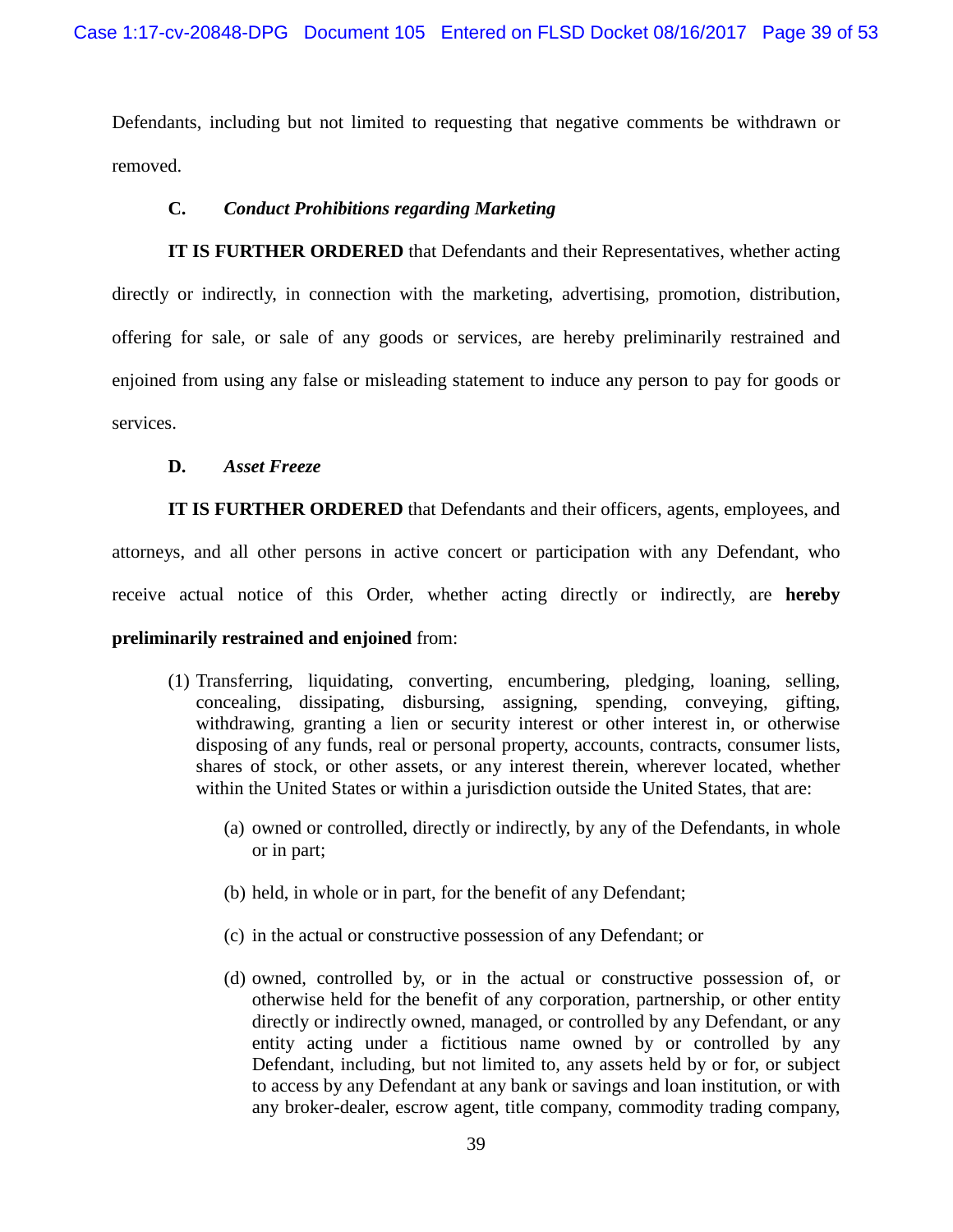Defendants, including but not limited to requesting that negative comments be withdrawn or removed.

**C.** ***Conduct Prohibitions regarding Marketing***

**IT IS FURTHER ORDERED** that Defendants and their Representatives, whether acting directly or indirectly, in connection with the marketing, advertising, promotion, distribution, offering for sale, or sale of any goods or services, are hereby preliminarily restrained and enjoined from using any false or misleading statement to induce any person to pay for goods or services.

**D.** ***Asset Freeze***

**IT IS FURTHER ORDERED** that Defendants and their officers, agents, employees, and attorneys, and all other persons in active concert or participation with any Defendant, who receive actual notice of this Order, whether acting directly or indirectly, are **hereby preliminarily restrained and enjoined** from:

(1) Transferring, liquidating, converting, encumbering, pledging, loaning, selling, concealing, dissipating, disbursing, assigning, spending, conveying, gifting, withdrawing, granting a lien or security interest or other interest in, or otherwise disposing of any funds, real or personal property, accounts, contracts, consumer lists, shares of stock, or other assets, or any interest therein, wherever located, whether within the United States or within a jurisdiction outside the United States, that are:

(a) owned or controlled, directly or indirectly, by any of the Defendants, in whole or in part;

(b) held, in whole or in part, for the benefit of any Defendant;

(c) in the actual or constructive possession of any Defendant; or

(d) owned, controlled by, or in the actual or constructive possession of, or otherwise held for the benefit of any corporation, partnership, or other entity directly or indirectly owned, managed, or controlled by any Defendant, or any entity acting under a fictitious name owned by or controlled by any Defendant, including, but not limited to, any assets held by or for, or subject to access by any Defendant at any bank or savings and loan institution, or with any broker-dealer, escrow agent, title company, commodity trading company,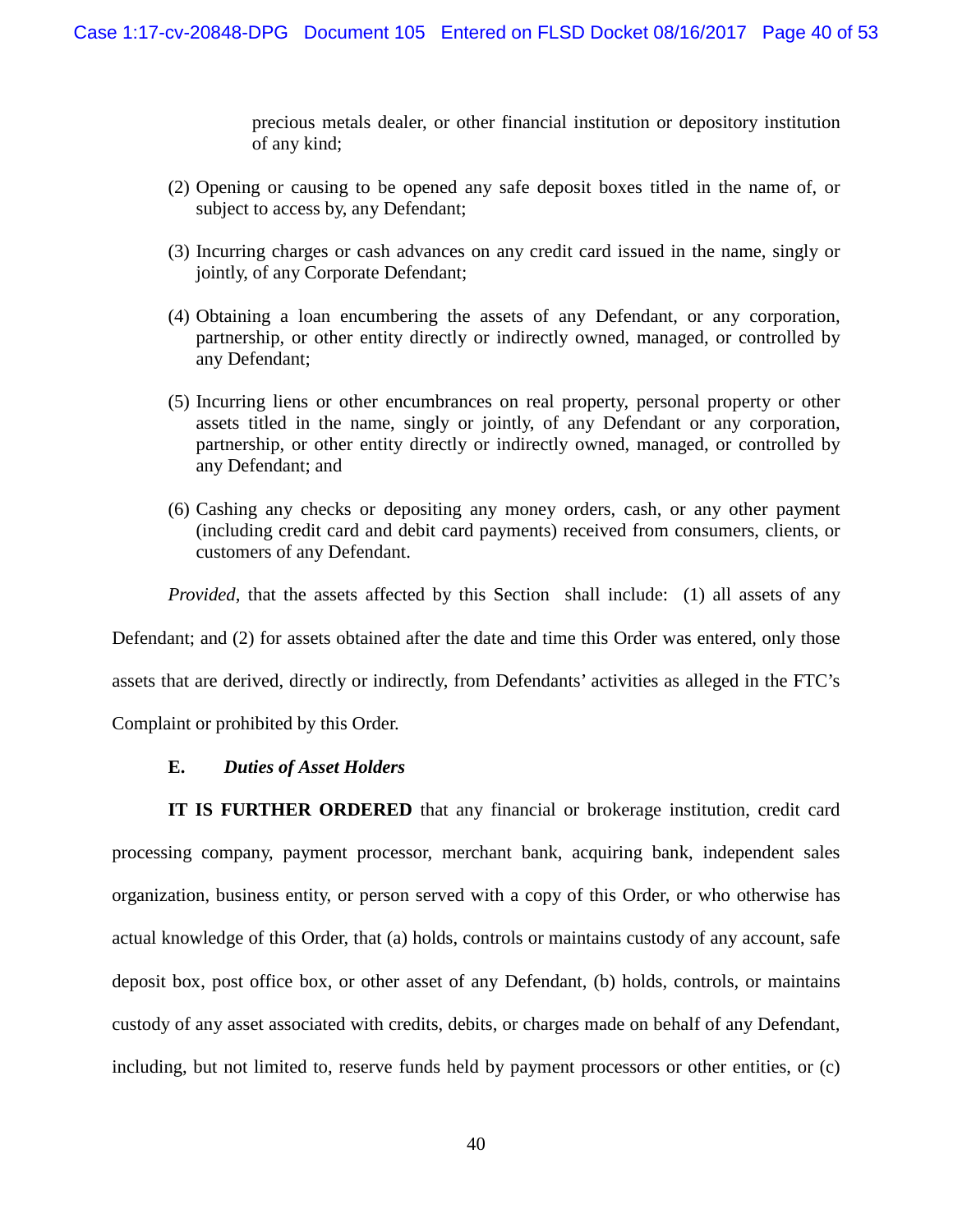precious metals dealer, or other financial institution or depository institution of any kind;

(2) Opening or causing to be opened any safe deposit boxes titled in the name of, or subject to access by, any Defendant;

(3) Incurring charges or cash advances on any credit card issued in the name, singly or jointly, of any Corporate Defendant;

(4) Obtaining a loan encumbering the assets of any Defendant, or any corporation, partnership, or other entity directly or indirectly owned, managed, or controlled by any Defendant;

(5) Incurring liens or other encumbrances on real property, personal property or other assets titled in the name, singly or jointly, of any Defendant or any corporation, partnership, or other entity directly or indirectly owned, managed, or controlled by any Defendant; and

(6) Cashing any checks or depositing any money orders, cash, or any other payment (including credit card and debit card payments) received from consumers, clients, or customers of any Defendant.

*Provided*, that the assets affected by this Section shall include: (1) all assets of any Defendant; and (2) for assets obtained after the date and time this Order was entered, only those assets that are derived, directly or indirectly, from Defendants' activities as alleged in the FTC's Complaint or prohibited by this Order.

**E.** ***Duties of Asset Holders***

**IT IS FURTHER ORDERED** that any financial or brokerage institution, credit card processing company, payment processor, merchant bank, acquiring bank, independent sales organization, business entity, or person served with a copy of this Order, or who otherwise has actual knowledge of this Order, that (a) holds, controls or maintains custody of any account, safe deposit box, post office box, or other asset of any Defendant, (b) holds, controls, or maintains custody of any asset associated with credits, debits, or charges made on behalf of any Defendant, including, but not limited to, reserve funds held by payment processors or other entities, or (c)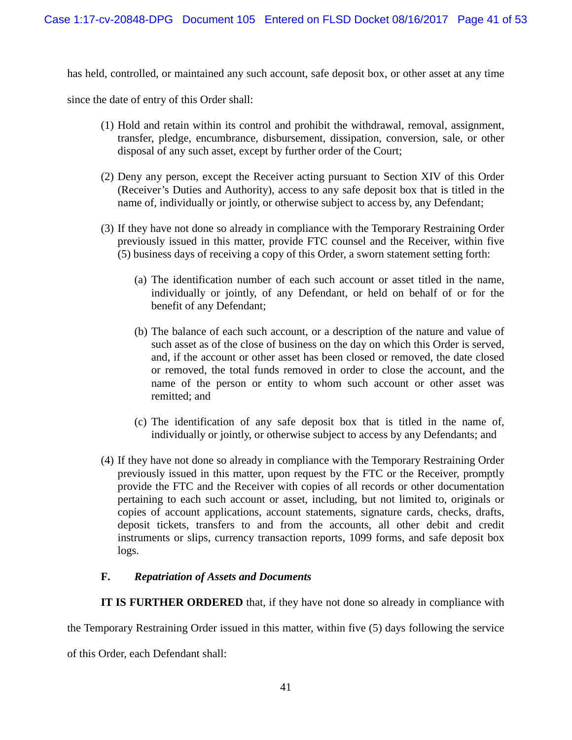has held, controlled, or maintained any such account, safe deposit box, or other asset at any time since the date of entry of this Order shall:

(1) Hold and retain within its control and prohibit the withdrawal, removal, assignment, transfer, pledge, encumbrance, disbursement, dissipation, conversion, sale, or other disposal of any such asset, except by further order of the Court;

(2) Deny any person, except the Receiver acting pursuant to Section XIV of this Order (Receiver's Duties and Authority), access to any safe deposit box that is titled in the name of, individually or jointly, or otherwise subject to access by, any Defendant;

(3) If they have not done so already in compliance with the Temporary Restraining Order previously issued in this matter, provide FTC counsel and the Receiver, within five (5) business days of receiving a copy of this Order, a sworn statement setting forth:

  (a) The identification number of each such account or asset titled in the name, individually or jointly, of any Defendant, or held on behalf of or for the benefit of any Defendant;

  (b) The balance of each such account, or a description of the nature and value of such asset as of the close of business on the day on which this Order is served, and, if the account or other asset has been closed or removed, the date closed or removed, the total funds removed in order to close the account, and the name of the person or entity to whom such account or other asset was remitted; and

  (c) The identification of any safe deposit box that is titled in the name of, individually or jointly, or otherwise subject to access by any Defendants; and

(4) If they have not done so already in compliance with the Temporary Restraining Order previously issued in this matter, upon request by the FTC or the Receiver, promptly provide the FTC and the Receiver with copies of all records or other documentation pertaining to each such account or asset, including, but not limited to, originals or copies of account applications, account statements, signature cards, checks, drafts, deposit tickets, transfers to and from the accounts, all other debit and credit instruments or slips, currency transaction reports, 1099 forms, and safe deposit box logs.

**F.** ***Repatriation of Assets and Documents***

**IT IS FURTHER ORDERED** that, if they have not done so already in compliance with the Temporary Restraining Order issued in this matter, within five (5) days following the service of this Order, each Defendant shall: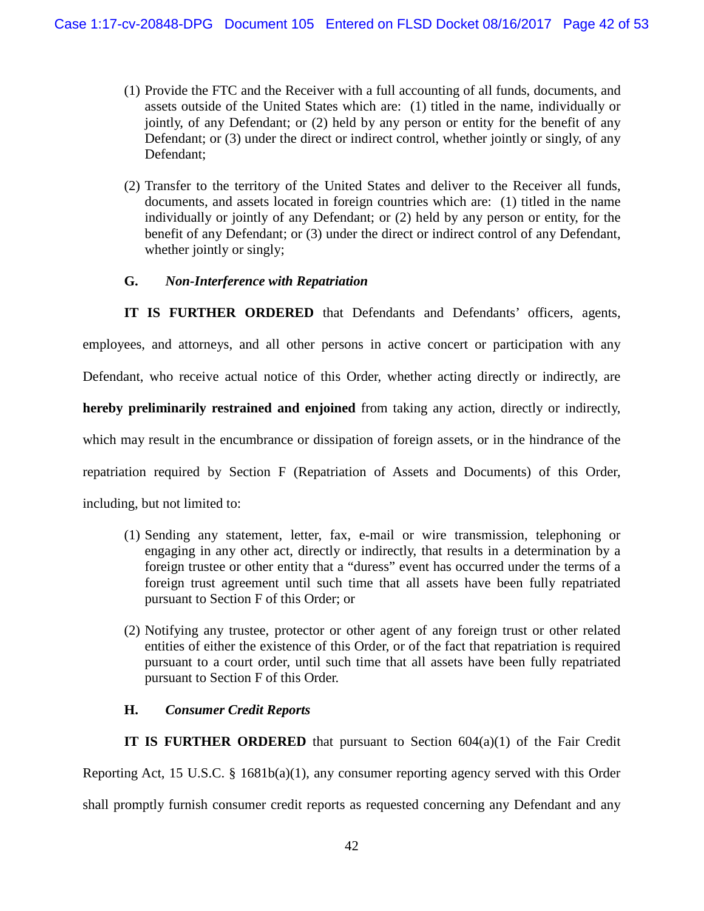(1) Provide the FTC and the Receiver with a full accounting of all funds, documents, and assets outside of the United States which are: (1) titled in the name, individually or jointly, of any Defendant; or (2) held by any person or entity for the benefit of any Defendant; or (3) under the direct or indirect control, whether jointly or singly, of any Defendant;

(2) Transfer to the territory of the United States and deliver to the Receiver all funds, documents, and assets located in foreign countries which are: (1) titled in the name individually or jointly of any Defendant; or (2) held by any person or entity, for the benefit of any Defendant; or (3) under the direct or indirect control of any Defendant, whether jointly or singly;

### G. *Non-Interference with Repatriation*

**IT IS FURTHER ORDERED** that Defendants and Defendants' officers, agents, employees, and attorneys, and all other persons in active concert or participation with any Defendant, who receive actual notice of this Order, whether acting directly or indirectly, are **hereby preliminarily restrained and enjoined** from taking any action, directly or indirectly, which may result in the encumbrance or dissipation of foreign assets, or in the hindrance of the repatriation required by Section F (Repatriation of Assets and Documents) of this Order, including, but not limited to:

(1) Sending any statement, letter, fax, e-mail or wire transmission, telephoning or engaging in any other act, directly or indirectly, that results in a determination by a foreign trustee or other entity that a "duress" event has occurred under the terms of a foreign trust agreement until such time that all assets have been fully repatriated pursuant to Section F of this Order; or

(2) Notifying any trustee, protector or other agent of any foreign trust or other related entities of either the existence of this Order, or of the fact that repatriation is required pursuant to a court order, until such time that all assets have been fully repatriated pursuant to Section F of this Order.

### H. *Consumer Credit Reports*

**IT IS FURTHER ORDERED** that pursuant to Section 604(a)(1) of the Fair Credit Reporting Act, 15 U.S.C. § 1681b(a)(1), any consumer reporting agency served with this Order shall promptly furnish consumer credit reports as requested concerning any Defendant and any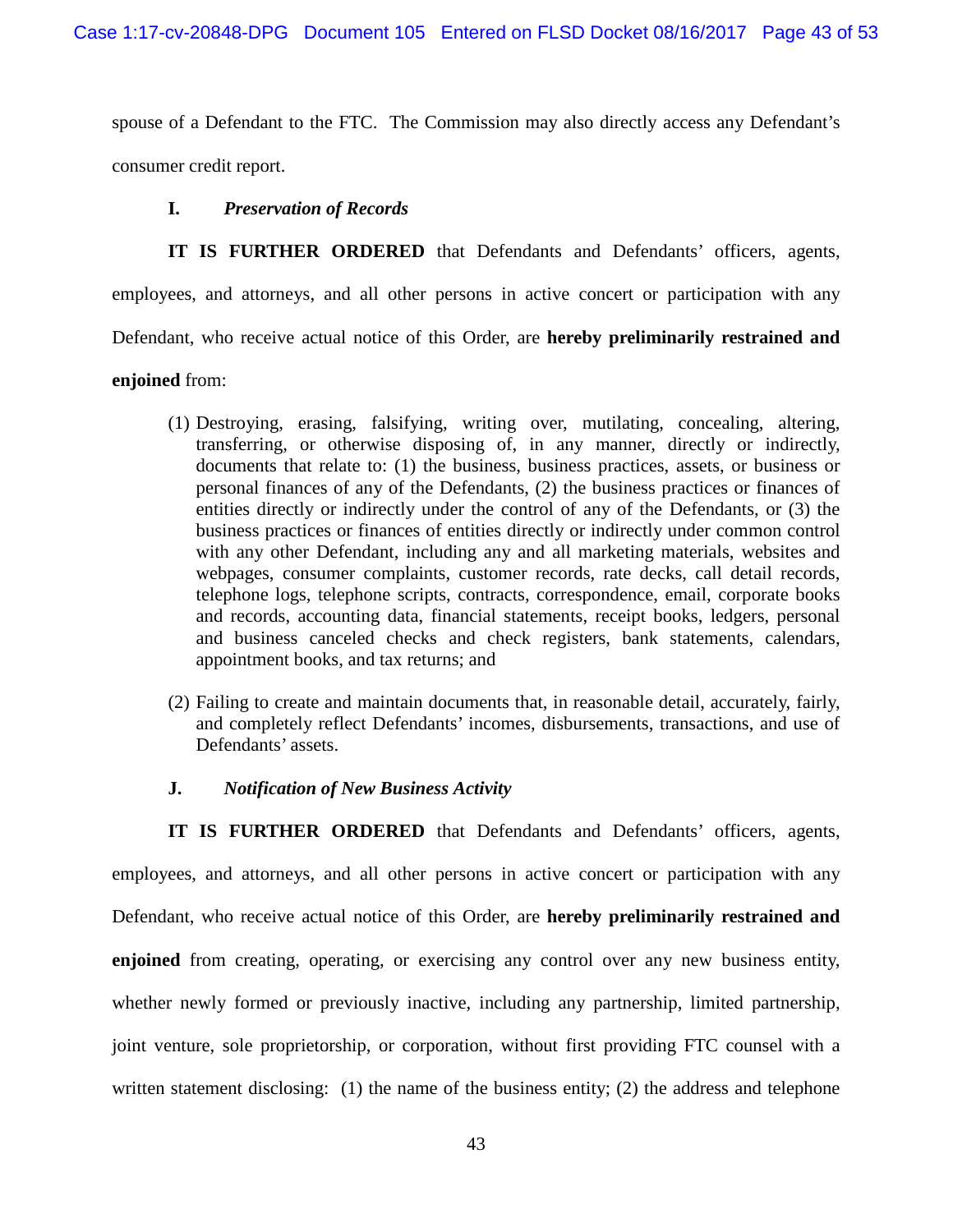spouse of a Defendant to the FTC. The Commission may also directly access any Defendant's consumer credit report.

### I. *Preservation of Records*

**IT IS FURTHER ORDERED** that Defendants and Defendants' officers, agents, employees, and attorneys, and all other persons in active concert or participation with any Defendant, who receive actual notice of this Order, are **hereby preliminarily restrained and enjoined** from:

(1) Destroying, erasing, falsifying, writing over, mutilating, concealing, altering, transferring, or otherwise disposing of, in any manner, directly or indirectly, documents that relate to: (1) the business, business practices, assets, or business or personal finances of any of the Defendants, (2) the business practices or finances of entities directly or indirectly under the control of any of the Defendants, or (3) the business practices or finances of entities directly or indirectly under common control with any other Defendant, including any and all marketing materials, websites and webpages, consumer complaints, customer records, rate decks, call detail records, telephone logs, telephone scripts, contracts, correspondence, email, corporate books and records, accounting data, financial statements, receipt books, ledgers, personal and business canceled checks and check registers, bank statements, calendars, appointment books, and tax returns; and

(2) Failing to create and maintain documents that, in reasonable detail, accurately, fairly, and completely reflect Defendants' incomes, disbursements, transactions, and use of Defendants' assets.

### J. *Notification of New Business Activity*

**IT IS FURTHER ORDERED** that Defendants and Defendants' officers, agents, employees, and attorneys, and all other persons in active concert or participation with any Defendant, who receive actual notice of this Order, are **hereby preliminarily restrained and enjoined** from creating, operating, or exercising any control over any new business entity, whether newly formed or previously inactive, including any partnership, limited partnership, joint venture, sole proprietorship, or corporation, without first providing FTC counsel with a written statement disclosing: (1) the name of the business entity; (2) the address and telephone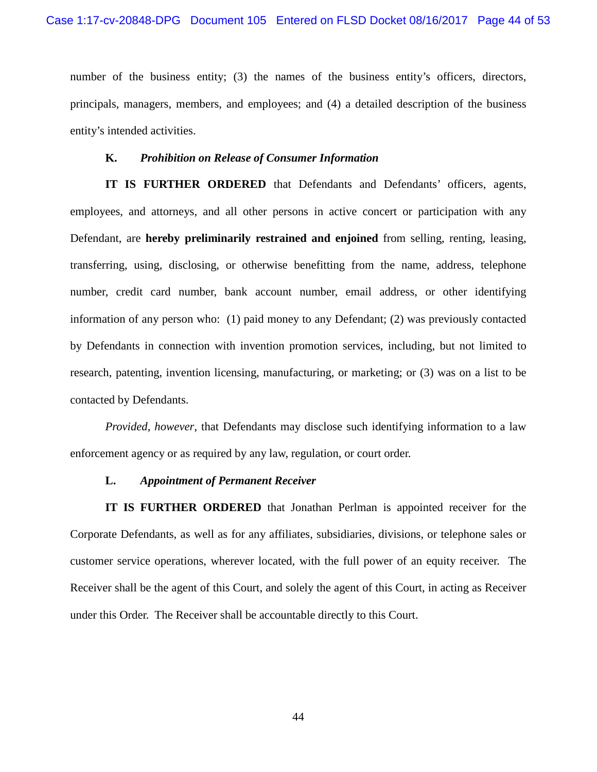number of the business entity; (3) the names of the business entity's officers, directors, principals, managers, members, and employees; and (4) a detailed description of the business entity's intended activities.

### K. *Prohibition on Release of Consumer Information*

**IT IS FURTHER ORDERED** that Defendants and Defendants' officers, agents, employees, and attorneys, and all other persons in active concert or participation with any Defendant, are **hereby preliminarily restrained and enjoined** from selling, renting, leasing, transferring, using, disclosing, or otherwise benefitting from the name, address, telephone number, credit card number, bank account number, email address, or other identifying information of any person who: (1) paid money to any Defendant; (2) was previously contacted by Defendants in connection with invention promotion services, including, but not limited to research, patenting, invention licensing, manufacturing, or marketing; or (3) was on a list to be contacted by Defendants.

*Provided, however*, that Defendants may disclose such identifying information to a law enforcement agency or as required by any law, regulation, or court order.

### L. *Appointment of Permanent Receiver*

**IT IS FURTHER ORDERED** that Jonathan Perlman is appointed receiver for the Corporate Defendants, as well as for any affiliates, subsidiaries, divisions, or telephone sales or customer service operations, wherever located, with the full power of an equity receiver. The Receiver shall be the agent of this Court, and solely the agent of this Court, in acting as Receiver under this Order. The Receiver shall be accountable directly to this Court.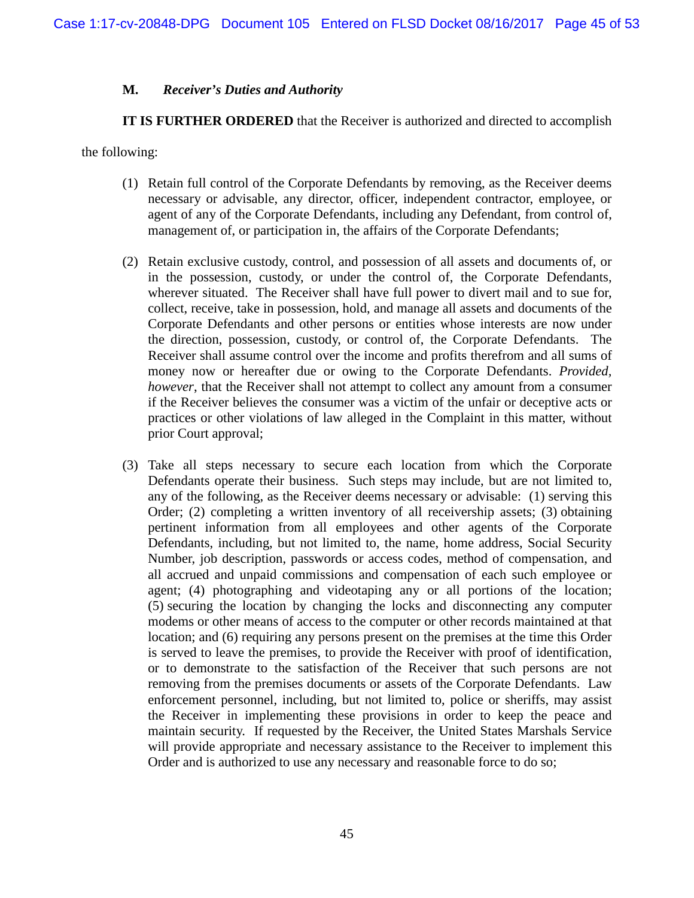### M. *Receiver's Duties and Authority*

**IT IS FURTHER ORDERED** that the Receiver is authorized and directed to accomplish the following:

(1) Retain full control of the Corporate Defendants by removing, as the Receiver deems necessary or advisable, any director, officer, independent contractor, employee, or agent of any of the Corporate Defendants, including any Defendant, from control of, management of, or participation in, the affairs of the Corporate Defendants;

(2) Retain exclusive custody, control, and possession of all assets and documents of, or in the possession, custody, or under the control of, the Corporate Defendants, wherever situated. The Receiver shall have full power to divert mail and to sue for, collect, receive, take in possession, hold, and manage all assets and documents of the Corporate Defendants and other persons or entities whose interests are now under the direction, possession, custody, or control of, the Corporate Defendants. The Receiver shall assume control over the income and profits therefrom and all sums of money now or hereafter due or owing to the Corporate Defendants. *Provided, however*, that the Receiver shall not attempt to collect any amount from a consumer if the Receiver believes the consumer was a victim of the unfair or deceptive acts or practices or other violations of law alleged in the Complaint in this matter, without prior Court approval;

(3) Take all steps necessary to secure each location from which the Corporate Defendants operate their business. Such steps may include, but are not limited to, any of the following, as the Receiver deems necessary or advisable: (1) serving this Order; (2) completing a written inventory of all receivership assets; (3) obtaining pertinent information from all employees and other agents of the Corporate Defendants, including, but not limited to, the name, home address, Social Security Number, job description, passwords or access codes, method of compensation, and all accrued and unpaid commissions and compensation of each such employee or agent; (4) photographing and videotaping any or all portions of the location; (5) securing the location by changing the locks and disconnecting any computer modems or other means of access to the computer or other records maintained at that location; and (6) requiring any persons present on the premises at the time this Order is served to leave the premises, to provide the Receiver with proof of identification, or to demonstrate to the satisfaction of the Receiver that such persons are not removing from the premises documents or assets of the Corporate Defendants. Law enforcement personnel, including, but not limited to, police or sheriffs, may assist the Receiver in implementing these provisions in order to keep the peace and maintain security. If requested by the Receiver, the United States Marshals Service will provide appropriate and necessary assistance to the Receiver to implement this Order and is authorized to use any necessary and reasonable force to do so;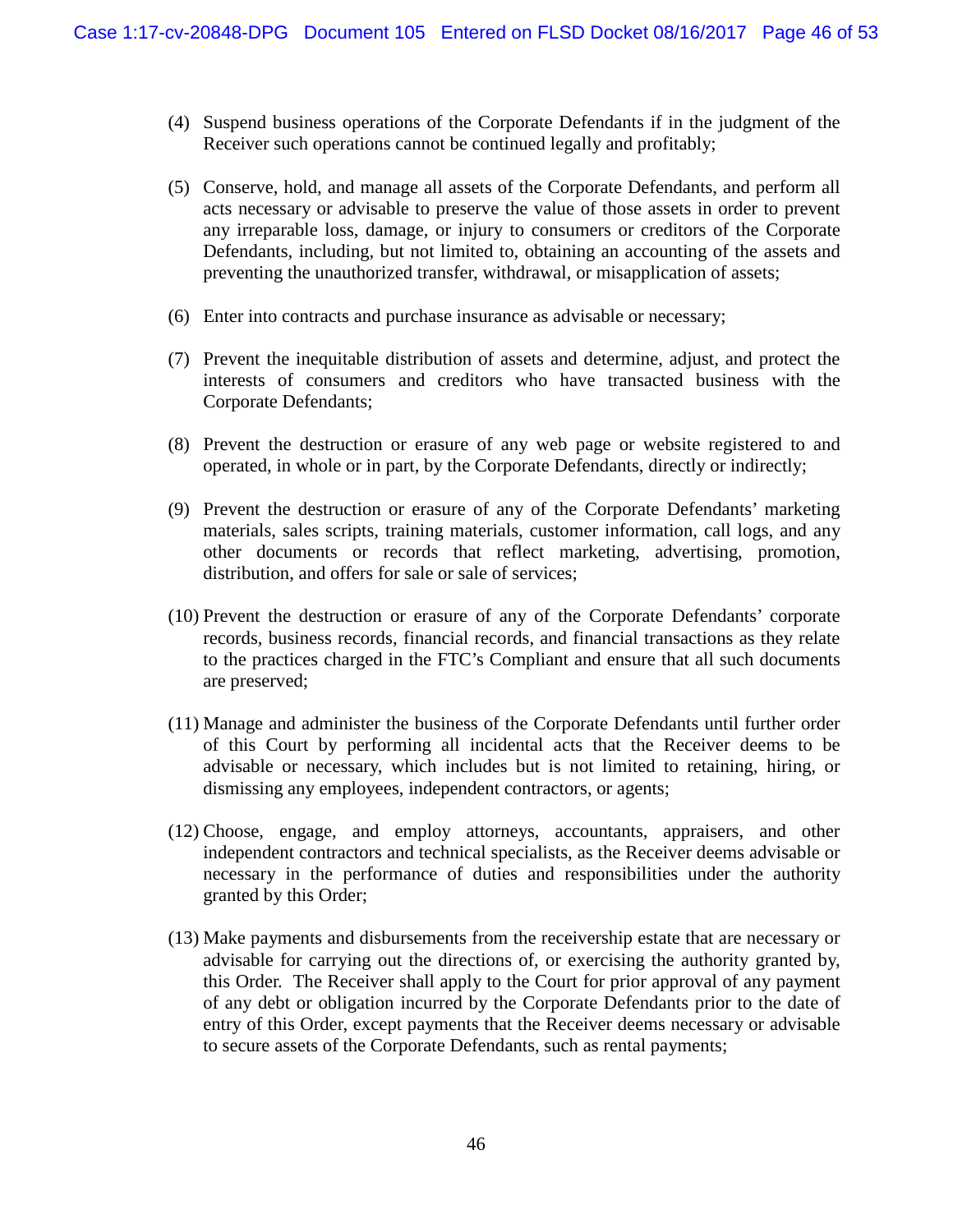(4) Suspend business operations of the Corporate Defendants if in the judgment of the Receiver such operations cannot be continued legally and profitably;

(5) Conserve, hold, and manage all assets of the Corporate Defendants, and perform all acts necessary or advisable to preserve the value of those assets in order to prevent any irreparable loss, damage, or injury to consumers or creditors of the Corporate Defendants, including, but not limited to, obtaining an accounting of the assets and preventing the unauthorized transfer, withdrawal, or misapplication of assets;

(6) Enter into contracts and purchase insurance as advisable or necessary;

(7) Prevent the inequitable distribution of assets and determine, adjust, and protect the interests of consumers and creditors who have transacted business with the Corporate Defendants;

(8) Prevent the destruction or erasure of any web page or website registered to and operated, in whole or in part, by the Corporate Defendants, directly or indirectly;

(9) Prevent the destruction or erasure of any of the Corporate Defendants' marketing materials, sales scripts, training materials, customer information, call logs, and any other documents or records that reflect marketing, advertising, promotion, distribution, and offers for sale or sale of services;

(10) Prevent the destruction or erasure of any of the Corporate Defendants' corporate records, business records, financial records, and financial transactions as they relate to the practices charged in the FTC's Compliant and ensure that all such documents are preserved;

(11) Manage and administer the business of the Corporate Defendants until further order of this Court by performing all incidental acts that the Receiver deems to be advisable or necessary, which includes but is not limited to, retaining, hiring, or dismissing any employees, independent contractors, or agents;

(12) Choose, engage, and employ attorneys, accountants, appraisers, and other independent contractors and technical specialists, as the Receiver deems advisable or necessary in the performance of duties and responsibilities under the authority granted by this Order;

(13) Make payments and disbursements from the receivership estate that are necessary or advisable for carrying out the directions of, or exercising the authority granted by, this Order. The Receiver shall apply to the Court for prior approval of any payment of any debt or obligation incurred by the Corporate Defendants prior to the date of entry of this Order, except payments that the Receiver deems necessary or advisable to secure assets of the Corporate Defendants, such as rental payments;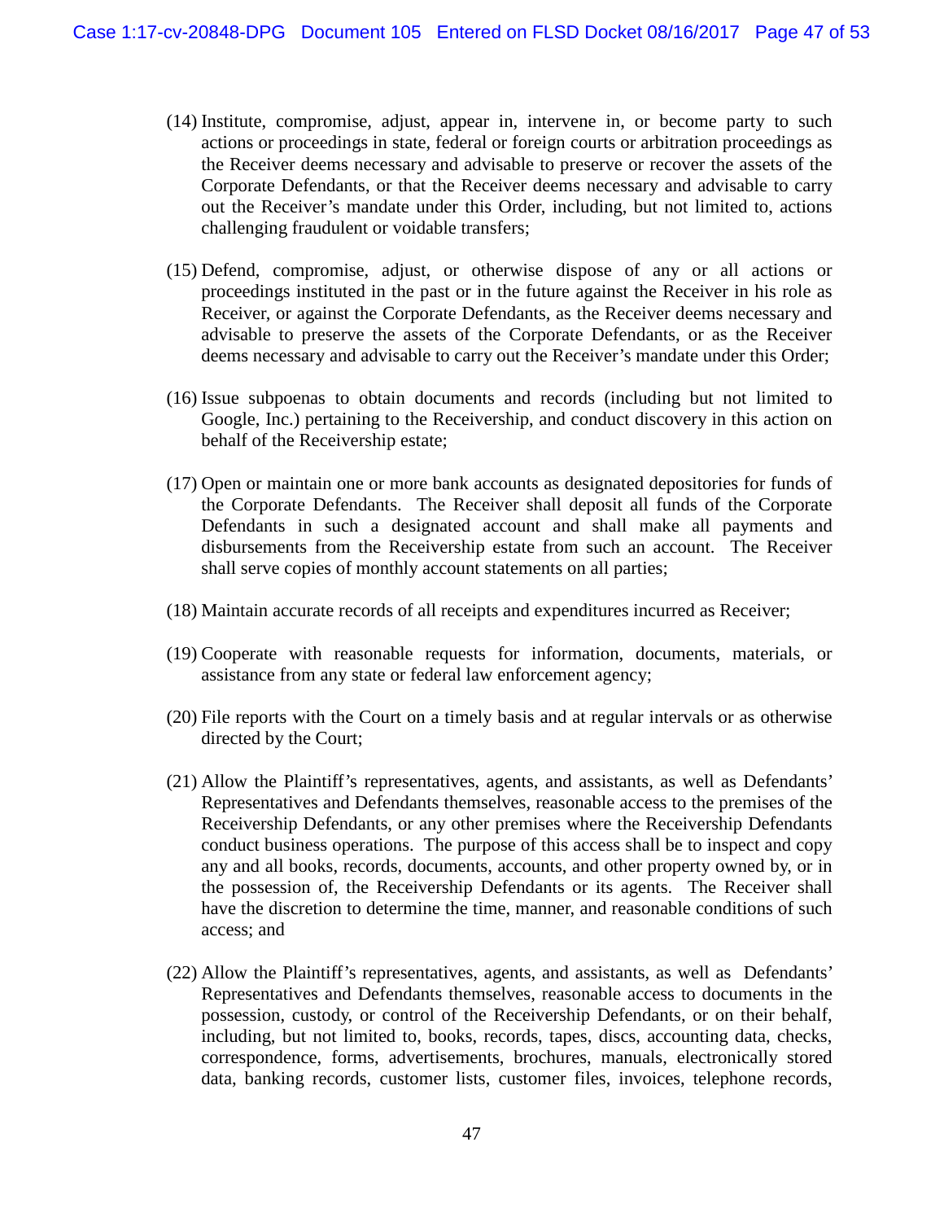(14) Institute, compromise, adjust, appear in, intervene in, or become party to such actions or proceedings in state, federal or foreign courts or arbitration proceedings as the Receiver deems necessary and advisable to preserve or recover the assets of the Corporate Defendants, or that the Receiver deems necessary and advisable to carry out the Receiver's mandate under this Order, including, but not limited to, actions challenging fraudulent or voidable transfers;

(15) Defend, compromise, adjust, or otherwise dispose of any or all actions or proceedings instituted in the past or in the future against the Receiver in his role as Receiver, or against the Corporate Defendants, as the Receiver deems necessary and advisable to preserve the assets of the Corporate Defendants, or as the Receiver deems necessary and advisable to carry out the Receiver's mandate under this Order;

(16) Issue subpoenas to obtain documents and records (including but not limited to Google, Inc.) pertaining to the Receivership, and conduct discovery in this action on behalf of the Receivership estate;

(17) Open or maintain one or more bank accounts as designated depositories for funds of the Corporate Defendants. The Receiver shall deposit all funds of the Corporate Defendants in such a designated account and shall make all payments and disbursements from the Receivership estate from such an account. The Receiver shall serve copies of monthly account statements on all parties;

(18) Maintain accurate records of all receipts and expenditures incurred as Receiver;

(19) Cooperate with reasonable requests for information, documents, materials, or assistance from any state or federal law enforcement agency;

(20) File reports with the Court on a timely basis and at regular intervals or as otherwise directed by the Court;

(21) Allow the Plaintiff's representatives, agents, and assistants, as well as Defendants' Representatives and Defendants themselves, reasonable access to the premises of the Receivership Defendants, or any other premises where the Receivership Defendants conduct business operations. The purpose of this access shall be to inspect and copy any and all books, records, documents, accounts, and other property owned by, or in the possession of, the Receivership Defendants or its agents. The Receiver shall have the discretion to determine the time, manner, and reasonable conditions of such access; and

(22) Allow the Plaintiff's representatives, agents, and assistants, as well as Defendants' Representatives and Defendants themselves, reasonable access to documents in the possession, custody, or control of the Receivership Defendants, or on their behalf, including, but not limited to, books, records, tapes, discs, accounting data, checks, correspondence, forms, advertisements, brochures, manuals, electronically stored data, banking records, customer lists, customer files, invoices, telephone records,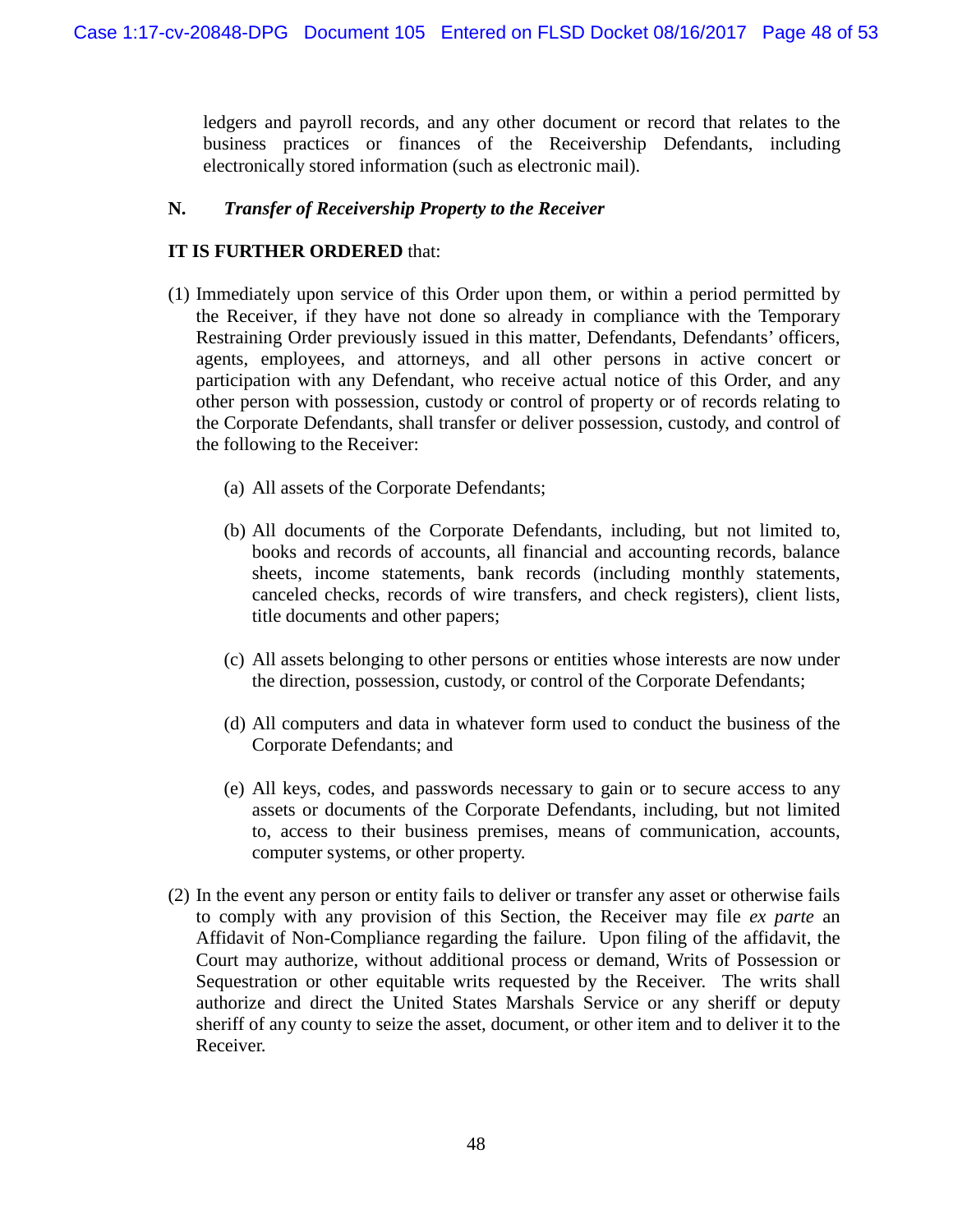ledgers and payroll records, and any other document or record that relates to the business practices or finances of the Receivership Defendants, including electronically stored information (such as electronic mail).

**N. *Transfer of Receivership Property to the Receiver***

**IT IS FURTHER ORDERED** that:

(1) Immediately upon service of this Order upon them, or within a period permitted by the Receiver, if they have not done so already in compliance with the Temporary Restraining Order previously issued in this matter, Defendants, Defendants' officers, agents, employees, and attorneys, and all other persons in active concert or participation with any Defendant, who receive actual notice of this Order, and any other person with possession, custody or control of property or of records relating to the Corporate Defendants, shall transfer or deliver possession, custody, and control of the following to the Receiver:

   (a) All assets of the Corporate Defendants;

   (b) All documents of the Corporate Defendants, including, but not limited to, books and records of accounts, all financial and accounting records, balance sheets, income statements, bank records (including monthly statements, canceled checks, records of wire transfers, and check registers), client lists, title documents and other papers;

   (c) All assets belonging to other persons or entities whose interests are now under the direction, possession, custody, or control of the Corporate Defendants;

   (d) All computers and data in whatever form used to conduct the business of the Corporate Defendants; and

   (e) All keys, codes, and passwords necessary to gain or to secure access to any assets or documents of the Corporate Defendants, including, but not limited to, access to their business premises, means of communication, accounts, computer systems, or other property.

(2) In the event any person or entity fails to deliver or transfer any asset or otherwise fails to comply with any provision of this Section, the Receiver may file *ex parte* an Affidavit of Non-Compliance regarding the failure. Upon filing of the affidavit, the Court may authorize, without additional process or demand, Writs of Possession or Sequestration or other equitable writs requested by the Receiver. The writs shall authorize and direct the United States Marshals Service or any sheriff or deputy sheriff of any county to seize the asset, document, or other item and to deliver it to the Receiver.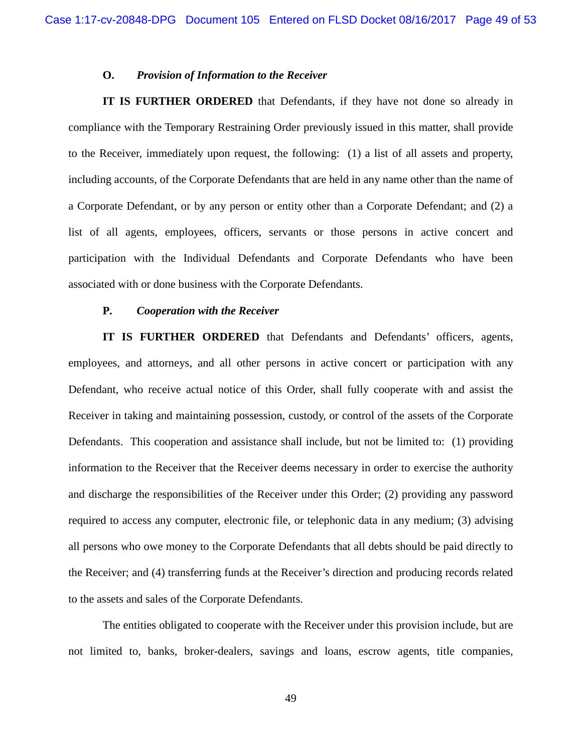**O.** ***Provision of Information to the Receiver***

**IT IS FURTHER ORDERED** that Defendants, if they have not done so already in compliance with the Temporary Restraining Order previously issued in this matter, shall provide to the Receiver, immediately upon request, the following: (1) a list of all assets and property, including accounts, of the Corporate Defendants that are held in any name other than the name of a Corporate Defendant, or by any person or entity other than a Corporate Defendant; and (2) a list of all agents, employees, officers, servants or those persons in active concert and participation with the Individual Defendants and Corporate Defendants who have been associated with or done business with the Corporate Defendants.

**P.** ***Cooperation with the Receiver***

**IT IS FURTHER ORDERED** that Defendants and Defendants' officers, agents, employees, and attorneys, and all other persons in active concert or participation with any Defendant, who receive actual notice of this Order, shall fully cooperate with and assist the Receiver in taking and maintaining possession, custody, or control of the assets of the Corporate Defendants. This cooperation and assistance shall include, but not be limited to: (1) providing information to the Receiver that the Receiver deems necessary in order to exercise the authority and discharge the responsibilities of the Receiver under this Order; (2) providing any password required to access any computer, electronic file, or telephonic data in any medium; (3) advising all persons who owe money to the Corporate Defendants that all debts should be paid directly to the Receiver; and (4) transferring funds at the Receiver's direction and producing records related to the assets and sales of the Corporate Defendants.

The entities obligated to cooperate with the Receiver under this provision include, but are not limited to, banks, broker-dealers, savings and loans, escrow agents, title companies,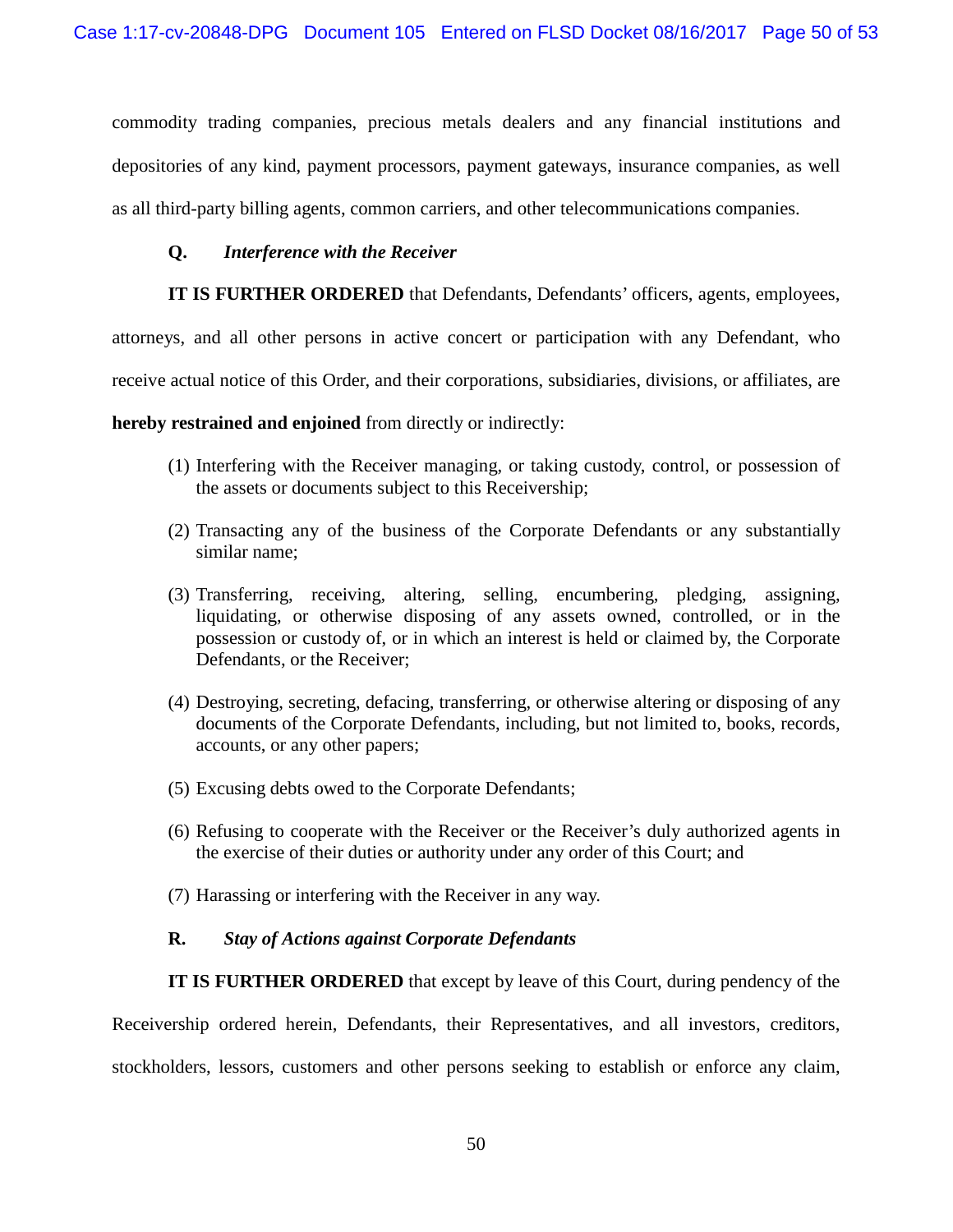commodity trading companies, precious metals dealers and any financial institutions and depositories of any kind, payment processors, payment gateways, insurance companies, as well as all third-party billing agents, common carriers, and other telecommunications companies.

### Q. *Interference with the Receiver*

**IT IS FURTHER ORDERED** that Defendants, Defendants' officers, agents, employees, attorneys, and all other persons in active concert or participation with any Defendant, who receive actual notice of this Order, and their corporations, subsidiaries, divisions, or affiliates, are **hereby restrained and enjoined** from directly or indirectly:

(1) Interfering with the Receiver managing, or taking custody, control, or possession of the assets or documents subject to this Receivership;

(2) Transacting any of the business of the Corporate Defendants or any substantially similar name;

(3) Transferring, receiving, altering, selling, encumbering, pledging, assigning, liquidating, or otherwise disposing of any assets owned, controlled, or in the possession or custody of, or in which an interest is held or claimed by, the Corporate Defendants, or the Receiver;

(4) Destroying, secreting, defacing, transferring, or otherwise altering or disposing of any documents of the Corporate Defendants, including, but not limited to, books, records, accounts, or any other papers;

(5) Excusing debts owed to the Corporate Defendants;

(6) Refusing to cooperate with the Receiver or the Receiver's duly authorized agents in the exercise of their duties or authority under any order of this Court; and

(7) Harassing or interfering with the Receiver in any way.

### R. *Stay of Actions against Corporate Defendants*

**IT IS FURTHER ORDERED** that except by leave of this Court, during pendency of the Receivership ordered herein, Defendants, their Representatives, and all investors, creditors, stockholders, lessors, customers and other persons seeking to establish or enforce any claim,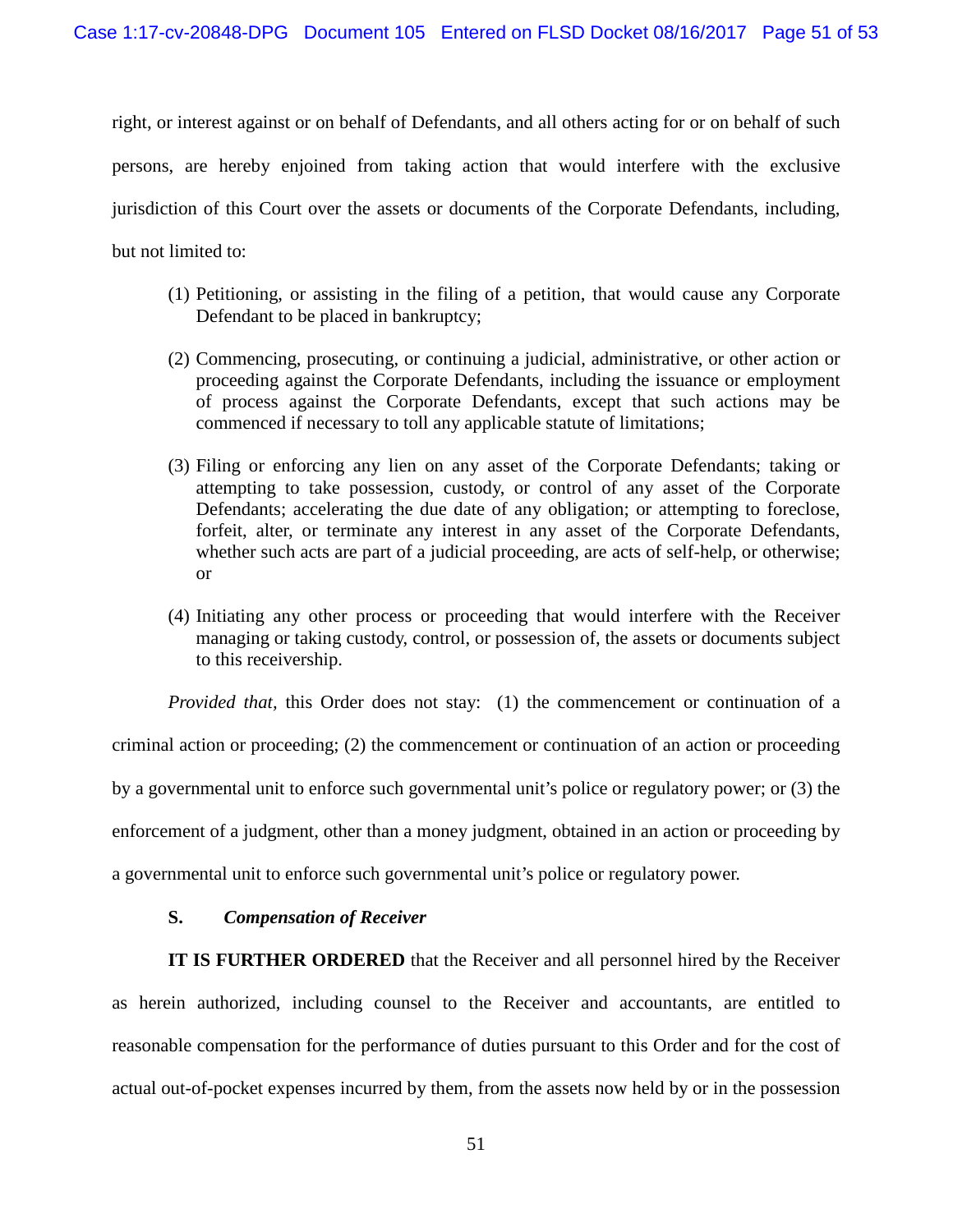right, or interest against or on behalf of Defendants, and all others acting for or on behalf of such persons, are hereby enjoined from taking action that would interfere with the exclusive jurisdiction of this Court over the assets or documents of the Corporate Defendants, including, but not limited to:

(1) Petitioning, or assisting in the filing of a petition, that would cause any Corporate Defendant to be placed in bankruptcy;

(2) Commencing, prosecuting, or continuing a judicial, administrative, or other action or proceeding against the Corporate Defendants, including the issuance or employment of process against the Corporate Defendants, except that such actions may be commenced if necessary to toll any applicable statute of limitations;

(3) Filing or enforcing any lien on any asset of the Corporate Defendants; taking or attempting to take possession, custody, or control of any asset of the Corporate Defendants; accelerating the due date of any obligation; or attempting to foreclose, forfeit, alter, or terminate any interest in any asset of the Corporate Defendants, whether such acts are part of a judicial proceeding, are acts of self-help, or otherwise; or

(4) Initiating any other process or proceeding that would interfere with the Receiver managing or taking custody, control, or possession of, the assets or documents subject to this receivership.

*Provided that*, this Order does not stay: (1) the commencement or continuation of a criminal action or proceeding; (2) the commencement or continuation of an action or proceeding by a governmental unit to enforce such governmental unit's police or regulatory power; or (3) the enforcement of a judgment, other than a money judgment, obtained in an action or proceeding by a governmental unit to enforce such governmental unit's police or regulatory power.

**S. *Compensation of Receiver***

**IT IS FURTHER ORDERED** that the Receiver and all personnel hired by the Receiver as herein authorized, including counsel to the Receiver and accountants, are entitled to reasonable compensation for the performance of duties pursuant to this Order and for the cost of actual out-of-pocket expenses incurred by them, from the assets now held by or in the possession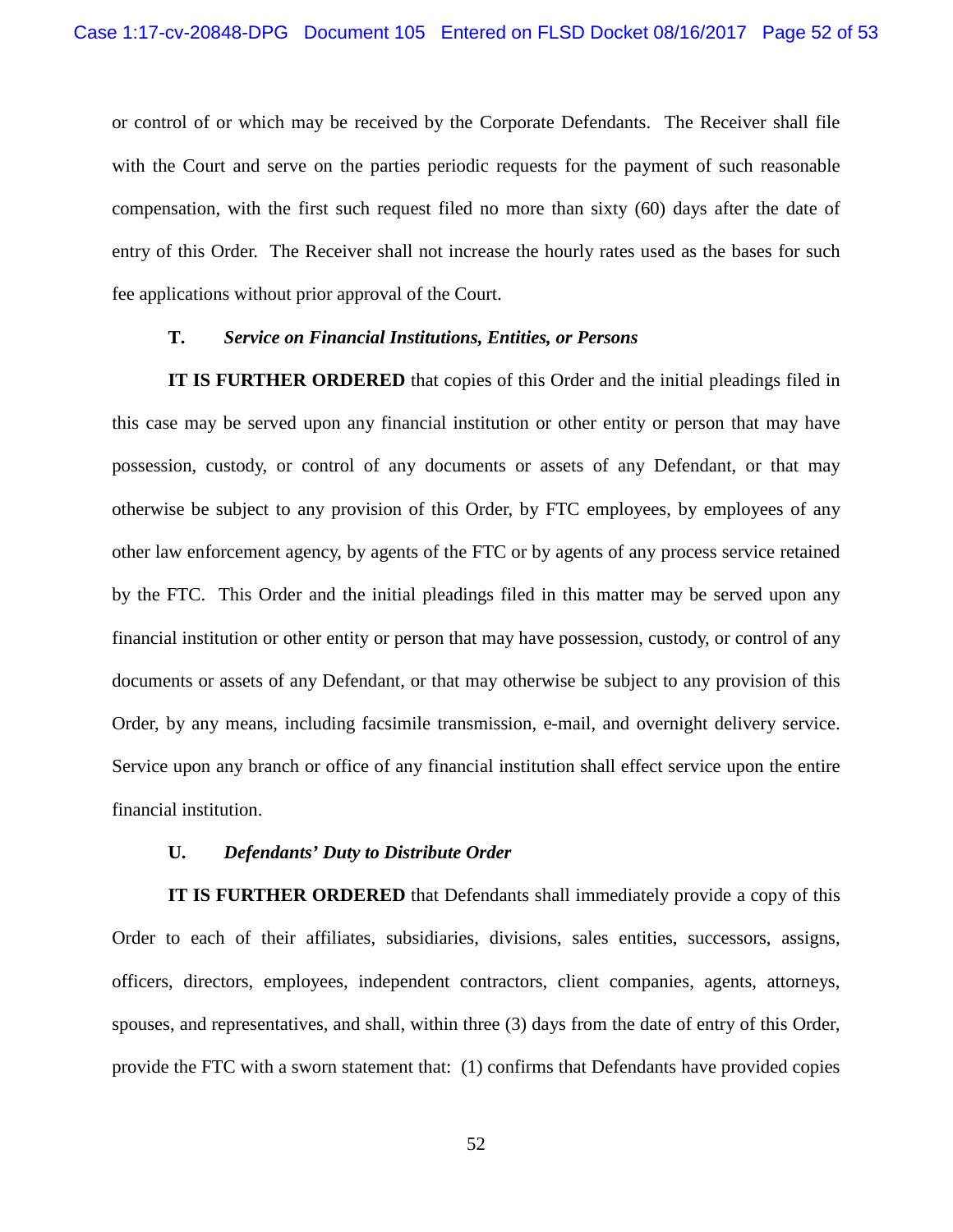or control of or which may be received by the Corporate Defendants. The Receiver shall file with the Court and serve on the parties periodic requests for the payment of such reasonable compensation, with the first such request filed no more than sixty (60) days after the date of entry of this Order. The Receiver shall not increase the hourly rates used as the bases for such fee applications without prior approval of the Court.

**T.** ***Service on Financial Institutions, Entities, or Persons***

**IT IS FURTHER ORDERED** that copies of this Order and the initial pleadings filed in this case may be served upon any financial institution or other entity or person that may have possession, custody, or control of any documents or assets of any Defendant, or that may otherwise be subject to any provision of this Order, by FTC employees, by employees of any other law enforcement agency, by agents of the FTC or by agents of any process service retained by the FTC. This Order and the initial pleadings filed in this matter may be served upon any financial institution or other entity or person that may have possession, custody, or control of any documents or assets of any Defendant, or that may otherwise be subject to any provision of this Order, by any means, including facsimile transmission, e-mail, and overnight delivery service. Service upon any branch or office of any financial institution shall effect service upon the entire financial institution.

**U.** ***Defendants' Duty to Distribute Order***

**IT IS FURTHER ORDERED** that Defendants shall immediately provide a copy of this Order to each of their affiliates, subsidiaries, divisions, sales entities, successors, assigns, officers, directors, employees, independent contractors, client companies, agents, attorneys, spouses, and representatives, and shall, within three (3) days from the date of entry of this Order, provide the FTC with a sworn statement that: (1) confirms that Defendants have provided copies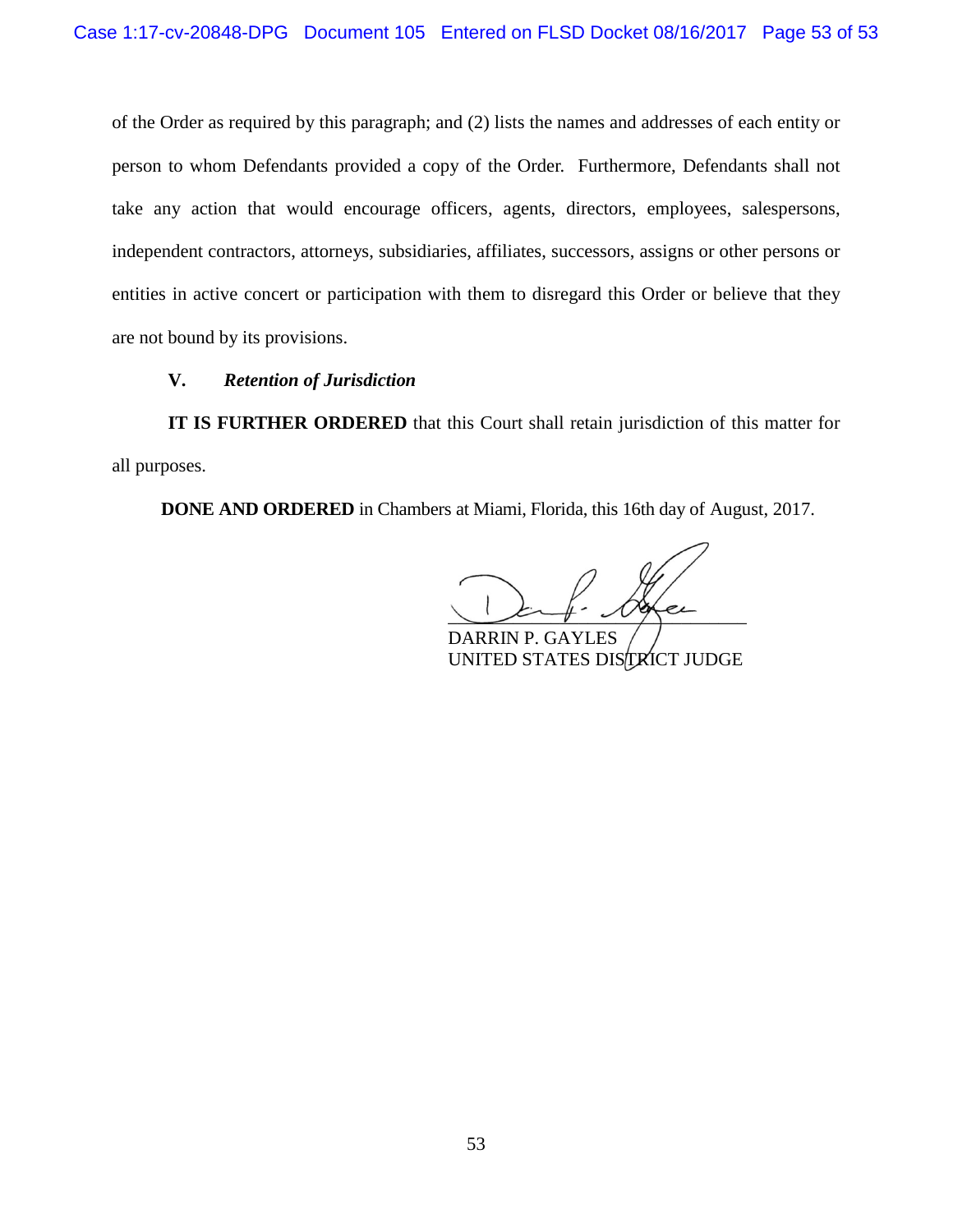of the Order as required by this paragraph; and (2) lists the names and addresses of each entity or person to whom Defendants provided a copy of the Order. Furthermore, Defendants shall not take any action that would encourage officers, agents, directors, employees, salespersons, independent contractors, attorneys, subsidiaries, affiliates, successors, assigns or other persons or entities in active concert or participation with them to disregard this Order or believe that they are not bound by its provisions.

### V. *Retention of Jurisdiction*

**IT IS FURTHER ORDERED** that this Court shall retain jurisdiction of this matter for all purposes.

**DONE AND ORDERED** in Chambers at Miami, Florida, this 16th day of August, 2017.

DARRIN P. GAYLES
UNITED STATES DISTRICT JUDGE